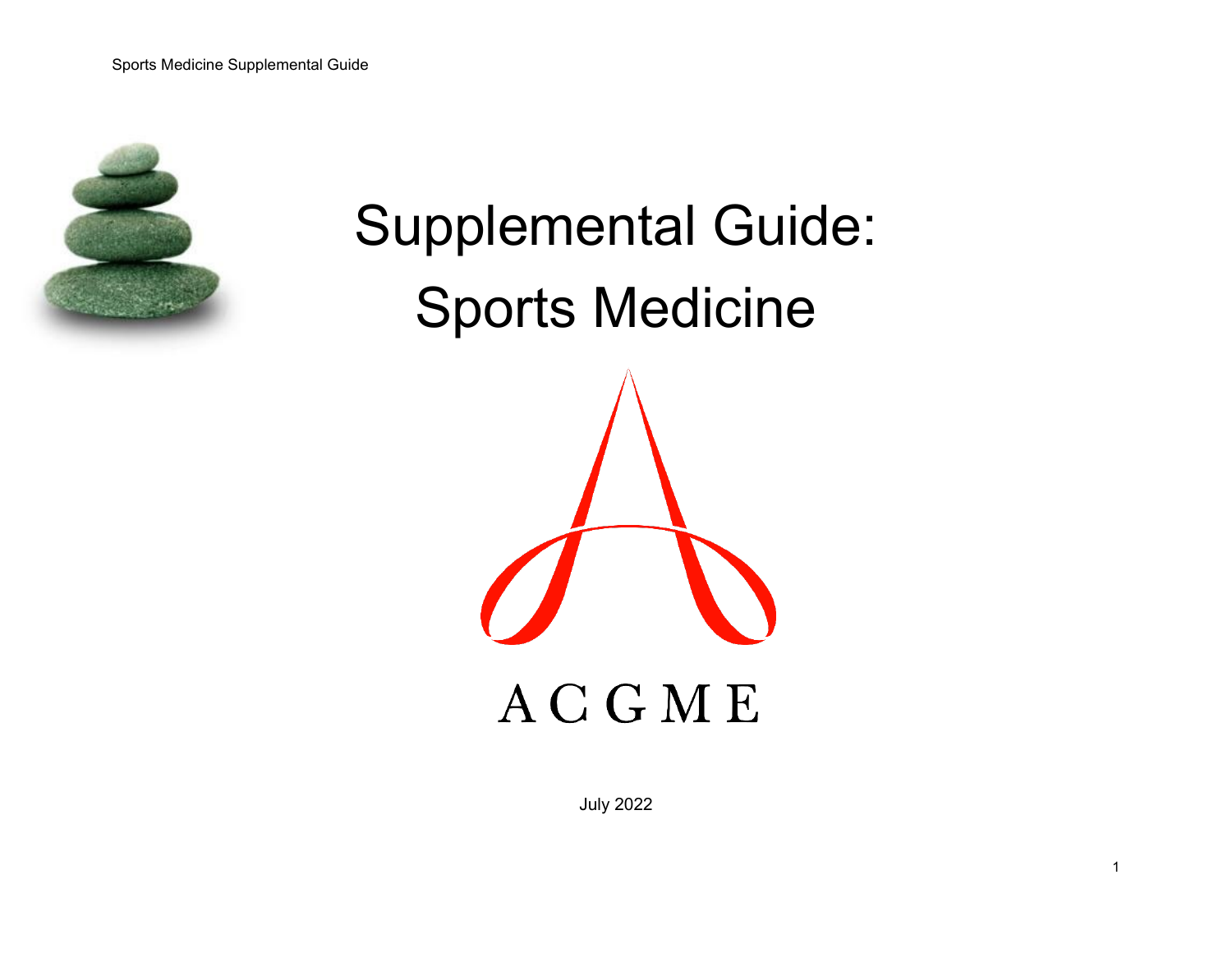# Supplemental Guide: Sports Medicine

ACGME

July 2022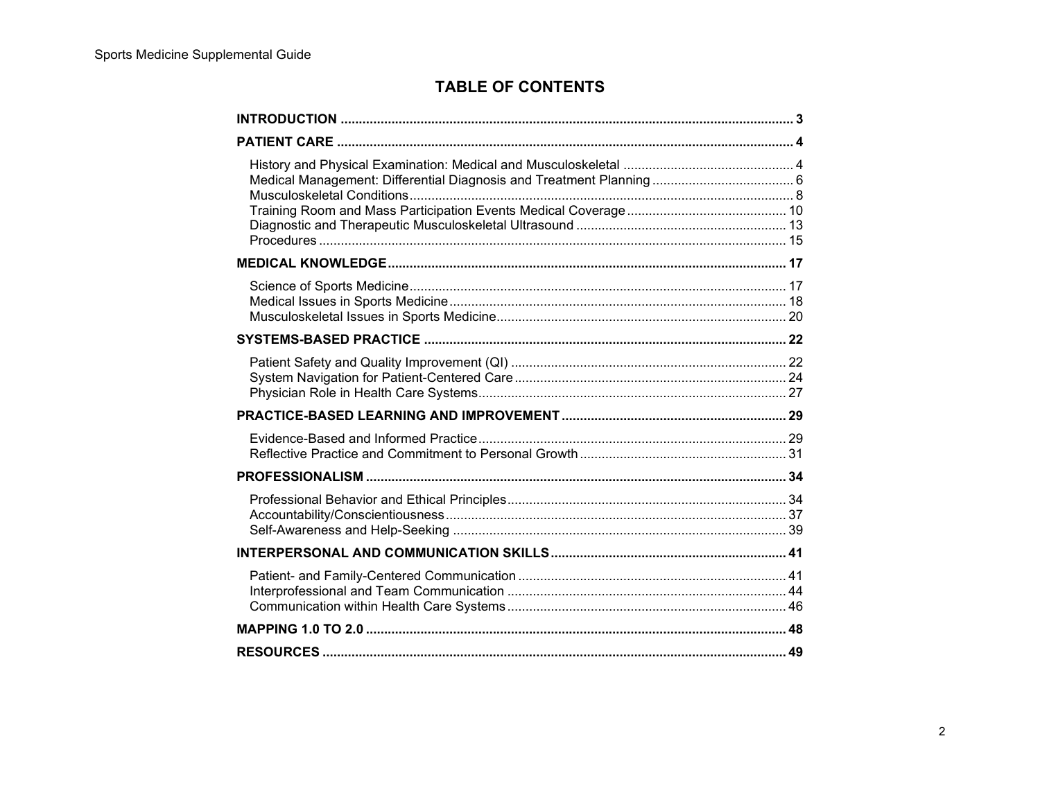# TABLE OF CONTENTS

**INTRODUCTION** ... 3

**PATIENT CARE** ... 4

- History and Physical Examination: Medical and Musculoskeletal ... 4
- Medical Management: Differential Diagnosis and Treatment Planning ... 6
- Musculoskeletal Conditions ... 8
- Training Room and Mass Participation Events Medical Coverage ... 10
- Diagnostic and Therapeutic Musculoskeletal Ultrasound ... 13
- Procedures ... 15

**MEDICAL KNOWLEDGE** ... 17

- Science of Sports Medicine ... 17
- Medical Issues in Sports Medicine ... 18
- Musculoskeletal Issues in Sports Medicine ... 20

**SYSTEMS-BASED PRACTICE** ... 22

- Patient Safety and Quality Improvement (QI) ... 22
- System Navigation for Patient-Centered Care ... 24
- Physician Role in Health Care Systems ... 27

**PRACTICE-BASED LEARNING AND IMPROVEMENT** ... 29

- Evidence-Based and Informed Practice ... 29
- Reflective Practice and Commitment to Personal Growth ... 31

**PROFESSIONALISM** ... 34

- Professional Behavior and Ethical Principles ... 34
- Accountability/Conscientiousness ... 37
- Self-Awareness and Help-Seeking ... 39

**INTERPERSONAL AND COMMUNICATION SKILLS** ... 41

- Patient- and Family-Centered Communication ... 41
- Interprofessional and Team Communication ... 44
- Communication within Health Care Systems ... 46

**MAPPING 1.0 TO 2.0** ... 48

**RESOURCES** ... 49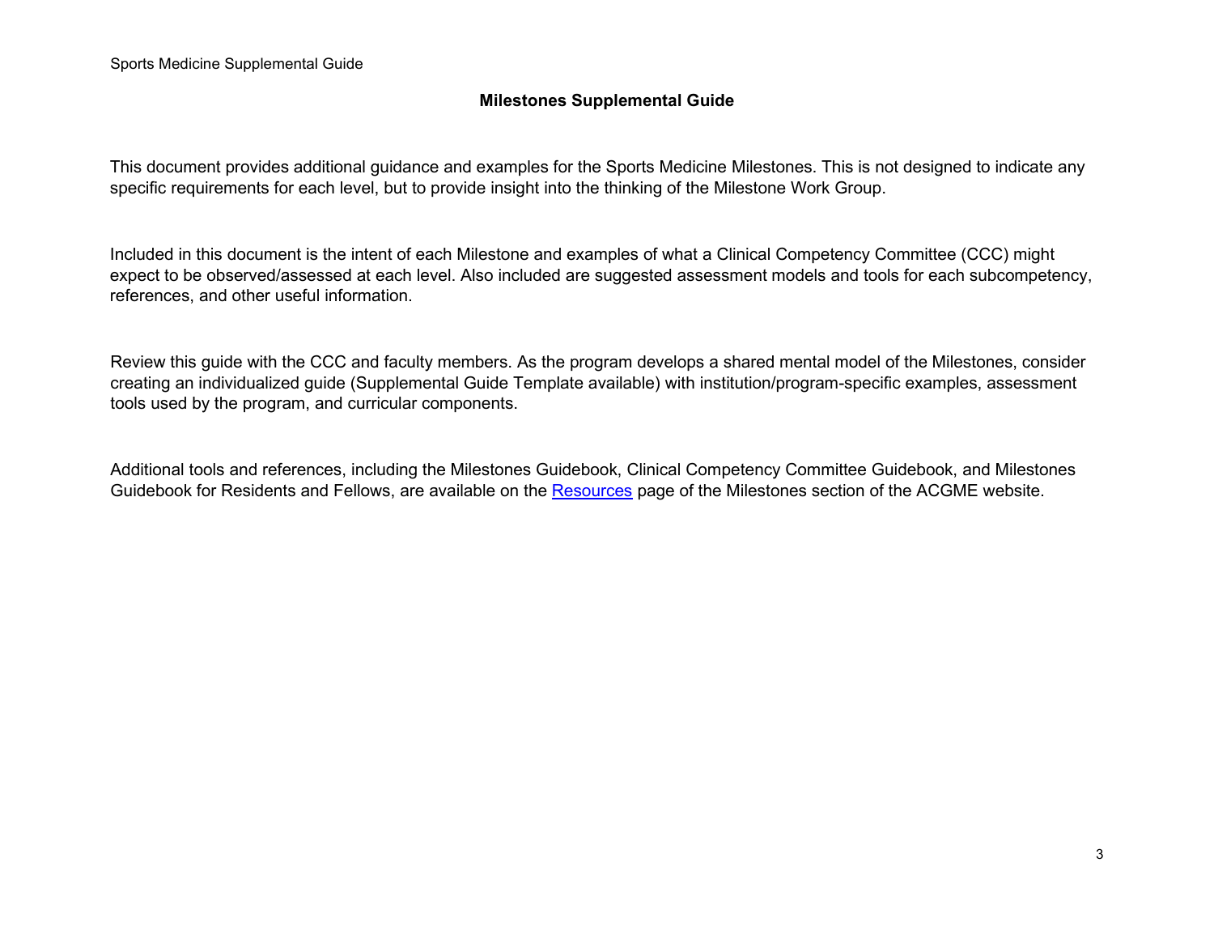# Milestones Supplemental Guide

This document provides additional guidance and examples for the Sports Medicine Milestones. This is not designed to indicate any specific requirements for each level, but to provide insight into the thinking of the Milestone Work Group.

Included in this document is the intent of each Milestone and examples of what a Clinical Competency Committee (CCC) might expect to be observed/assessed at each level. Also included are suggested assessment models and tools for each subcompetency, references, and other useful information.

Review this guide with the CCC and faculty members. As the program develops a shared mental model of the Milestones, consider creating an individualized guide (Supplemental Guide Template available) with institution/program-specific examples, assessment tools used by the program, and curricular components.

Additional tools and references, including the Milestones Guidebook, Clinical Competency Committee Guidebook, and Milestones Guidebook for Residents and Fellows, are available on the Resources page of the Milestones section of the ACGME website.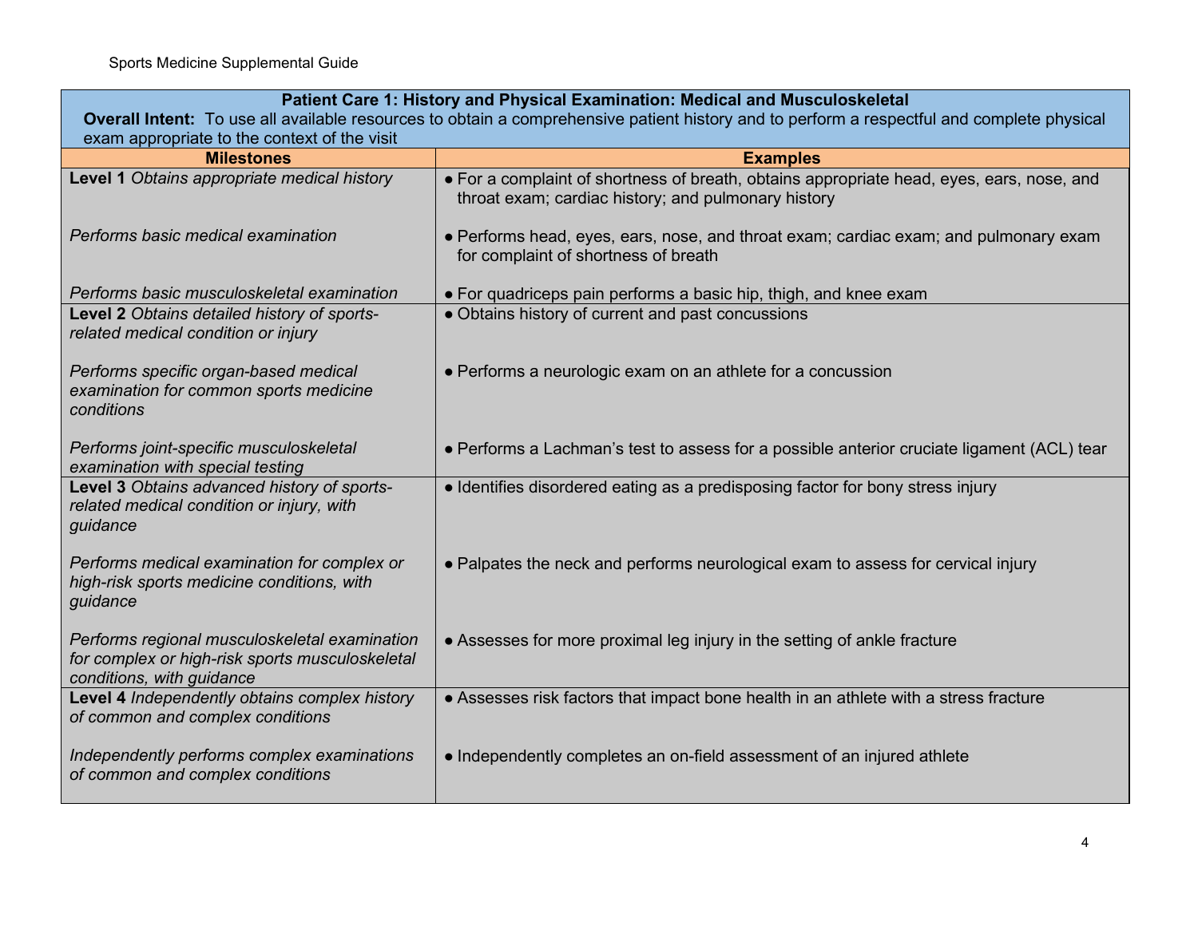| **Patient Care 1: History and Physical Examination: Medical and Musculoskeletal**<br>**Overall Intent:** To use all available resources to obtain a comprehensive patient history and to perform a respectful and complete physical exam appropriate to the context of the visit | |
|---|---|
| **Milestones** | **Examples** |
| **Level 1** *Obtains appropriate medical history*<br><br>*Performs basic medical examination*<br><br>*Performs basic musculoskeletal examination* | ● For a complaint of shortness of breath, obtains appropriate head, eyes, ears, nose, and throat exam; cardiac history; and pulmonary history<br><br>● Performs head, eyes, ears, nose, and throat exam; cardiac exam; and pulmonary exam for complaint of shortness of breath<br><br>● For quadriceps pain performs a basic hip, thigh, and knee exam |
| **Level 2** *Obtains detailed history of sports-related medical condition or injury*<br><br>*Performs specific organ-based medical examination for common sports medicine conditions*<br><br>*Performs joint-specific musculoskeletal examination with special testing* | ● Obtains history of current and past concussions<br><br>● Performs a neurologic exam on an athlete for a concussion<br><br>● Performs a Lachman's test to assess for a possible anterior cruciate ligament (ACL) tear |
| **Level 3** *Obtains advanced history of sports-related medical condition or injury, with guidance*<br><br>*Performs medical examination for complex or high-risk sports medicine conditions, with guidance*<br><br>*Performs regional musculoskeletal examination for complex or high-risk sports musculoskeletal conditions, with guidance* | ● Identifies disordered eating as a predisposing factor for bony stress injury<br><br>● Palpates the neck and performs neurological exam to assess for cervical injury<br><br>● Assesses for more proximal leg injury in the setting of ankle fracture |
| **Level 4** *Independently obtains complex history of common and complex conditions*<br><br>*Independently performs complex examinations of common and complex conditions* | ● Assesses risk factors that impact bone health in an athlete with a stress fracture<br><br>● Independently completes an on-field assessment of an injured athlete |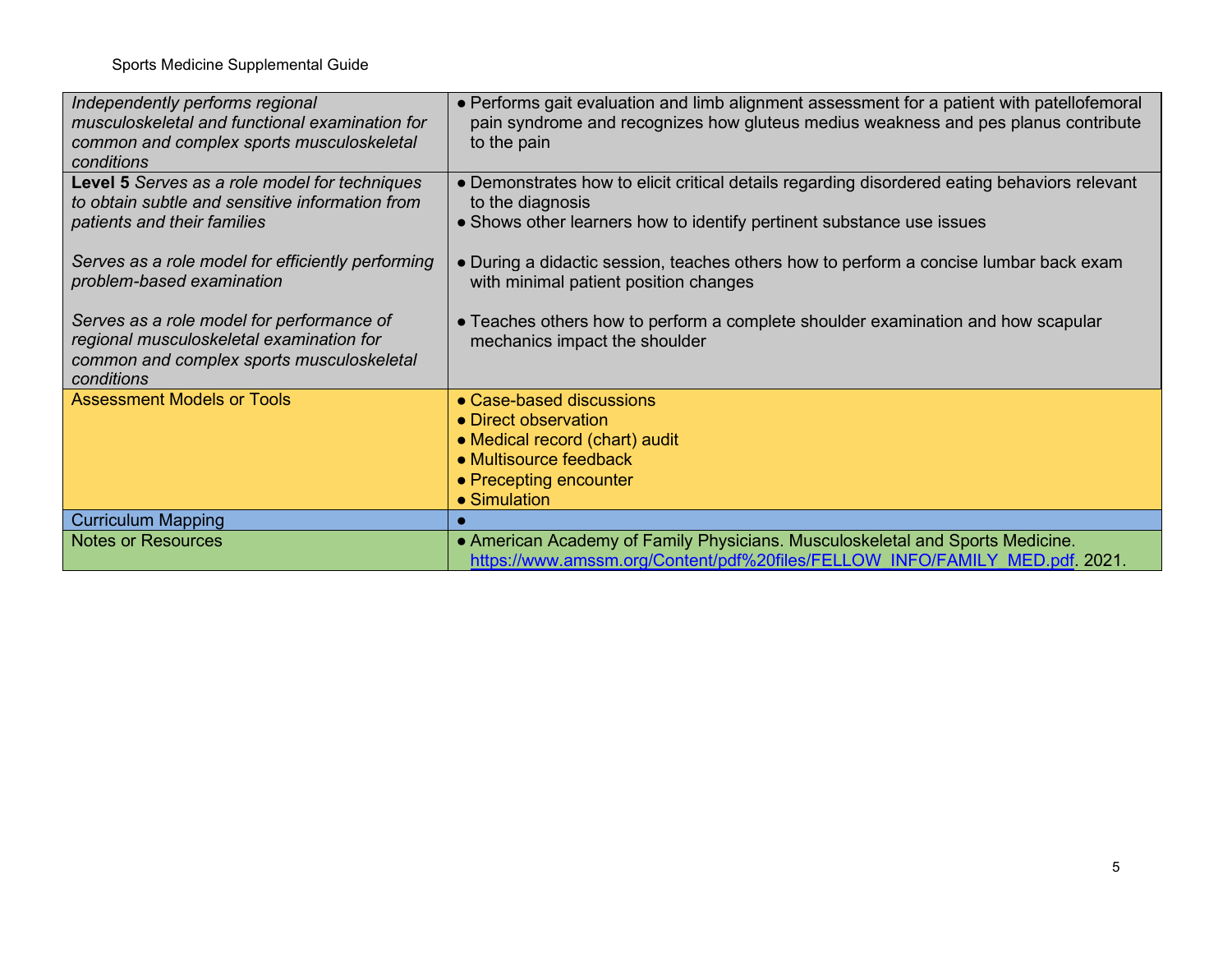| | |
|---|---|
| *Independently performs regional musculoskeletal and functional examination for common and complex sports musculoskeletal conditions* | ● Performs gait evaluation and limb alignment assessment for a patient with patellofemoral pain syndrome and recognizes how gluteus medius weakness and pes planus contribute to the pain |
| **Level 5** *Serves as a role model for techniques to obtain subtle and sensitive information from patients and their families*<br><br>*Serves as a role model for efficiently performing problem-based examination*<br><br>*Serves as a role model for performance of regional musculoskeletal examination for common and complex sports musculoskeletal conditions* | ● Demonstrates how to elicit critical details regarding disordered eating behaviors relevant to the diagnosis<br>● Shows other learners how to identify pertinent substance use issues<br><br>● During a didactic session, teaches others how to perform a concise lumbar back exam with minimal patient position changes<br><br>● Teaches others how to perform a complete shoulder examination and how scapular mechanics impact the shoulder |
| Assessment Models or Tools | ● Case-based discussions<br>● Direct observation<br>● Medical record (chart) audit<br>● Multisource feedback<br>● Precepting encounter<br>● Simulation |
| Curriculum Mapping | ● |
| Notes or Resources | ● American Academy of Family Physicians. Musculoskeletal and Sports Medicine. https://www.amssm.org/Content/pdf%20files/FELLOW_INFO/FAMILY_MED.pdf. 2021. |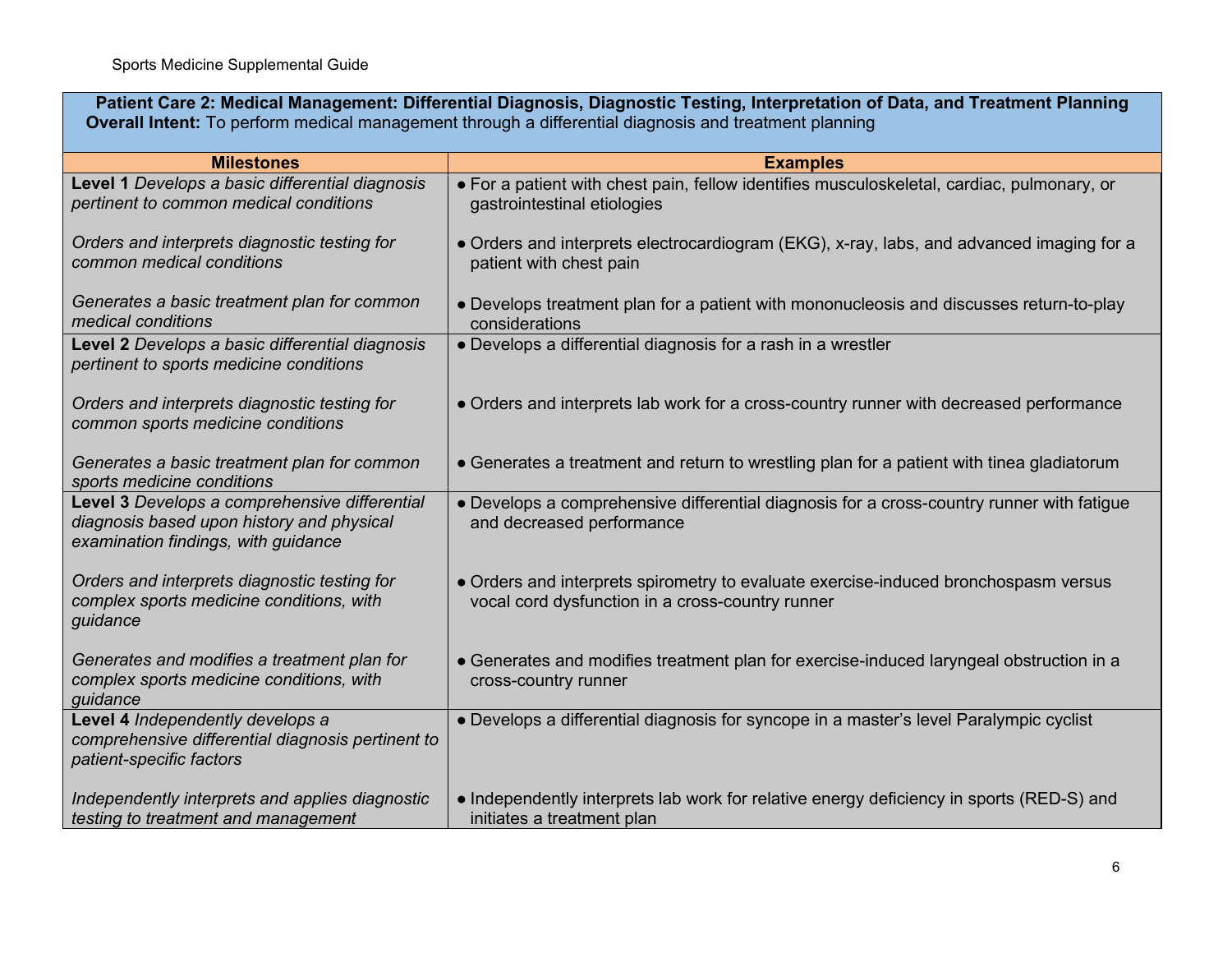| **Patient Care 2: Medical Management: Differential Diagnosis, Diagnostic Testing, Interpretation of Data, and Treatment Planning**<br>**Overall Intent:** To perform medical management through a differential diagnosis and treatment planning | |
|---|---|
| **Milestones** | **Examples** |
| **Level 1** *Develops a basic differential diagnosis pertinent to common medical conditions*<br><br>*Orders and interprets diagnostic testing for common medical conditions*<br><br>*Generates a basic treatment plan for common medical conditions* | ● For a patient with chest pain, fellow identifies musculoskeletal, cardiac, pulmonary, or gastrointestinal etiologies<br><br>● Orders and interprets electrocardiogram (EKG), x-ray, labs, and advanced imaging for a patient with chest pain<br><br>● Develops treatment plan for a patient with mononucleosis and discusses return-to-play considerations |
| **Level 2** *Develops a basic differential diagnosis pertinent to sports medicine conditions*<br><br>*Orders and interprets diagnostic testing for common sports medicine conditions*<br><br>*Generates a basic treatment plan for common sports medicine conditions* | ● Develops a differential diagnosis for a rash in a wrestler<br><br>● Orders and interprets lab work for a cross-country runner with decreased performance<br><br>● Generates a treatment and return to wrestling plan for a patient with tinea gladiatorum |
| **Level 3** *Develops a comprehensive differential diagnosis based upon history and physical examination findings, with guidance*<br><br>*Orders and interprets diagnostic testing for complex sports medicine conditions, with guidance*<br><br>*Generates and modifies a treatment plan for complex sports medicine conditions, with guidance* | ● Develops a comprehensive differential diagnosis for a cross-country runner with fatigue and decreased performance<br><br>● Orders and interprets spirometry to evaluate exercise-induced bronchospasm versus vocal cord dysfunction in a cross-country runner<br><br>● Generates and modifies treatment plan for exercise-induced laryngeal obstruction in a cross-country runner |
| **Level 4** *Independently develops a comprehensive differential diagnosis pertinent to patient-specific factors*<br><br>*Independently interprets and applies diagnostic testing to treatment and management* | ● Develops a differential diagnosis for syncope in a master's level Paralympic cyclist<br><br>● Independently interprets lab work for relative energy deficiency in sports (RED-S) and initiates a treatment plan |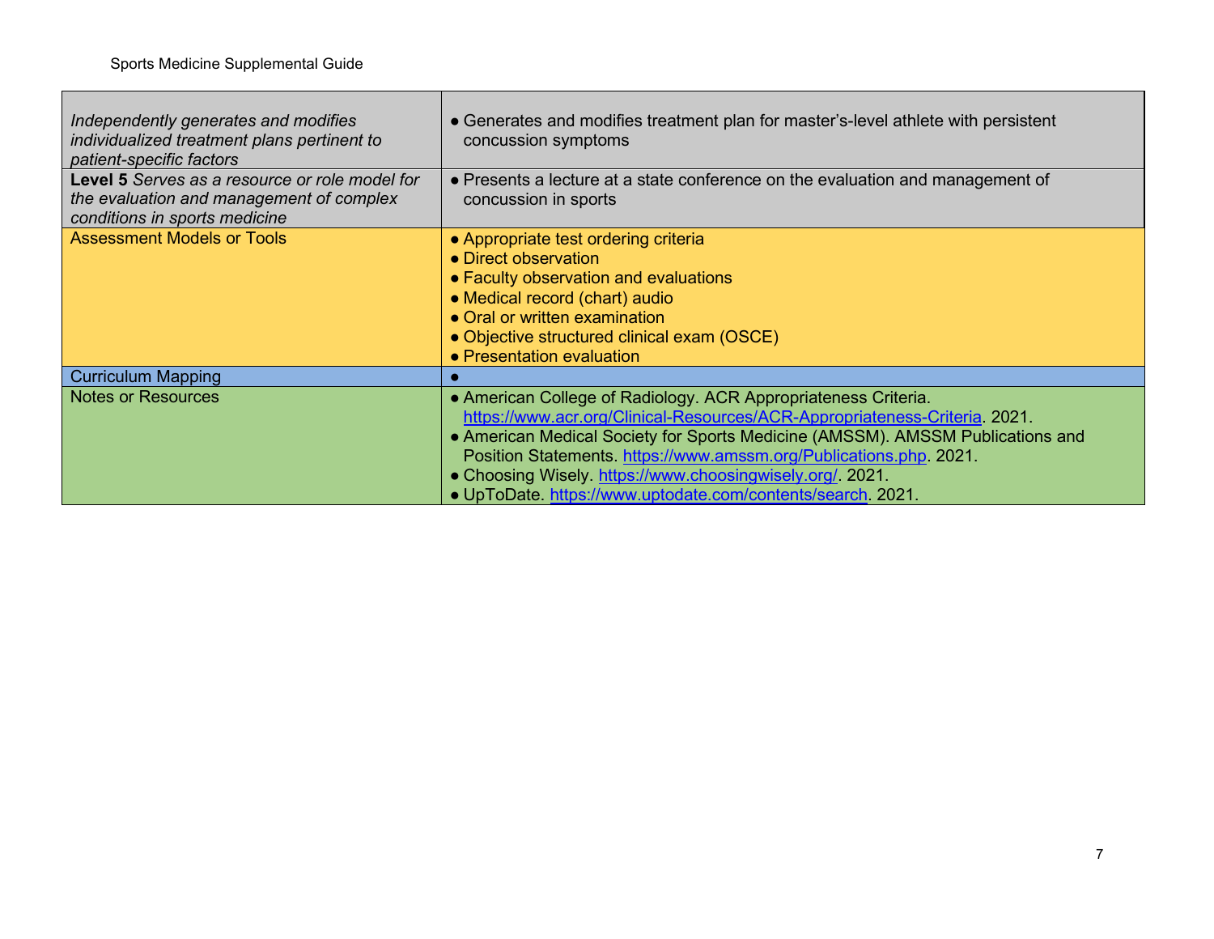| | |
|---|---|
| *Independently generates and modifies individualized treatment plans pertinent to patient-specific factors* | ● Generates and modifies treatment plan for master's-level athlete with persistent concussion symptoms |
| **Level 5** *Serves as a resource or role model for the evaluation and management of complex conditions in sports medicine* | ● Presents a lecture at a state conference on the evaluation and management of concussion in sports |
| Assessment Models or Tools | ● Appropriate test ordering criteria<br>● Direct observation<br>● Faculty observation and evaluations<br>● Medical record (chart) audio<br>● Oral or written examination<br>● Objective structured clinical exam (OSCE)<br>● Presentation evaluation |
| Curriculum Mapping | ● |
| Notes or Resources | ● American College of Radiology. ACR Appropriateness Criteria. https://www.acr.org/Clinical-Resources/ACR-Appropriateness-Criteria. 2021.<br>● American Medical Society for Sports Medicine (AMSSM). AMSSM Publications and Position Statements. https://www.amssm.org/Publications.php. 2021.<br>● Choosing Wisely. https://www.choosingwisely.org/. 2021.<br>● UpToDate. https://www.uptodate.com/contents/search. 2021. |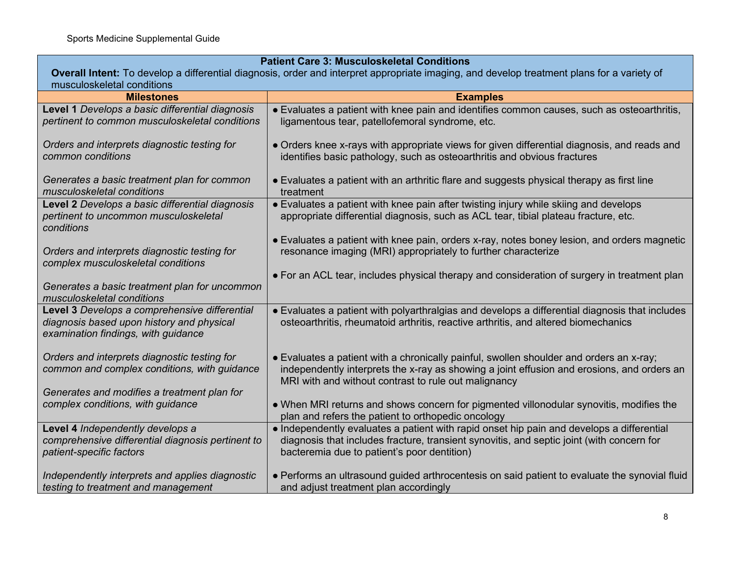| Patient Care 3: Musculoskeletal Conditions<br>**Overall Intent:** To develop a differential diagnosis, order and interpret appropriate imaging, and develop treatment plans for a variety of musculoskeletal conditions | |
|---|---|
| **Milestones** | **Examples** |
| **Level 1** *Develops a basic differential diagnosis pertinent to common musculoskeletal conditions*<br><br>*Orders and interprets diagnostic testing for common conditions*<br><br>*Generates a basic treatment plan for common musculoskeletal conditions* | ● Evaluates a patient with knee pain and identifies common causes, such as osteoarthritis, ligamentous tear, patellofemoral syndrome, etc.<br><br>● Orders knee x-rays with appropriate views for given differential diagnosis, and reads and identifies basic pathology, such as osteoarthritis and obvious fractures<br><br>● Evaluates a patient with an arthritic flare and suggests physical therapy as first line treatment |
| **Level 2** *Develops a basic differential diagnosis pertinent to uncommon musculoskeletal conditions*<br><br>*Orders and interprets diagnostic testing for complex musculoskeletal conditions*<br><br>*Generates a basic treatment plan for uncommon musculoskeletal conditions* | ● Evaluates a patient with knee pain after twisting injury while skiing and develops appropriate differential diagnosis, such as ACL tear, tibial plateau fracture, etc.<br><br>● Evaluates a patient with knee pain, orders x-ray, notes boney lesion, and orders magnetic resonance imaging (MRI) appropriately to further characterize<br><br>● For an ACL tear, includes physical therapy and consideration of surgery in treatment plan |
| **Level 3** *Develops a comprehensive differential diagnosis based upon history and physical examination findings, with guidance*<br><br>*Orders and interprets diagnostic testing for common and complex conditions, with guidance*<br><br>*Generates and modifies a treatment plan for complex conditions, with guidance* | ● Evaluates a patient with polyarthralgias and develops a differential diagnosis that includes osteoarthritis, rheumatoid arthritis, reactive arthritis, and altered biomechanics<br><br>● Evaluates a patient with a chronically painful, swollen shoulder and orders an x-ray; independently interprets the x-ray as showing a joint effusion and erosions, and orders an MRI with and without contrast to rule out malignancy<br><br>● When MRI returns and shows concern for pigmented villonodular synovitis, modifies the plan and refers the patient to orthopedic oncology |
| **Level 4** *Independently develops a comprehensive differential diagnosis pertinent to patient-specific factors*<br><br>*Independently interprets and applies diagnostic testing to treatment and management* | ● Independently evaluates a patient with rapid onset hip pain and develops a differential diagnosis that includes fracture, transient synovitis, and septic joint (with concern for bacteremia due to patient's poor dentition)<br><br>● Performs an ultrasound guided arthrocentesis on said patient to evaluate the synovial fluid and adjust treatment plan accordingly |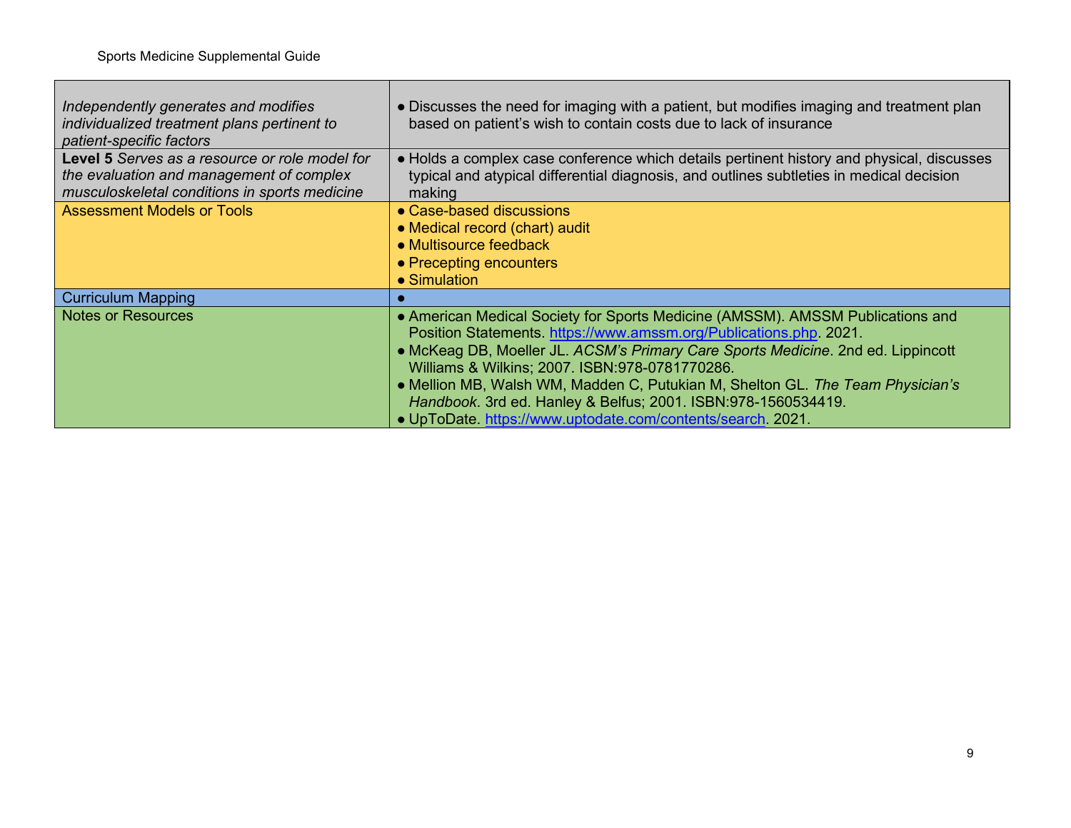| | |
|---|---|
| *Independently generates and modifies individualized treatment plans pertinent to patient-specific factors* | ● Discusses the need for imaging with a patient, but modifies imaging and treatment plan based on patient's wish to contain costs due to lack of insurance |
| **Level 5** *Serves as a resource or role model for the evaluation and management of complex musculoskeletal conditions in sports medicine* | ● Holds a complex case conference which details pertinent history and physical, discusses typical and atypical differential diagnosis, and outlines subtleties in medical decision making |
| Assessment Models or Tools | ● Case-based discussions<br>● Medical record (chart) audit<br>● Multisource feedback<br>● Precepting encounters<br>● Simulation |
| Curriculum Mapping | ● |
| Notes or Resources | ● American Medical Society for Sports Medicine (AMSSM). AMSSM Publications and Position Statements. https://www.amssm.org/Publications.php. 2021.<br>● McKeag DB, Moeller JL. *ACSM's Primary Care Sports Medicine*. 2nd ed. Lippincott Williams & Wilkins; 2007. ISBN:978-0781770286.<br>● Mellion MB, Walsh WM, Madden C, Putukian M, Shelton GL. *The Team Physician's Handbook*. 3rd ed. Hanley & Belfus; 2001. ISBN:978-1560534419.<br>● UpToDate. https://www.uptodate.com/contents/search. 2021. |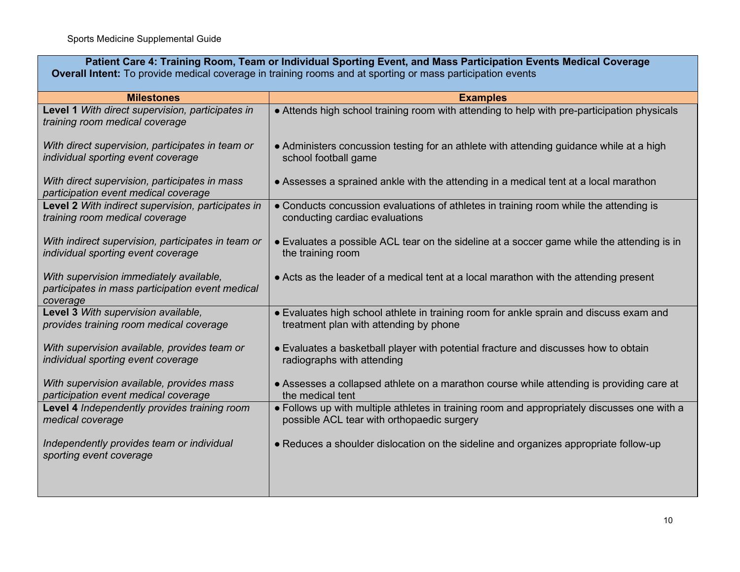| **Patient Care 4: Training Room, Team or Individual Sporting Event, and Mass Participation Events Medical Coverage**<br>**Overall Intent:** To provide medical coverage in training rooms and at sporting or mass participation events | |
|---|---|
| **Milestones** | **Examples** |
| **Level 1** *With direct supervision, participates in training room medical coverage* | ● Attends high school training room with attending to help with pre-participation physicals |
| *With direct supervision, participates in team or individual sporting event coverage* | ● Administers concussion testing for an athlete with attending guidance while at a high school football game |
| *With direct supervision, participates in mass participation event medical coverage* | ● Assesses a sprained ankle with the attending in a medical tent at a local marathon |
| **Level 2** *With indirect supervision, participates in training room medical coverage* | ● Conducts concussion evaluations of athletes in training room while the attending is conducting cardiac evaluations |
| *With indirect supervision, participates in team or individual sporting event coverage* | ● Evaluates a possible ACL tear on the sideline at a soccer game while the attending is in the training room |
| *With supervision immediately available, participates in mass participation event medical coverage* | ● Acts as the leader of a medical tent at a local marathon with the attending present |
| **Level 3** *With supervision available, provides training room medical coverage* | ● Evaluates high school athlete in training room for ankle sprain and discuss exam and treatment plan with attending by phone |
| *With supervision available, provides team or individual sporting event coverage* | ● Evaluates a basketball player with potential fracture and discusses how to obtain radiographs with attending |
| *With supervision available, provides mass participation event medical coverage* | ● Assesses a collapsed athlete on a marathon course while attending is providing care at the medical tent |
| **Level 4** *Independently provides training room medical coverage* | ● Follows up with multiple athletes in training room and appropriately discusses one with a possible ACL tear with orthopaedic surgery |
| *Independently provides team or individual sporting event coverage* | ● Reduces a shoulder dislocation on the sideline and organizes appropriate follow-up |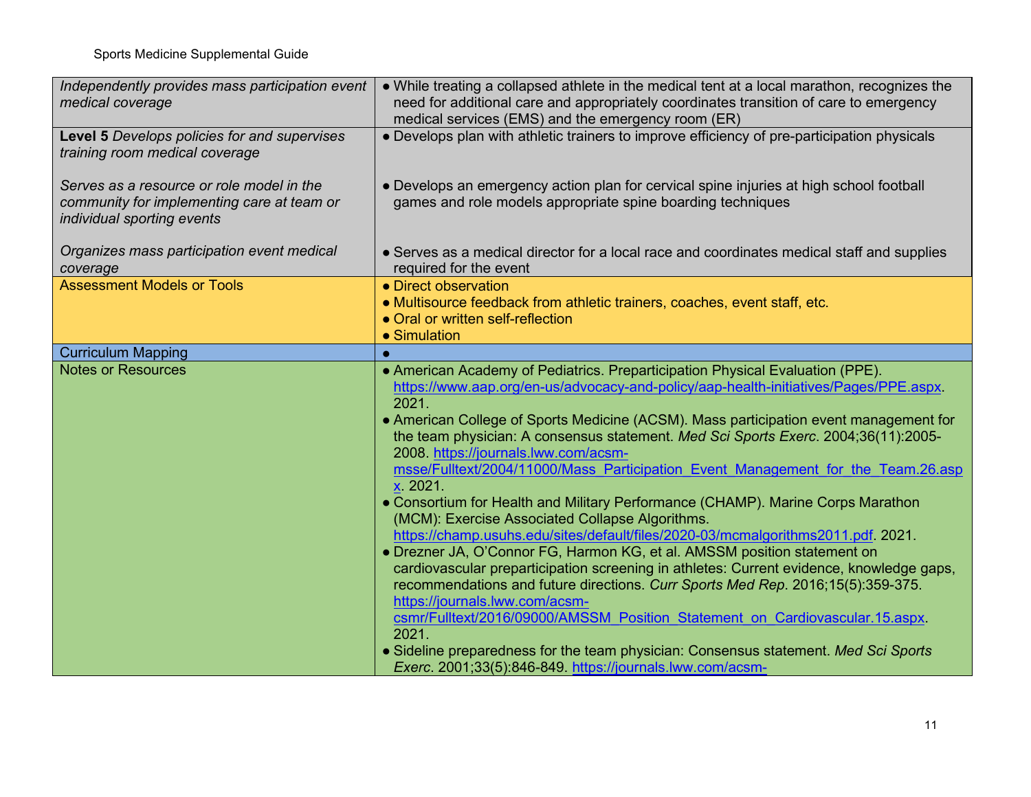| | |
|---|---|
| *Independently provides mass participation event medical coverage* | ● While treating a collapsed athlete in the medical tent at a local marathon, recognizes the need for additional care and appropriately coordinates transition of care to emergency medical services (EMS) and the emergency room (ER) |
| **Level 5** *Develops policies for and supervises training room medical coverage*<br><br>*Serves as a resource or role model in the community for implementing care at team or individual sporting events*<br><br>*Organizes mass participation event medical coverage* | ● Develops plan with athletic trainers to improve efficiency of pre-participation physicals<br><br>● Develops an emergency action plan for cervical spine injuries at high school football games and role models appropriate spine boarding techniques<br><br>● Serves as a medical director for a local race and coordinates medical staff and supplies required for the event |
| Assessment Models or Tools | ● Direct observation<br>● Multisource feedback from athletic trainers, coaches, event staff, etc.<br>● Oral or written self-reflection<br>● Simulation |
| Curriculum Mapping | ● |
| Notes or Resources | ● American Academy of Pediatrics. Preparticipation Physical Evaluation (PPE). https://www.aap.org/en-us/advocacy-and-policy/aap-health-initiatives/Pages/PPE.aspx. 2021.<br>● American College of Sports Medicine (ACSM). Mass participation event management for the team physician: A consensus statement. *Med Sci Sports Exerc*. 2004;36(11):2005-2008. https://journals.lww.com/acsm-msse/Fulltext/2004/11000/Mass_Participation_Event_Management_for_the_Team.26.aspx. 2021.<br>● Consortium for Health and Military Performance (CHAMP). Marine Corps Marathon (MCM): Exercise Associated Collapse Algorithms. https://champ.usuhs.edu/sites/default/files/2020-03/mcmalgorithms2011.pdf. 2021.<br>● Drezner JA, O'Connor FG, Harmon KG, et al. AMSSM position statement on cardiovascular preparticipation screening in athletes: Current evidence, knowledge gaps, recommendations and future directions. *Curr Sports Med Rep*. 2016;15(5):359-375. https://journals.lww.com/acsm-csmr/Fulltext/2016/09000/AMSSM_Position_Statement_on_Cardiovascular.15.aspx. 2021.<br>● Sideline preparedness for the team physician: Consensus statement. *Med Sci Sports Exerc*. 2001;33(5):846-849. https://journals.lww.com/acsm- |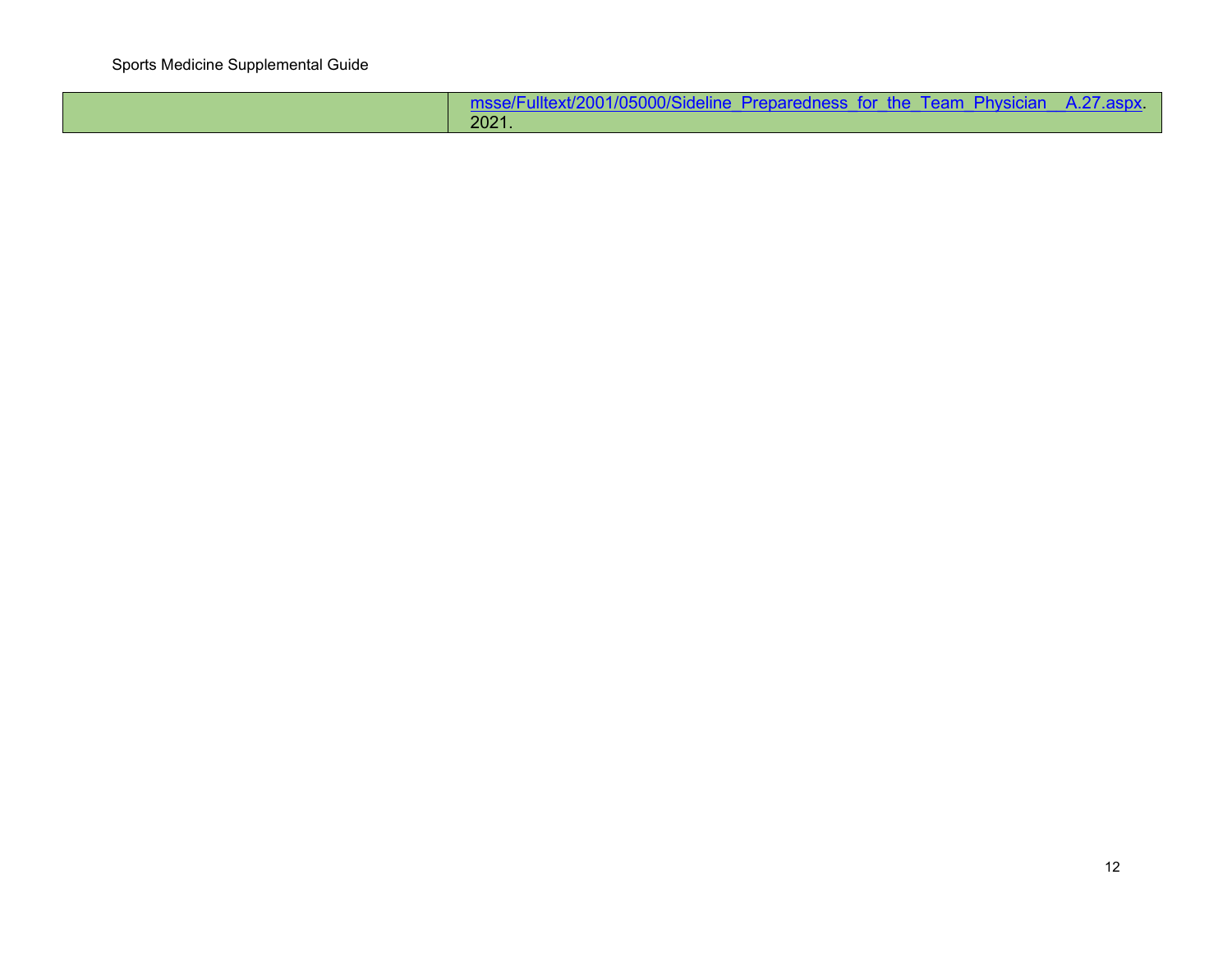| | |
|---|---|
| | msse/Fulltext/2001/05000/Sideline_Preparedness_for_the_Team_Physician__A.27.aspx. 2021. |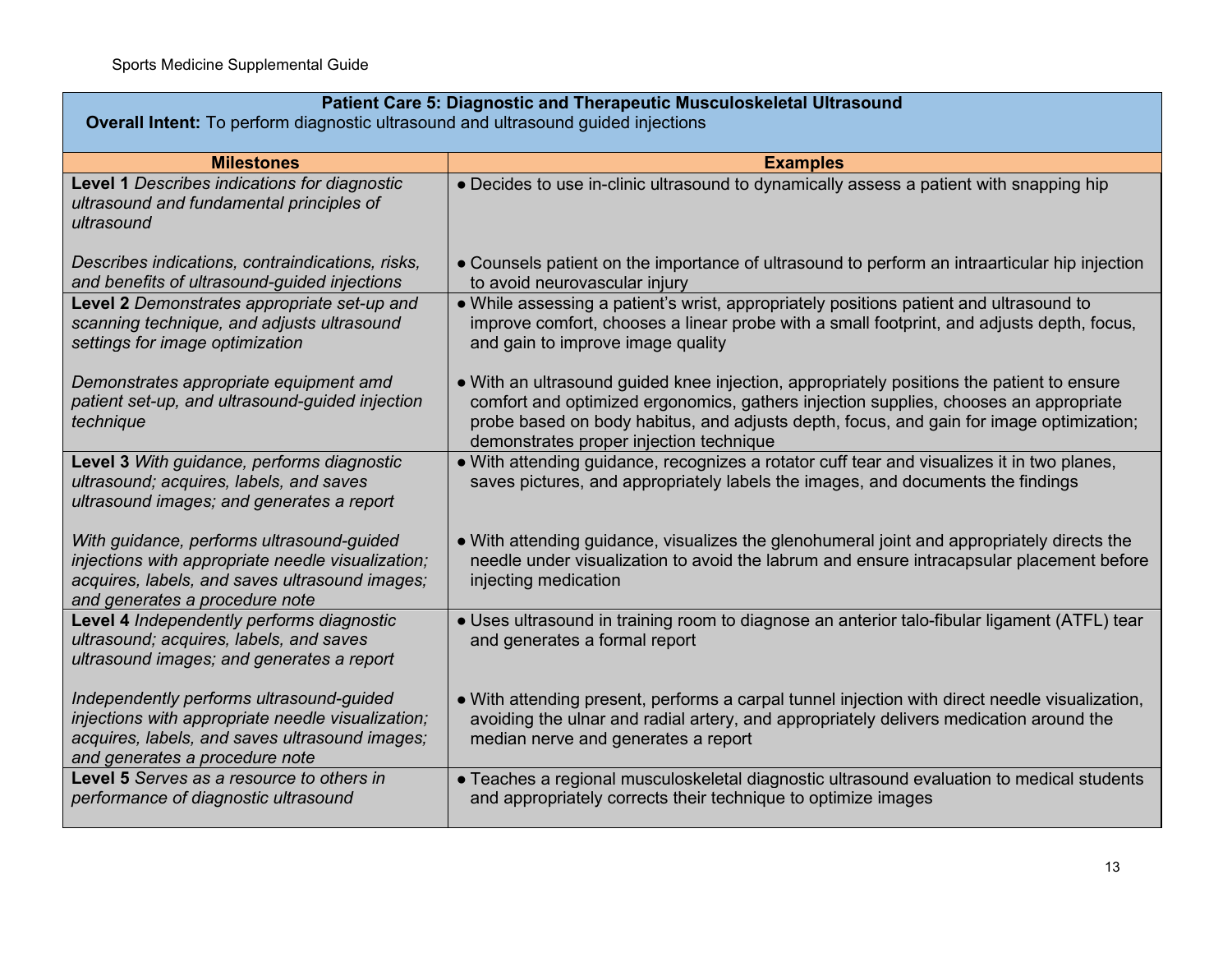| **Patient Care 5: Diagnostic and Therapeutic Musculoskeletal Ultrasound**<br>**Overall Intent:** To perform diagnostic ultrasound and ultrasound guided injections | |
|---|---|
| **Milestones** | **Examples** |
| **Level 1** *Describes indications for diagnostic ultrasound and fundamental principles of ultrasound* | ● Decides to use in-clinic ultrasound to dynamically assess a patient with snapping hip |
| *Describes indications, contraindications, risks, and benefits of ultrasound-guided injections* | ● Counsels patient on the importance of ultrasound to perform an intraarticular hip injection to avoid neurovascular injury |
| **Level 2** *Demonstrates appropriate set-up and scanning technique, and adjusts ultrasound settings for image optimization* | ● While assessing a patient's wrist, appropriately positions patient and ultrasound to improve comfort, chooses a linear probe with a small footprint, and adjusts depth, focus, and gain to improve image quality |
| *Demonstrates appropriate equipment amd patient set-up, and ultrasound-guided injection technique* | ● With an ultrasound guided knee injection, appropriately positions the patient to ensure comfort and optimized ergonomics, gathers injection supplies, chooses an appropriate probe based on body habitus, and adjusts depth, focus, and gain for image optimization; demonstrates proper injection technique |
| **Level 3** *With guidance, performs diagnostic ultrasound; acquires, labels, and saves ultrasound images; and generates a report* | ● With attending guidance, recognizes a rotator cuff tear and visualizes it in two planes, saves pictures, and appropriately labels the images, and documents the findings |
| *With guidance, performs ultrasound-guided injections with appropriate needle visualization; acquires, labels, and saves ultrasound images; and generates a procedure note* | ● With attending guidance, visualizes the glenohumeral joint and appropriately directs the needle under visualization to avoid the labrum and ensure intracapsular placement before injecting medication |
| **Level 4** *Independently performs diagnostic ultrasound; acquires, labels, and saves ultrasound images; and generates a report* | ● Uses ultrasound in training room to diagnose an anterior talo-fibular ligament (ATFL) tear and generates a formal report |
| *Independently performs ultrasound-guided injections with appropriate needle visualization; acquires, labels, and saves ultrasound images; and generates a procedure note* | ● With attending present, performs a carpal tunnel injection with direct needle visualization, avoiding the ulnar and radial artery, and appropriately delivers medication around the median nerve and generates a report |
| **Level 5** *Serves as a resource to others in performance of diagnostic ultrasound* | ● Teaches a regional musculoskeletal diagnostic ultrasound evaluation to medical students and appropriately corrects their technique to optimize images |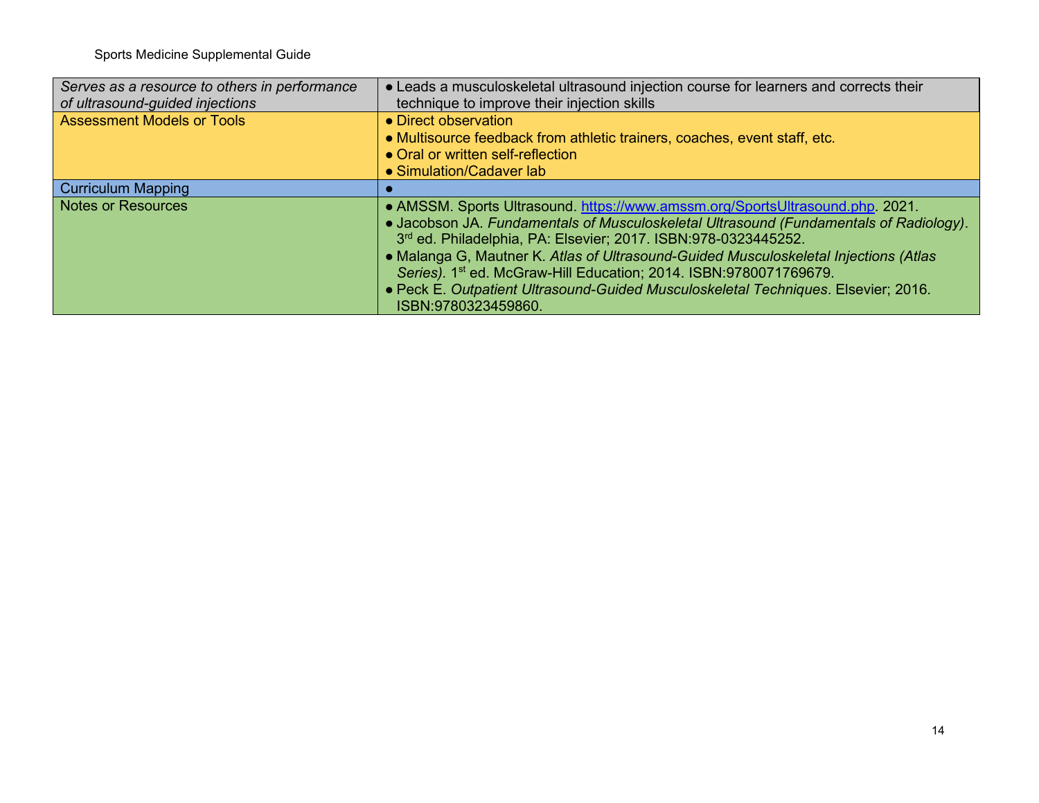| *Serves as a resource to others in performance of ultrasound-guided injections* | ● Leads a musculoskeletal ultrasound injection course for learners and corrects their technique to improve their injection skills |
|---|---|
| Assessment Models or Tools | ● Direct observation<br>● Multisource feedback from athletic trainers, coaches, event staff, etc.<br>● Oral or written self-reflection<br>● Simulation/Cadaver lab |
| Curriculum Mapping | ● |
| Notes or Resources | ● AMSSM. Sports Ultrasound. https://www.amssm.org/SportsUltrasound.php. 2021.<br>● Jacobson JA. *Fundamentals of Musculoskeletal Ultrasound (Fundamentals of Radiology)*. 3rd ed. Philadelphia, PA: Elsevier; 2017. ISBN:978-0323445252.<br>● Malanga G, Mautner K. *Atlas of Ultrasound-Guided Musculoskeletal Injections (Atlas Series)*. 1st ed. McGraw-Hill Education; 2014. ISBN:9780071769679.<br>● Peck E. *Outpatient Ultrasound-Guided Musculoskeletal Techniques*. Elsevier; 2016. ISBN:9780323459860. |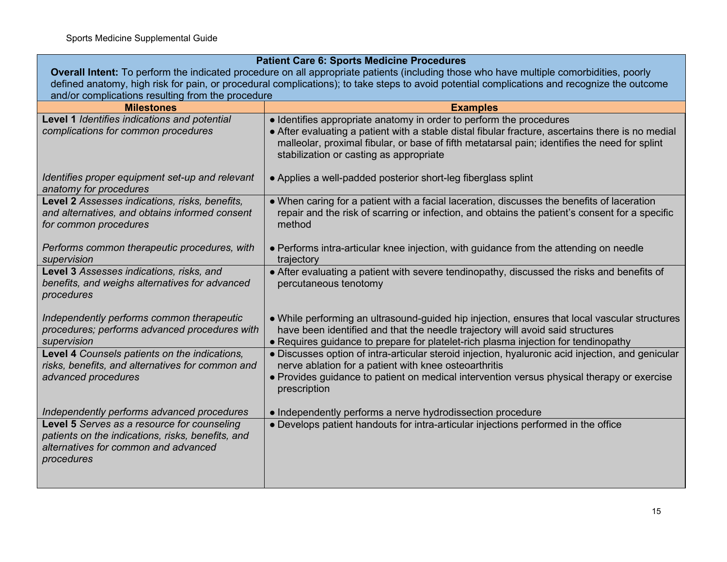| Patient Care 6: Sports Medicine Procedures<br>**Overall Intent:** To perform the indicated procedure on all appropriate patients (including those who have multiple comorbidities, poorly defined anatomy, high risk for pain, or procedural complications); to take steps to avoid potential complications and recognize the outcome and/or complications resulting from the procedure | |
|---|---|
| **Milestones** | **Examples** |
| **Level 1** *Identifies indications and potential complications for common procedures* | ● Identifies appropriate anatomy in order to perform the procedures<br>● After evaluating a patient with a stable distal fibular fracture, ascertains there is no medial malleolar, proximal fibular, or base of fifth metatarsal pain; identifies the need for splint stabilization or casting as appropriate |
| *Identifies proper equipment set-up and relevant anatomy for procedures* | ● Applies a well-padded posterior short-leg fiberglass splint |
| **Level 2** *Assesses indications, risks, benefits, and alternatives, and obtains informed consent for common procedures* | ● When caring for a patient with a facial laceration, discusses the benefits of laceration repair and the risk of scarring or infection, and obtains the patient's consent for a specific method |
| *Performs common therapeutic procedures, with supervision* | ● Performs intra-articular knee injection, with guidance from the attending on needle trajectory |
| **Level 3** *Assesses indications, risks, and benefits, and weighs alternatives for advanced procedures* | ● After evaluating a patient with severe tendinopathy, discussed the risks and benefits of percutaneous tenotomy |
| *Independently performs common therapeutic procedures; performs advanced procedures with supervision* | ● While performing an ultrasound-guided hip injection, ensures that local vascular structures have been identified and that the needle trajectory will avoid said structures<br>● Requires guidance to prepare for platelet-rich plasma injection for tendinopathy |
| **Level 4** *Counsels patients on the indications, risks, benefits, and alternatives for common and advanced procedures* | ● Discusses option of intra-articular steroid injection, hyaluronic acid injection, and genicular nerve ablation for a patient with knee osteoarthritis<br>● Provides guidance to patient on medical intervention versus physical therapy or exercise prescription |
| *Independently performs advanced procedures* | ● Independently performs a nerve hydrodissection procedure |
| **Level 5** *Serves as a resource for counseling patients on the indications, risks, benefits, and alternatives for common and advanced procedures* | ● Develops patient handouts for intra-articular injections performed in the office |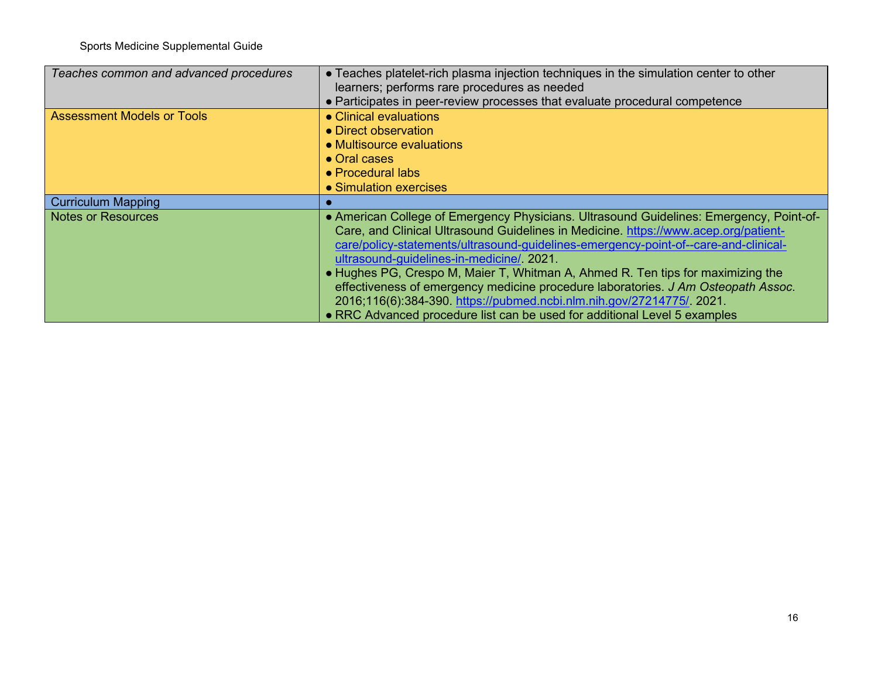| | |
|---|---|
| *Teaches common and advanced procedures* | ● Teaches platelet-rich plasma injection techniques in the simulation center to other learners; performs rare procedures as needed<br>● Participates in peer-review processes that evaluate procedural competence |
| Assessment Models or Tools | ● Clinical evaluations<br>● Direct observation<br>● Multisource evaluations<br>● Oral cases<br>● Procedural labs<br>● Simulation exercises |
| Curriculum Mapping | ● |
| Notes or Resources | ● American College of Emergency Physicians. Ultrasound Guidelines: Emergency, Point-of-Care, and Clinical Ultrasound Guidelines in Medicine. https://www.acep.org/patient-care/policy-statements/ultrasound-guidelines-emergency-point-of--care-and-clinical-ultrasound-guidelines-in-medicine/. 2021.<br>● Hughes PG, Crespo M, Maier T, Whitman A, Ahmed R. Ten tips for maximizing the effectiveness of emergency medicine procedure laboratories. *J Am Osteopath Assoc*. 2016;116(6):384-390. https://pubmed.ncbi.nlm.nih.gov/27214775/. 2021.<br>● RRC Advanced procedure list can be used for additional Level 5 examples |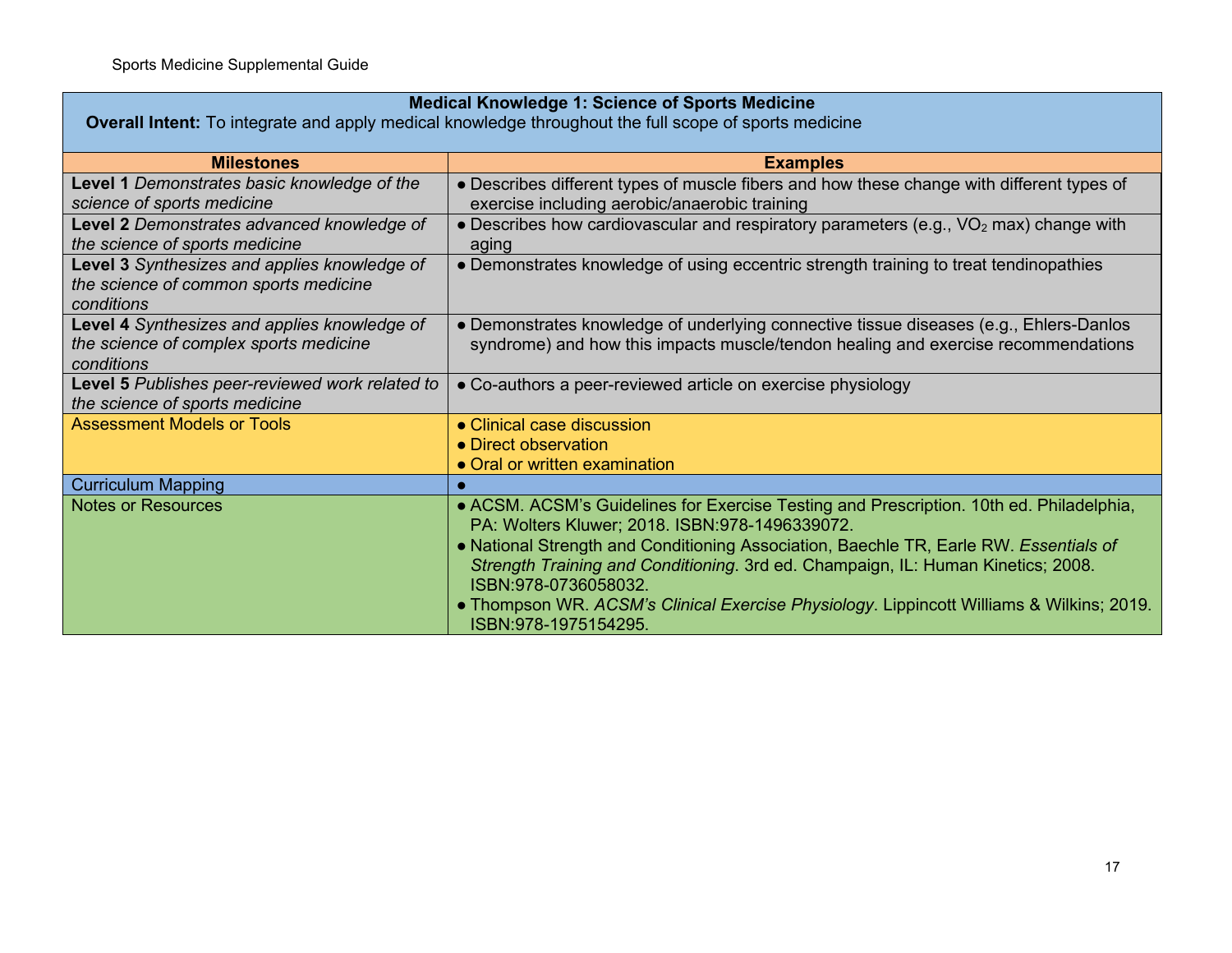| Medical Knowledge 1: Science of Sports Medicine<br>**Overall Intent:** To integrate and apply medical knowledge throughout the full scope of sports medicine | |
|---|---|
| **Milestones** | **Examples** |
| **Level 1** *Demonstrates basic knowledge of the science of sports medicine* | • Describes different types of muscle fibers and how these change with different types of exercise including aerobic/anaerobic training |
| **Level 2** *Demonstrates advanced knowledge of the science of sports medicine* | • Describes how cardiovascular and respiratory parameters (e.g., $VO_2$ max) change with aging |
| **Level 3** *Synthesizes and applies knowledge of the science of common sports medicine conditions* | • Demonstrates knowledge of using eccentric strength training to treat tendinopathies |
| **Level 4** *Synthesizes and applies knowledge of the science of complex sports medicine conditions* | • Demonstrates knowledge of underlying connective tissue diseases (e.g., Ehlers-Danlos syndrome) and how this impacts muscle/tendon healing and exercise recommendations |
| **Level 5** *Publishes peer-reviewed work related to the science of sports medicine* | • Co-authors a peer-reviewed article on exercise physiology |
| Assessment Models or Tools | • Clinical case discussion<br>• Direct observation<br>• Oral or written examination |
| Curriculum Mapping | • |
| Notes or Resources | • ACSM. ACSM's Guidelines for Exercise Testing and Prescription. 10th ed. Philadelphia, PA: Wolters Kluwer; 2018. ISBN:978-1496339072.<br>• National Strength and Conditioning Association, Baechle TR, Earle RW. *Essentials of Strength Training and Conditioning*. 3rd ed. Champaign, IL: Human Kinetics; 2008. ISBN:978-0736058032.<br>• Thompson WR. *ACSM's Clinical Exercise Physiology*. Lippincott Williams & Wilkins; 2019. ISBN:978-1975154295. |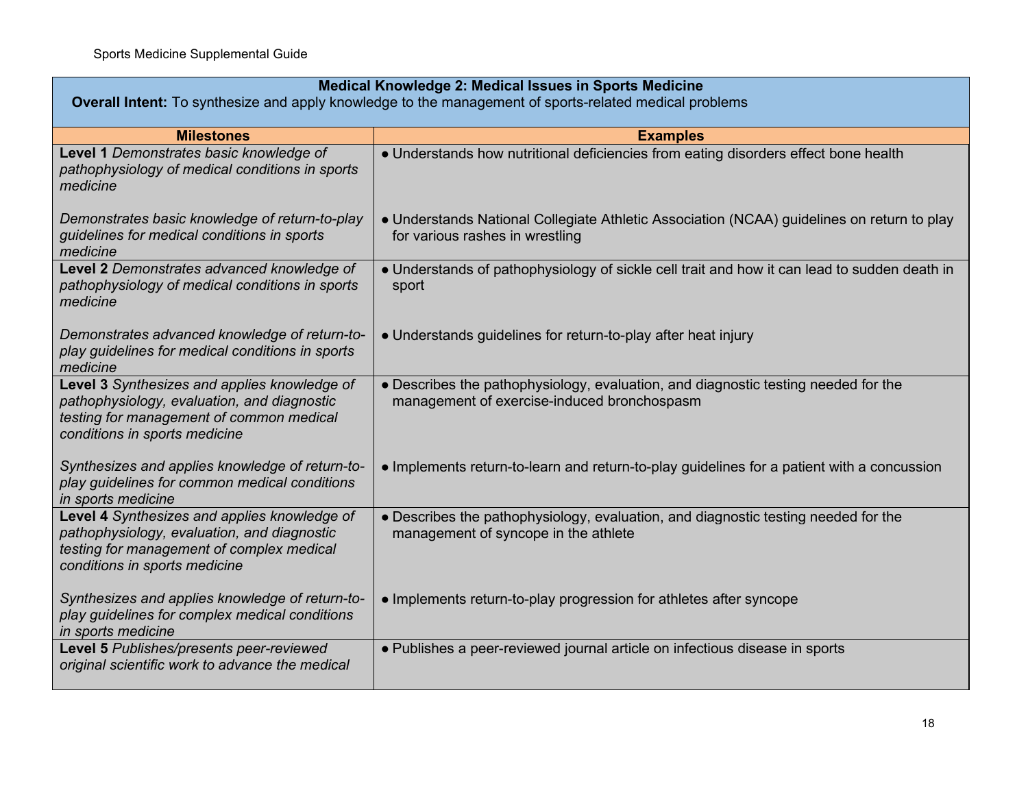| Medical Knowledge 2: Medical Issues in Sports Medicine<br>**Overall Intent:** To synthesize and apply knowledge to the management of sports-related medical problems | |
|---|---|
| **Milestones** | **Examples** |
| **Level 1** *Demonstrates basic knowledge of pathophysiology of medical conditions in sports medicine*<br><br>*Demonstrates basic knowledge of return-to-play guidelines for medical conditions in sports medicine* | ● Understands how nutritional deficiencies from eating disorders effect bone health<br><br>● Understands National Collegiate Athletic Association (NCAA) guidelines on return to play for various rashes in wrestling |
| **Level 2** *Demonstrates advanced knowledge of pathophysiology of medical conditions in sports medicine*<br><br>*Demonstrates advanced knowledge of return-to-play guidelines for medical conditions in sports medicine* | ● Understands of pathophysiology of sickle cell trait and how it can lead to sudden death in sport<br><br>● Understands guidelines for return-to-play after heat injury |
| **Level 3** *Synthesizes and applies knowledge of pathophysiology, evaluation, and diagnostic testing for management of common medical conditions in sports medicine*<br><br>*Synthesizes and applies knowledge of return-to-play guidelines for common medical conditions in sports medicine* | ● Describes the pathophysiology, evaluation, and diagnostic testing needed for the management of exercise-induced bronchospasm<br><br>● Implements return-to-learn and return-to-play guidelines for a patient with a concussion |
| **Level 4** *Synthesizes and applies knowledge of pathophysiology, evaluation, and diagnostic testing for management of complex medical conditions in sports medicine*<br><br>*Synthesizes and applies knowledge of return-to-play guidelines for complex medical conditions in sports medicine* | ● Describes the pathophysiology, evaluation, and diagnostic testing needed for the management of syncope in the athlete<br><br>● Implements return-to-play progression for athletes after syncope |
| **Level 5** *Publishes/presents peer-reviewed original scientific work to advance the medical* | ● Publishes a peer-reviewed journal article on infectious disease in sports |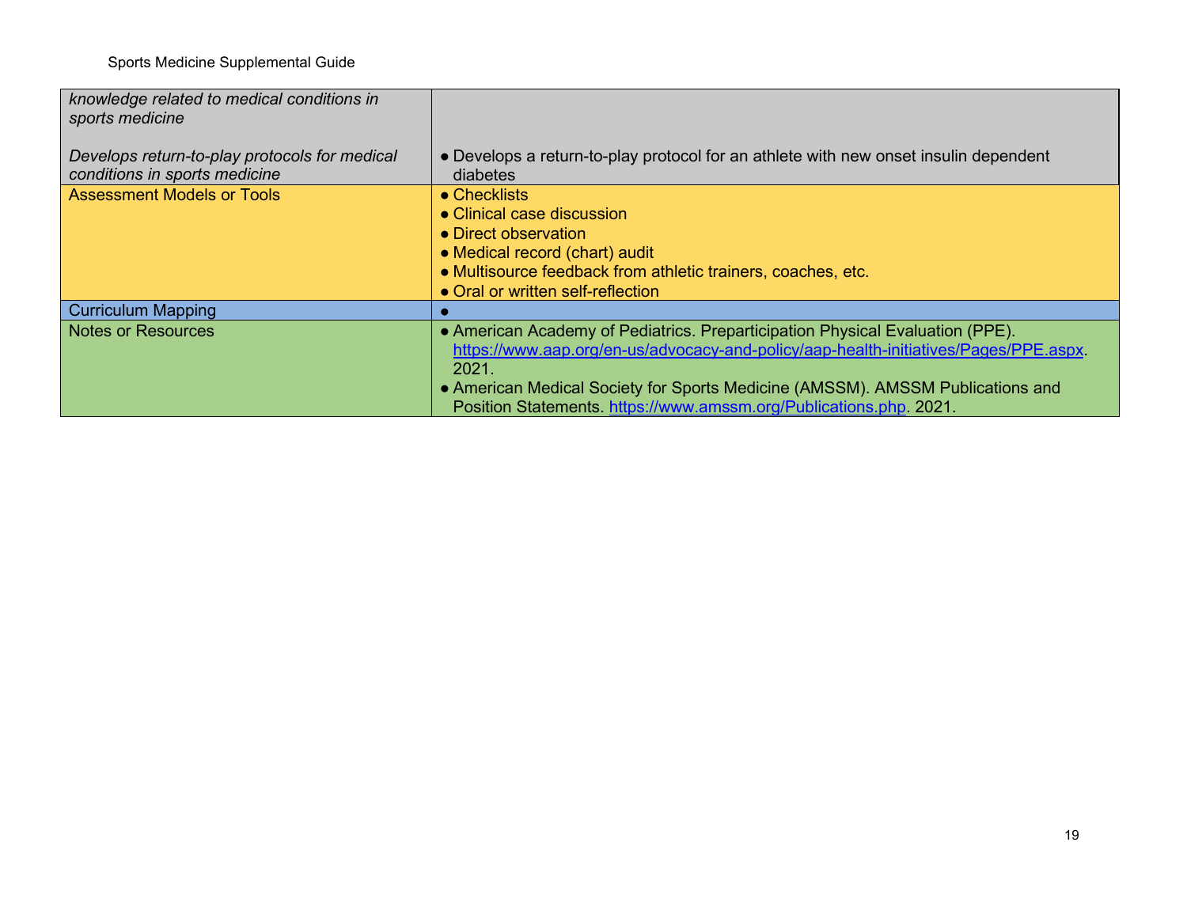| | |
|---|---|
| *knowledge related to medical conditions in sports medicine*<br><br>*Develops return-to-play protocols for medical conditions in sports medicine* | <br><br><br>● Develops a return-to-play protocol for an athlete with new onset insulin dependent diabetes |
| Assessment Models or Tools | ● Checklists<br>● Clinical case discussion<br>● Direct observation<br>● Medical record (chart) audit<br>● Multisource feedback from athletic trainers, coaches, etc.<br>● Oral or written self-reflection |
| Curriculum Mapping | ● |
| Notes or Resources | ● American Academy of Pediatrics. Preparticipation Physical Evaluation (PPE). https://www.aap.org/en-us/advocacy-and-policy/aap-health-initiatives/Pages/PPE.aspx. 2021.<br>● American Medical Society for Sports Medicine (AMSSM). AMSSM Publications and Position Statements. https://www.amssm.org/Publications.php. 2021. |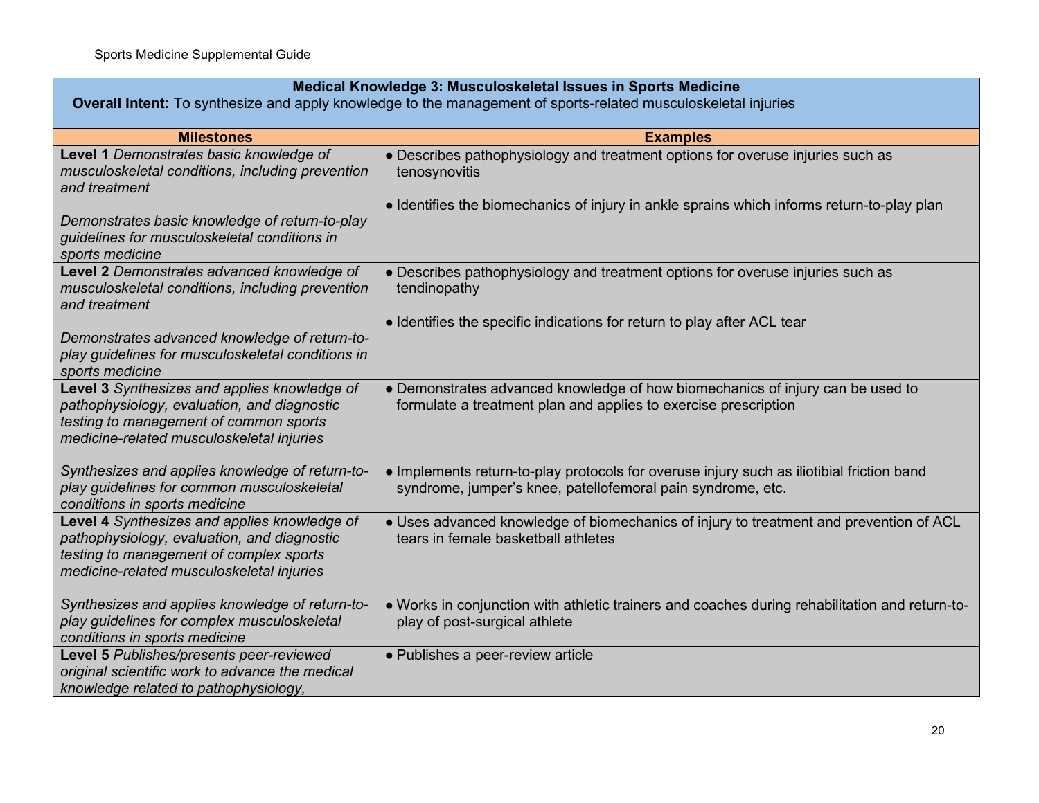| **Medical Knowledge 3: Musculoskeletal Issues in Sports Medicine**<br>**Overall Intent:** To synthesize and apply knowledge to the management of sports-related musculoskeletal injuries | |
|---|---|
| **Milestones** | **Examples** |
| **Level 1** *Demonstrates basic knowledge of musculoskeletal conditions, including prevention and treatment*<br><br>*Demonstrates basic knowledge of return-to-play guidelines for musculoskeletal conditions in sports medicine* | ● Describes pathophysiology and treatment options for overuse injuries such as tenosynovitis<br><br>● Identifies the biomechanics of injury in ankle sprains which informs return-to-play plan |
| **Level 2** *Demonstrates advanced knowledge of musculoskeletal conditions, including prevention and treatment*<br><br>*Demonstrates advanced knowledge of return-to-play guidelines for musculoskeletal conditions in sports medicine* | ● Describes pathophysiology and treatment options for overuse injuries such as tendinopathy<br><br>● Identifies the specific indications for return to play after ACL tear |
| **Level 3** *Synthesizes and applies knowledge of pathophysiology, evaluation, and diagnostic testing to management of common sports medicine-related musculoskeletal injuries*<br><br>*Synthesizes and applies knowledge of return-to-play guidelines for common musculoskeletal conditions in sports medicine* | ● Demonstrates advanced knowledge of how biomechanics of injury can be used to formulate a treatment plan and applies to exercise prescription<br><br>● Implements return-to-play protocols for overuse injury such as iliotibial friction band syndrome, jumper's knee, patellofemoral pain syndrome, etc. |
| **Level 4** *Synthesizes and applies knowledge of pathophysiology, evaluation, and diagnostic testing to management of complex sports medicine-related musculoskeletal injuries*<br><br>*Synthesizes and applies knowledge of return-to-play guidelines for complex musculoskeletal conditions in sports medicine* | ● Uses advanced knowledge of biomechanics of injury to treatment and prevention of ACL tears in female basketball athletes<br><br>● Works in conjunction with athletic trainers and coaches during rehabilitation and return-to-play of post-surgical athlete |
| **Level 5** *Publishes/presents peer-reviewed original scientific work to advance the medical knowledge related to pathophysiology,* | ● Publishes a peer-review article |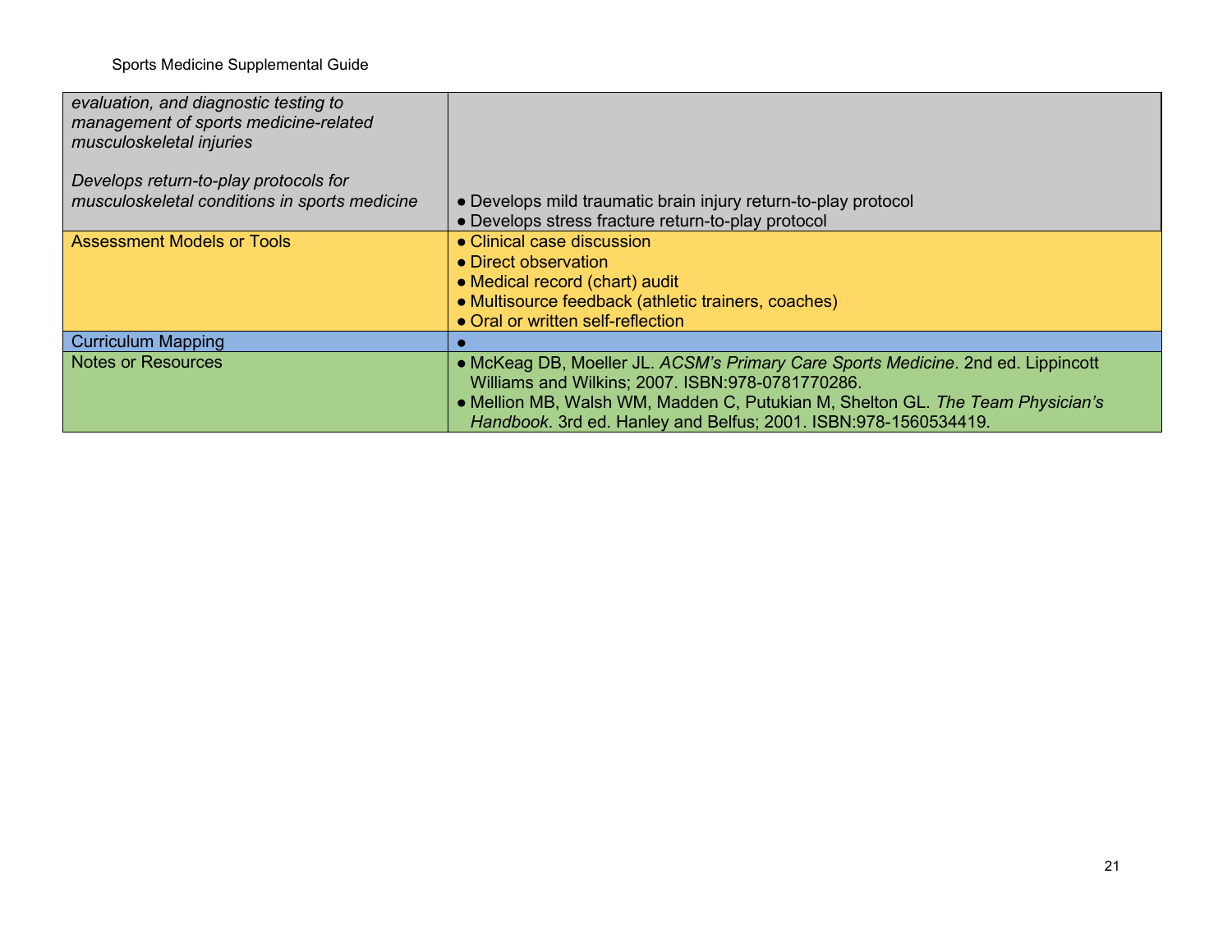| | |
|---|---|
| *evaluation, and diagnostic testing to management of sports medicine-related musculoskeletal injuries*<br><br>*Develops return-to-play protocols for musculoskeletal conditions in sports medicine* | ● Develops mild traumatic brain injury return-to-play protocol<br>● Develops stress fracture return-to-play protocol |
| Assessment Models or Tools | ● Clinical case discussion<br>● Direct observation<br>● Medical record (chart) audit<br>● Multisource feedback (athletic trainers, coaches)<br>● Oral or written self-reflection |
| Curriculum Mapping | ● |
| Notes or Resources | ● McKeag DB, Moeller JL. *ACSM's Primary Care Sports Medicine*. 2nd ed. Lippincott Williams and Wilkins; 2007. ISBN:978-0781770286.<br>● Mellion MB, Walsh WM, Madden C, Putukian M, Shelton GL. *The Team Physician's Handbook*. 3rd ed. Hanley and Belfus; 2001. ISBN:978-1560534419. |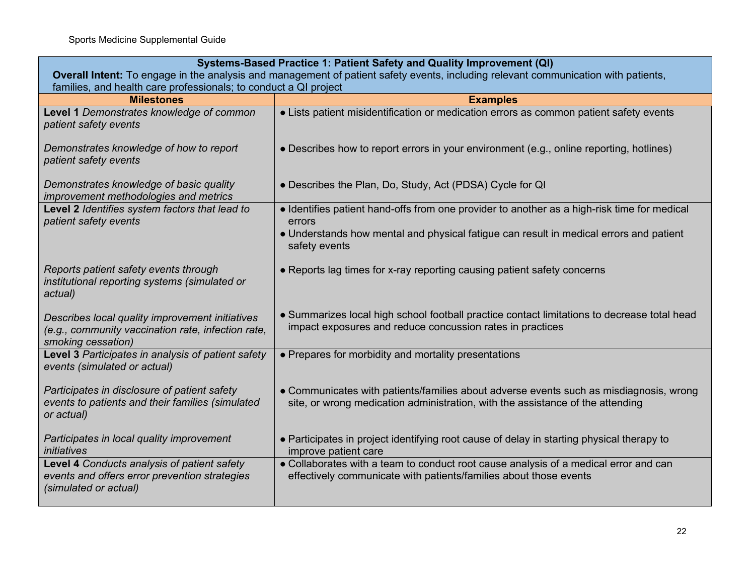| **Systems-Based Practice 1: Patient Safety and Quality Improvement (QI)**<br>**Overall Intent:** To engage in the analysis and management of patient safety events, including relevant communication with patients, families, and health care professionals; to conduct a QI project | |
|---|---|
| **Milestones** | **Examples** |
| **Level 1** *Demonstrates knowledge of common patient safety events* | ● Lists patient misidentification or medication errors as common patient safety events |
| *Demonstrates knowledge of how to report patient safety events* | ● Describes how to report errors in your environment (e.g., online reporting, hotlines) |
| *Demonstrates knowledge of basic quality improvement methodologies and metrics* | ● Describes the Plan, Do, Study, Act (PDSA) Cycle for QI |
| **Level 2** *Identifies system factors that lead to patient safety events* | ● Identifies patient hand-offs from one provider to another as a high-risk time for medical errors<br>● Understands how mental and physical fatigue can result in medical errors and patient safety events |
| *Reports patient safety events through institutional reporting systems (simulated or actual)* | ● Reports lag times for x-ray reporting causing patient safety concerns |
| *Describes local quality improvement initiatives (e.g., community vaccination rate, infection rate, smoking cessation)* | ● Summarizes local high school football practice contact limitations to decrease total head impact exposures and reduce concussion rates in practices |
| **Level 3** *Participates in analysis of patient safety events (simulated or actual)* | ● Prepares for morbidity and mortality presentations |
| *Participates in disclosure of patient safety events to patients and their families (simulated or actual)* | ● Communicates with patients/families about adverse events such as misdiagnosis, wrong site, or wrong medication administration, with the assistance of the attending |
| *Participates in local quality improvement initiatives* | ● Participates in project identifying root cause of delay in starting physical therapy to improve patient care |
| **Level 4** *Conducts analysis of patient safety events and offers error prevention strategies (simulated or actual)* | ● Collaborates with a team to conduct root cause analysis of a medical error and can effectively communicate with patients/families about those events |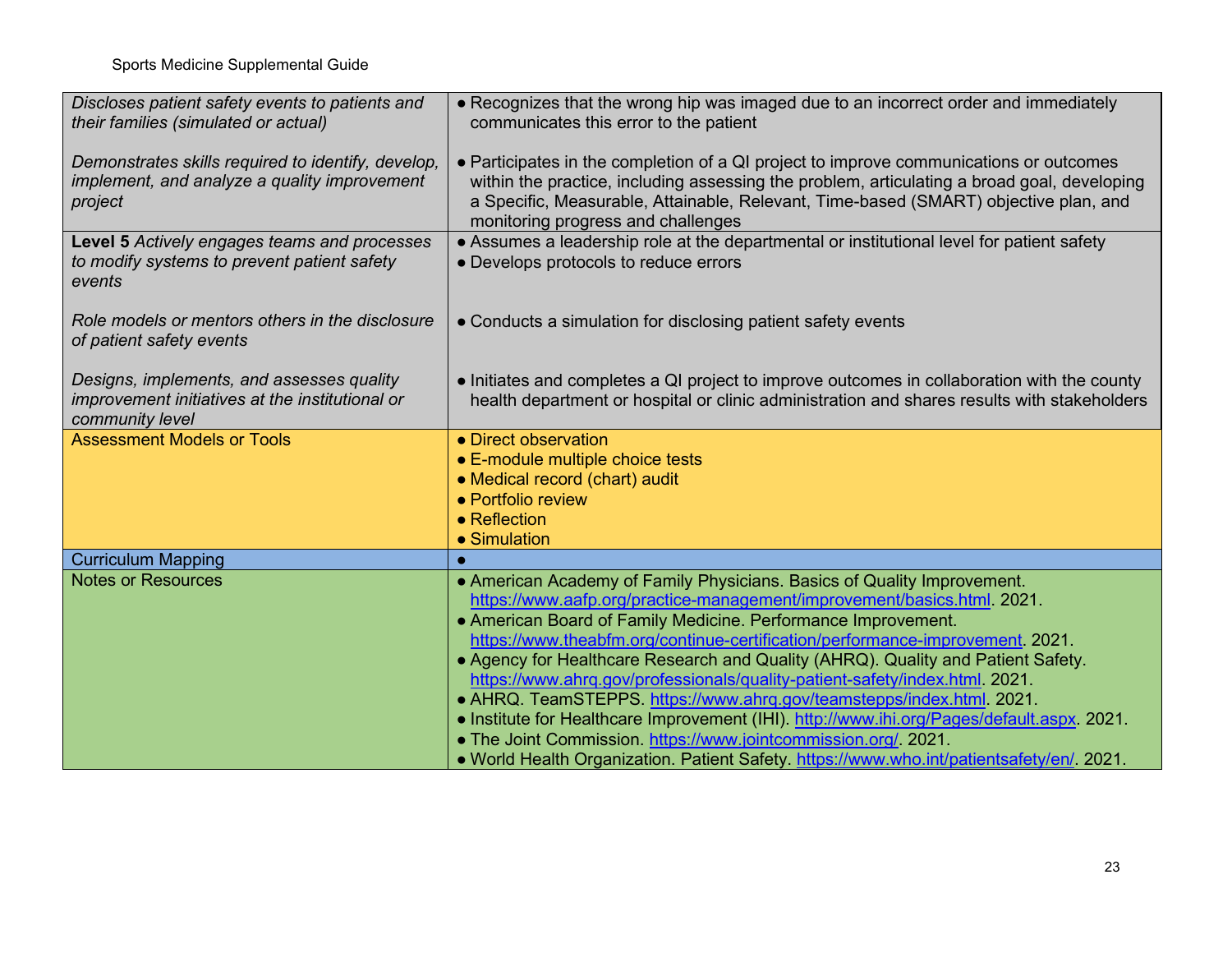| | |
|---|---|
| *Discloses patient safety events to patients and their families (simulated or actual)*<br><br>*Demonstrates skills required to identify, develop, implement, and analyze a quality improvement project* | • Recognizes that the wrong hip was imaged due to an incorrect order and immediately communicates this error to the patient<br><br>• Participates in the completion of a QI project to improve communications or outcomes within the practice, including assessing the problem, articulating a broad goal, developing a Specific, Measurable, Attainable, Relevant, Time-based (SMART) objective plan, and monitoring progress and challenges |
| **Level 5** *Actively engages teams and processes to modify systems to prevent patient safety events*<br><br>*Role models or mentors others in the disclosure of patient safety events*<br><br>*Designs, implements, and assesses quality improvement initiatives at the institutional or community level* | • Assumes a leadership role at the departmental or institutional level for patient safety<br>• Develops protocols to reduce errors<br><br>• Conducts a simulation for disclosing patient safety events<br><br>• Initiates and completes a QI project to improve outcomes in collaboration with the county health department or hospital or clinic administration and shares results with stakeholders |
| Assessment Models or Tools | • Direct observation<br>• E-module multiple choice tests<br>• Medical record (chart) audit<br>• Portfolio review<br>• Reflection<br>• Simulation |
| Curriculum Mapping | • |
| Notes or Resources | • American Academy of Family Physicians. Basics of Quality Improvement. https://www.aafp.org/practice-management/improvement/basics.html. 2021.<br>• American Board of Family Medicine. Performance Improvement. https://www.theabfm.org/continue-certification/performance-improvement. 2021.<br>• Agency for Healthcare Research and Quality (AHRQ). Quality and Patient Safety. https://www.ahrq.gov/professionals/quality-patient-safety/index.html. 2021.<br>• AHRQ. TeamSTEPPS. https://www.ahrq.gov/teamstepps/index.html. 2021.<br>• Institute for Healthcare Improvement (IHI). http://www.ihi.org/Pages/default.aspx. 2021.<br>• The Joint Commission. https://www.jointcommission.org/. 2021.<br>• World Health Organization. Patient Safety. https://www.who.int/patientsafety/en/. 2021. |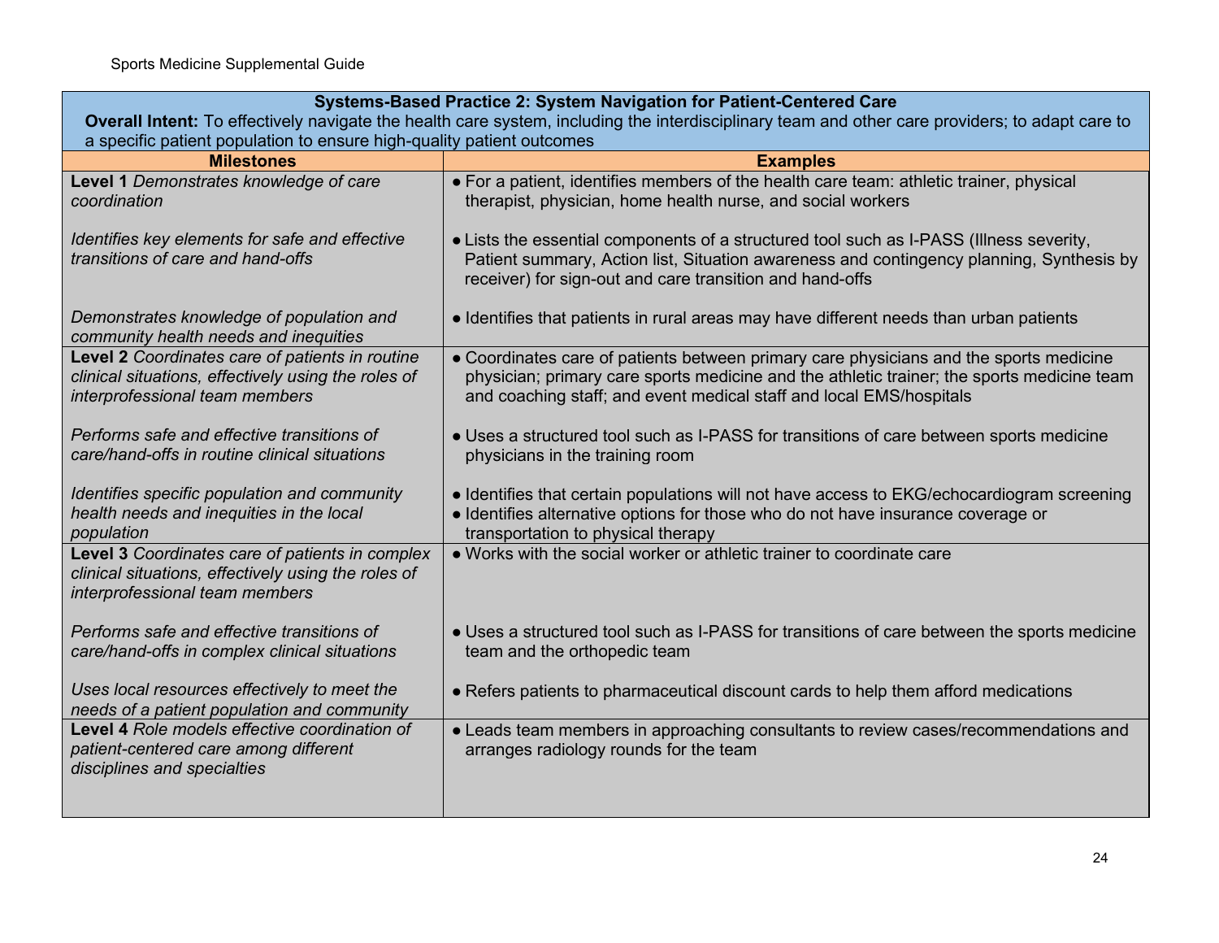| Systems-Based Practice 2: System Navigation for Patient-Centered Care<br>**Overall Intent:** To effectively navigate the health care system, including the interdisciplinary team and other care providers; to adapt care to a specific patient population to ensure high-quality patient outcomes | |
|---|---|
| **Milestones** | **Examples** |
| **Level 1** *Demonstrates knowledge of care coordination*<br><br>*Identifies key elements for safe and effective transitions of care and hand-offs*<br><br>*Demonstrates knowledge of population and community health needs and inequities* | ● For a patient, identifies members of the health care team: athletic trainer, physical therapist, physician, home health nurse, and social workers<br><br>● Lists the essential components of a structured tool such as I-PASS (Illness severity, Patient summary, Action list, Situation awareness and contingency planning, Synthesis by receiver) for sign-out and care transition and hand-offs<br><br>● Identifies that patients in rural areas may have different needs than urban patients |
| **Level 2** *Coordinates care of patients in routine clinical situations, effectively using the roles of interprofessional team members*<br><br>*Performs safe and effective transitions of care/hand-offs in routine clinical situations*<br><br>*Identifies specific population and community health needs and inequities in the local population* | ● Coordinates care of patients between primary care physicians and the sports medicine physician; primary care sports medicine and the athletic trainer; the sports medicine team and coaching staff; and event medical staff and local EMS/hospitals<br><br>● Uses a structured tool such as I-PASS for transitions of care between sports medicine physicians in the training room<br><br>● Identifies that certain populations will not have access to EKG/echocardiogram screening<br>● Identifies alternative options for those who do not have insurance coverage or transportation to physical therapy |
| **Level 3** *Coordinates care of patients in complex clinical situations, effectively using the roles of interprofessional team members*<br><br>*Performs safe and effective transitions of care/hand-offs in complex clinical situations*<br><br>*Uses local resources effectively to meet the needs of a patient population and community* | ● Works with the social worker or athletic trainer to coordinate care<br><br>● Uses a structured tool such as I-PASS for transitions of care between the sports medicine team and the orthopedic team<br><br>● Refers patients to pharmaceutical discount cards to help them afford medications |
| **Level 4** *Role models effective coordination of patient-centered care among different disciplines and specialties* | ● Leads team members in approaching consultants to review cases/recommendations and arranges radiology rounds for the team |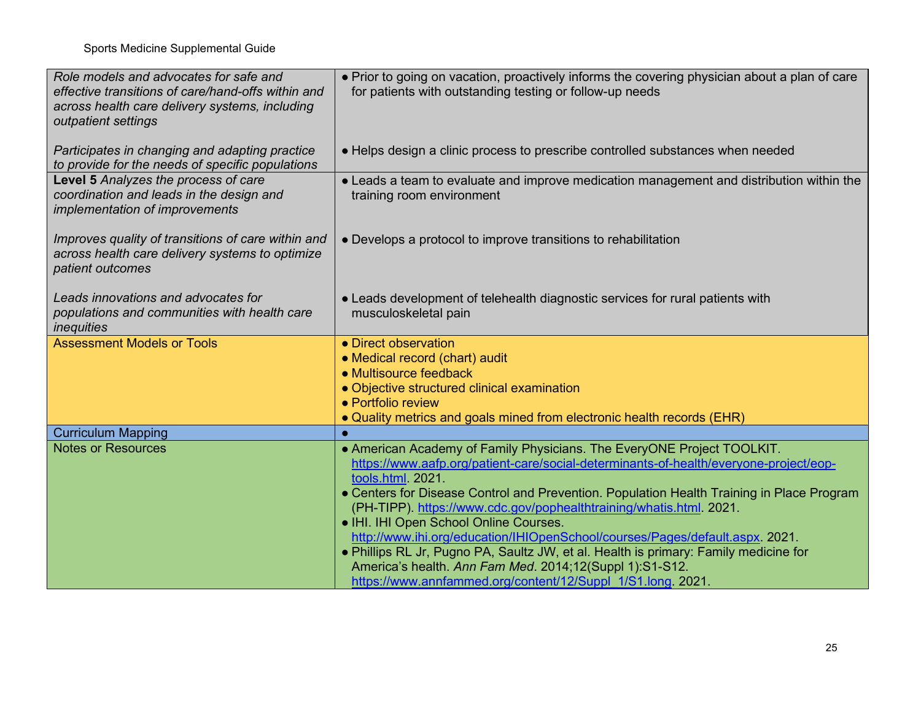| | |
|---|---|
| *Role models and advocates for safe and effective transitions of care/hand-offs within and across health care delivery systems, including outpatient settings*<br><br>*Participates in changing and adapting practice to provide for the needs of specific populations* | ● Prior to going on vacation, proactively informs the covering physician about a plan of care for patients with outstanding testing or follow-up needs<br><br>● Helps design a clinic process to prescribe controlled substances when needed |
| **Level 5** *Analyzes the process of care coordination and leads in the design and implementation of improvements*<br><br>*Improves quality of transitions of care within and across health care delivery systems to optimize patient outcomes*<br><br>*Leads innovations and advocates for populations and communities with health care inequities* | ● Leads a team to evaluate and improve medication management and distribution within the training room environment<br><br>● Develops a protocol to improve transitions to rehabilitation<br><br>● Leads development of telehealth diagnostic services for rural patients with musculoskeletal pain |
| Assessment Models or Tools | ● Direct observation<br>● Medical record (chart) audit<br>● Multisource feedback<br>● Objective structured clinical examination<br>● Portfolio review<br>● Quality metrics and goals mined from electronic health records (EHR) |
| Curriculum Mapping | ● |
| Notes or Resources | ● American Academy of Family Physicians. The EveryONE Project TOOLKIT. https://www.aafp.org/patient-care/social-determinants-of-health/everyone-project/eop-tools.html. 2021.<br>● Centers for Disease Control and Prevention. Population Health Training in Place Program (PH-TIPP). https://www.cdc.gov/pophealthtraining/whatis.html. 2021.<br>● IHI. IHI Open School Online Courses. http://www.ihi.org/education/IHIOpenSchool/courses/Pages/default.aspx. 2021.<br>● Phillips RL Jr, Pugno PA, Saultz JW, et al. Health is primary: Family medicine for America's health. *Ann Fam Med*. 2014;12(Suppl 1):S1-S12. https://www.annfammed.org/content/12/Suppl_1/S1.long. 2021. |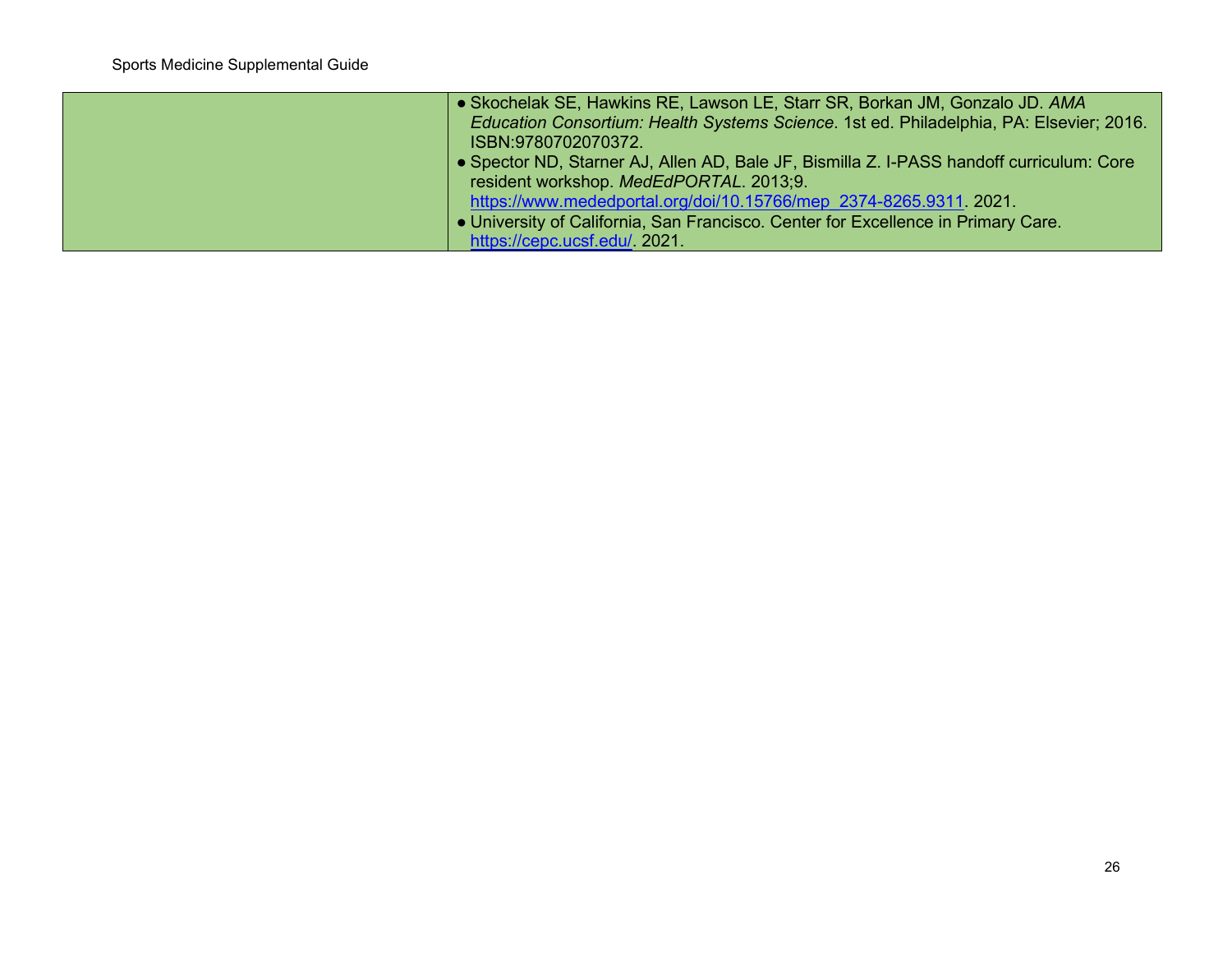| | |
|---|---|
| | • Skochelak SE, Hawkins RE, Lawson LE, Starr SR, Borkan JM, Gonzalo JD. *AMA Education Consortium: Health Systems Science*. 1st ed. Philadelphia, PA: Elsevier; 2016. ISBN:9780702070372.<br>• Spector ND, Starner AJ, Allen AD, Bale JF, Bismilla Z. I-PASS handoff curriculum: Core resident workshop. *MedEdPORTAL*. 2013;9. https://www.mededportal.org/doi/10.15766/mep_2374-8265.9311. 2021.<br>• University of California, San Francisco. Center for Excellence in Primary Care. https://cepc.ucsf.edu/. 2021. |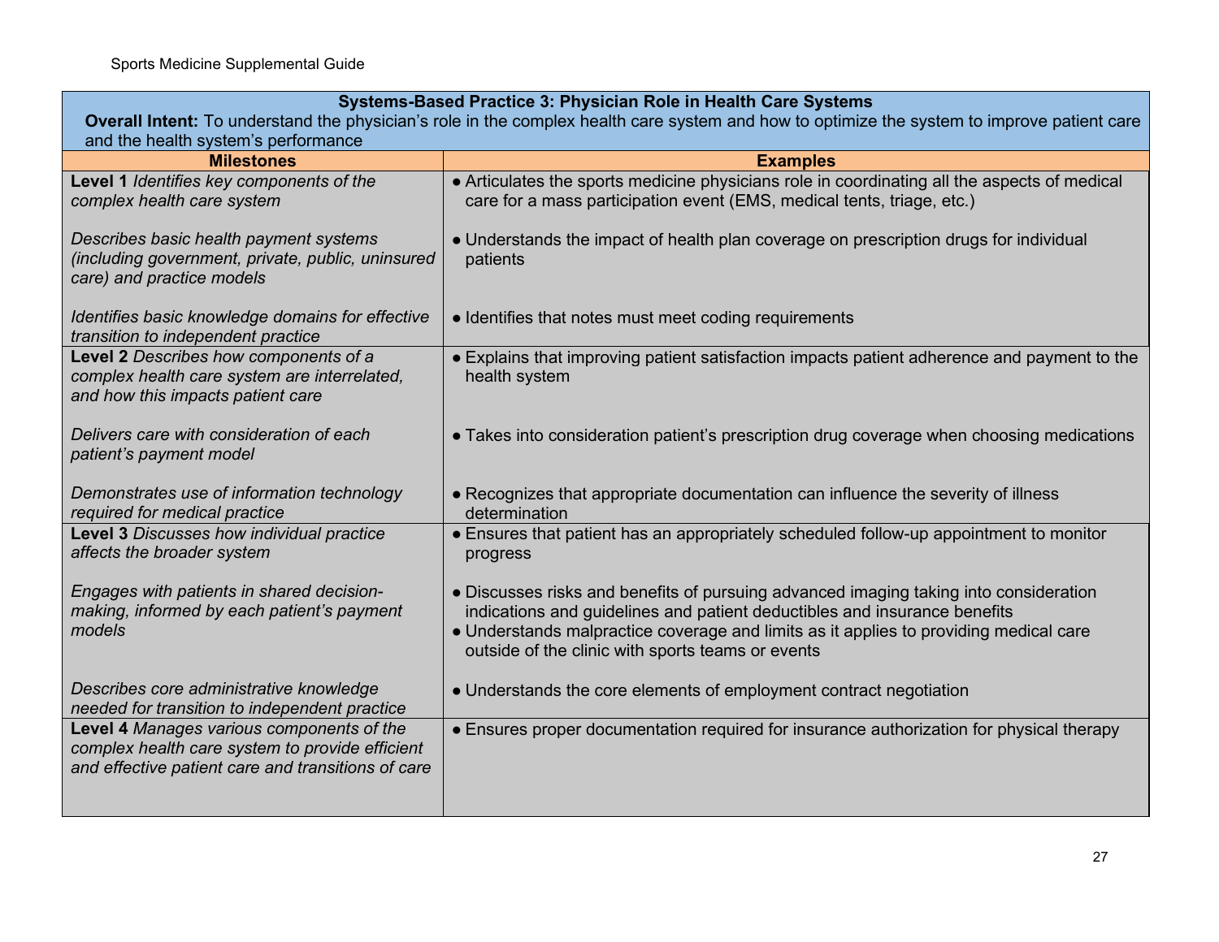| Systems-Based Practice 3: Physician Role in Health Care Systems<br>**Overall Intent:** To understand the physician's role in the complex health care system and how to optimize the system to improve patient care and the health system's performance | |
|---|---|
| **Milestones** | **Examples** |
| **Level 1** *Identifies key components of the complex health care system*<br><br>*Describes basic health payment systems (including government, private, public, uninsured care) and practice models*<br><br>*Identifies basic knowledge domains for effective transition to independent practice* | ● Articulates the sports medicine physicians role in coordinating all the aspects of medical care for a mass participation event (EMS, medical tents, triage, etc.)<br><br>● Understands the impact of health plan coverage on prescription drugs for individual patients<br><br>● Identifies that notes must meet coding requirements |
| **Level 2** *Describes how components of a complex health care system are interrelated, and how this impacts patient care*<br><br>*Delivers care with consideration of each patient's payment model*<br><br>*Demonstrates use of information technology required for medical practice* | ● Explains that improving patient satisfaction impacts patient adherence and payment to the health system<br><br>● Takes into consideration patient's prescription drug coverage when choosing medications<br><br>● Recognizes that appropriate documentation can influence the severity of illness determination |
| **Level 3** *Discusses how individual practice affects the broader system*<br><br>*Engages with patients in shared decision-making, informed by each patient's payment models*<br><br>*Describes core administrative knowledge needed for transition to independent practice* | ● Ensures that patient has an appropriately scheduled follow-up appointment to monitor progress<br><br>● Discusses risks and benefits of pursuing advanced imaging taking into consideration indications and guidelines and patient deductibles and insurance benefits<br>● Understands malpractice coverage and limits as it applies to providing medical care outside of the clinic with sports teams or events<br><br>● Understands the core elements of employment contract negotiation |
| **Level 4** *Manages various components of the complex health care system to provide efficient and effective patient care and transitions of care* | ● Ensures proper documentation required for insurance authorization for physical therapy |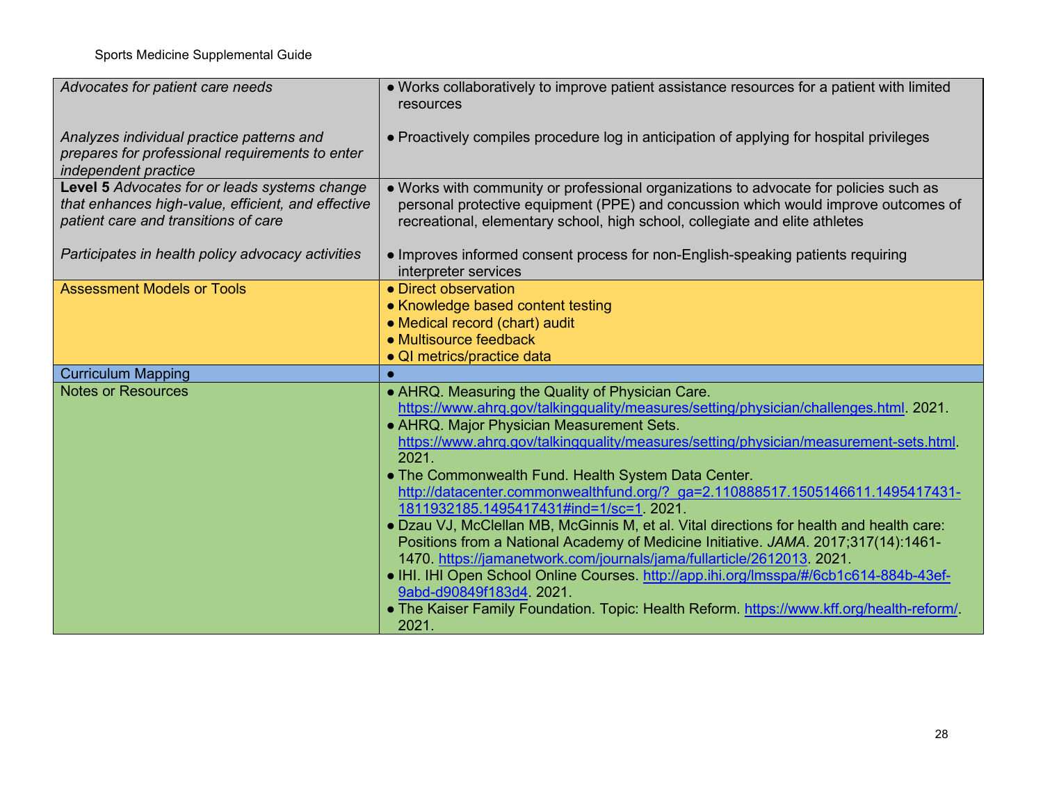| | |
|---|---|
| *Advocates for patient care needs*<br><br>*Analyzes individual practice patterns and prepares for professional requirements to enter independent practice* | ● Works collaboratively to improve patient assistance resources for a patient with limited resources<br><br>● Proactively compiles procedure log in anticipation of applying for hospital privileges |
| **Level 5** *Advocates for or leads systems change that enhances high-value, efficient, and effective patient care and transitions of care*<br><br>*Participates in health policy advocacy activities* | ● Works with community or professional organizations to advocate for policies such as personal protective equipment (PPE) and concussion which would improve outcomes of recreational, elementary school, high school, collegiate and elite athletes<br><br>● Improves informed consent process for non-English-speaking patients requiring interpreter services |
| Assessment Models or Tools | ● Direct observation<br>● Knowledge based content testing<br>● Medical record (chart) audit<br>● Multisource feedback<br>● QI metrics/practice data |
| Curriculum Mapping | ● |
| Notes or Resources | ● AHRQ. Measuring the Quality of Physician Care. https://www.ahrq.gov/talkingquality/measures/setting/physician/challenges.html. 2021.<br>● AHRQ. Major Physician Measurement Sets. https://www.ahrq.gov/talkingquality/measures/setting/physician/measurement-sets.html. 2021.<br>● The Commonwealth Fund. Health System Data Center. http://datacenter.commonwealthfund.org/?_ga=2.110888517.1505146611.1495417431-1811932185.1495417431#ind=1/sc=1. 2021.<br>● Dzau VJ, McClellan MB, McGinnis M, et al. Vital directions for health and health care: Positions from a National Academy of Medicine Initiative. *JAMA*. 2017;317(14):1461-1470. https://jamanetwork.com/journals/jama/fullarticle/2612013. 2021.<br>● IHI. IHI Open School Online Courses. http://app.ihi.org/lmsspa/#/6cb1c614-884b-43ef-9abd-d90849f183d4. 2021.<br>● The Kaiser Family Foundation. Topic: Health Reform. https://www.kff.org/health-reform/. 2021. |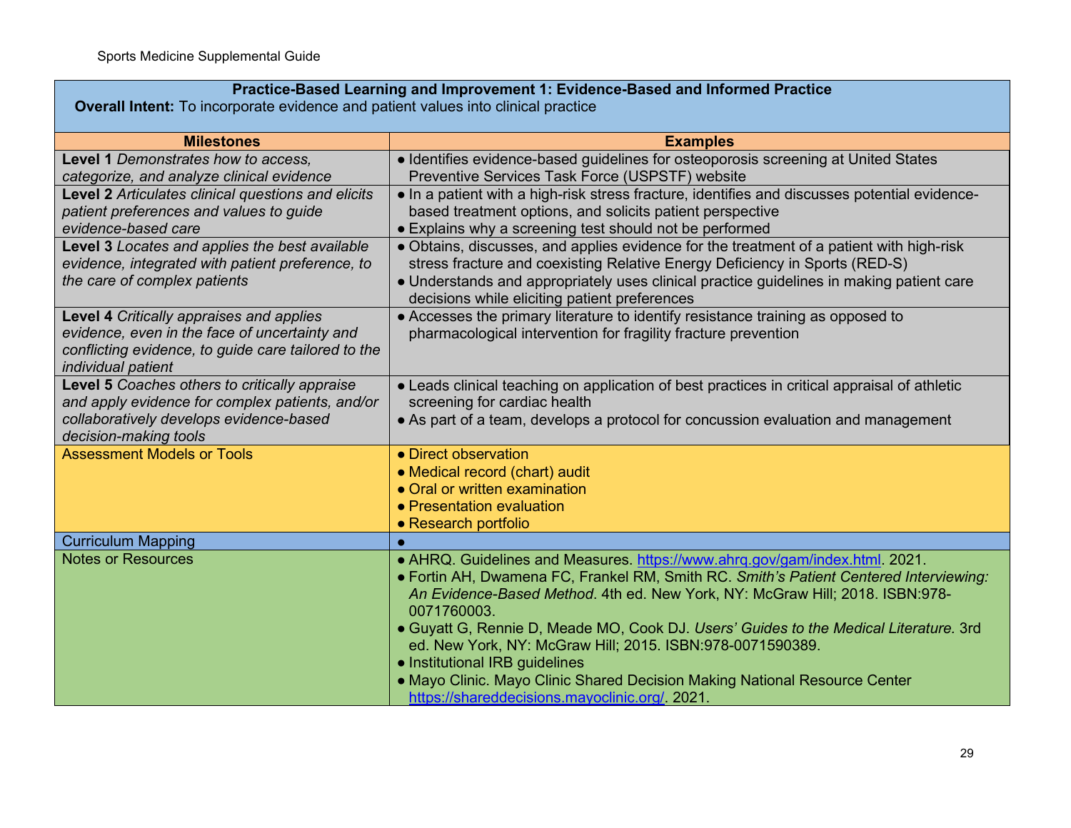| **Practice-Based Learning and Improvement 1: Evidence-Based and Informed Practice**<br>**Overall Intent:** To incorporate evidence and patient values into clinical practice | |
|---|---|
| **Milestones** | **Examples** |
| **Level 1** *Demonstrates how to access, categorize, and analyze clinical evidence* | ● Identifies evidence-based guidelines for osteoporosis screening at United States Preventive Services Task Force (USPSTF) website |
| **Level 2** *Articulates clinical questions and elicits patient preferences and values to guide evidence-based care* | ● In a patient with a high-risk stress fracture, identifies and discusses potential evidence-based treatment options, and solicits patient perspective<br>● Explains why a screening test should not be performed |
| **Level 3** *Locates and applies the best available evidence, integrated with patient preference, to the care of complex patients* | ● Obtains, discusses, and applies evidence for the treatment of a patient with high-risk stress fracture and coexisting Relative Energy Deficiency in Sports (RED-S)<br>● Understands and appropriately uses clinical practice guidelines in making patient care decisions while eliciting patient preferences |
| **Level 4** *Critically appraises and applies evidence, even in the face of uncertainty and conflicting evidence, to guide care tailored to the individual patient* | ● Accesses the primary literature to identify resistance training as opposed to pharmacological intervention for fragility fracture prevention |
| **Level 5** *Coaches others to critically appraise and apply evidence for complex patients, and/or collaboratively develops evidence-based decision-making tools* | ● Leads clinical teaching on application of best practices in critical appraisal of athletic screening for cardiac health<br>● As part of a team, develops a protocol for concussion evaluation and management |
| Assessment Models or Tools | ● Direct observation<br>● Medical record (chart) audit<br>● Oral or written examination<br>● Presentation evaluation<br>● Research portfolio |
| Curriculum Mapping | ● |
| Notes or Resources | ● AHRQ. Guidelines and Measures. https://www.ahrq.gov/gam/index.html. 2021.<br>● Fortin AH, Dwamena FC, Frankel RM, Smith RC. *Smith's Patient Centered Interviewing: An Evidence-Based Method*. 4th ed. New York, NY: McGraw Hill; 2018. ISBN:978-0071760003.<br>● Guyatt G, Rennie D, Meade MO, Cook DJ. *Users' Guides to the Medical Literature.* 3rd ed. New York, NY: McGraw Hill; 2015. ISBN:978-0071590389.<br>● Institutional IRB guidelines<br>● Mayo Clinic. Mayo Clinic Shared Decision Making National Resource Center https://shareddecisions.mayoclinic.org/. 2021. |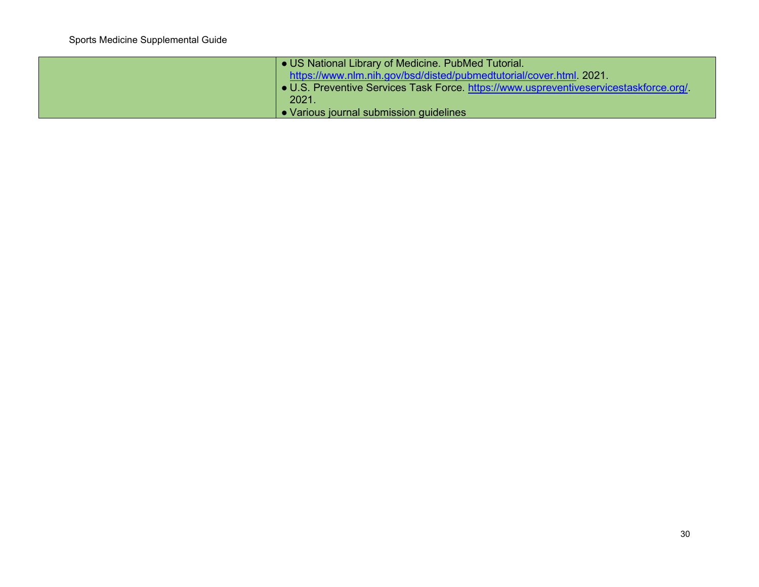| | |
|---|---|
| | • US National Library of Medicine. PubMed Tutorial. https://www.nlm.nih.gov/bsd/disted/pubmedtutorial/cover.html. 2021.<br>• U.S. Preventive Services Task Force. https://www.uspreventiveservicestaskforce.org/. 2021.<br>• Various journal submission guidelines |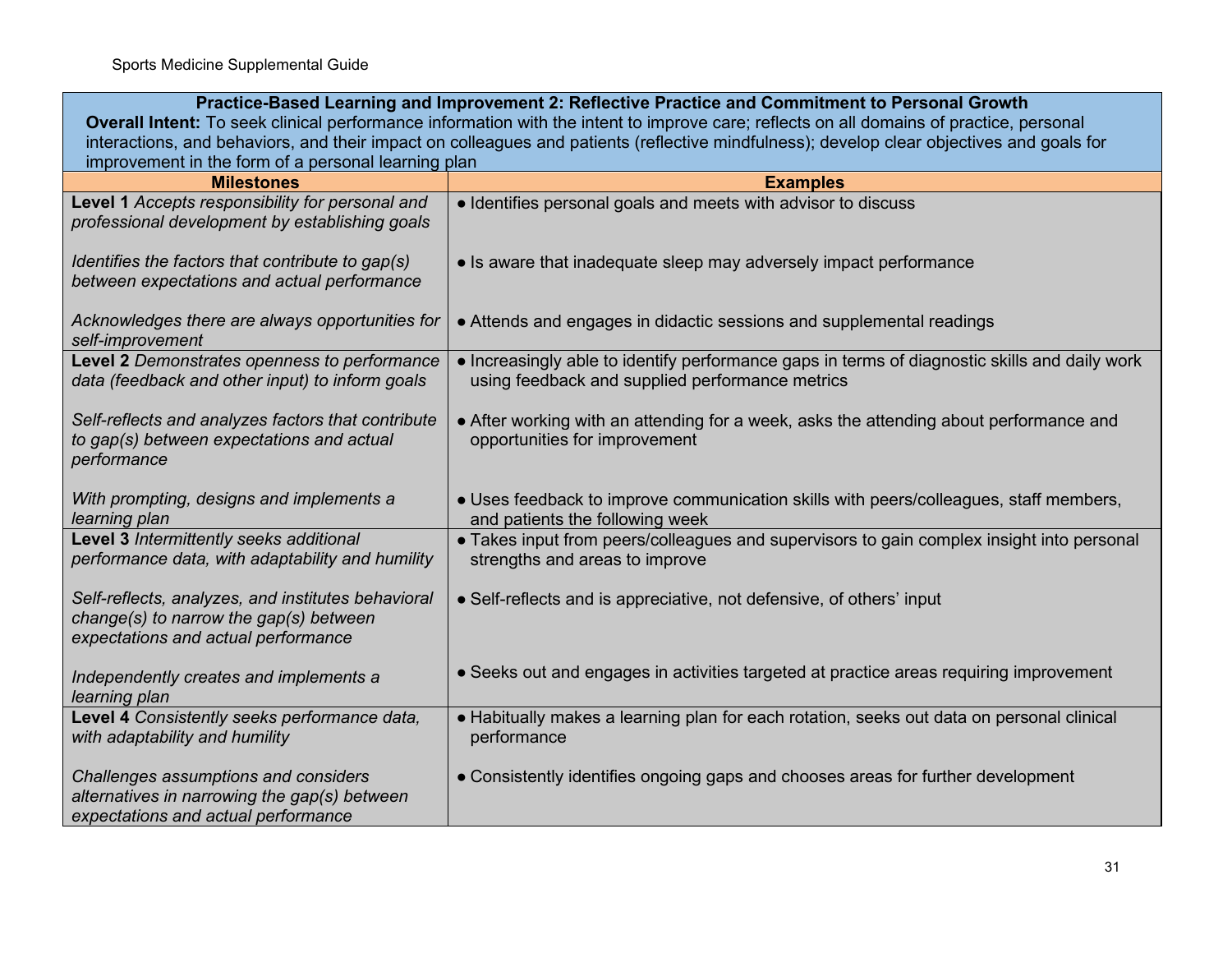| **Practice-Based Learning and Improvement 2: Reflective Practice and Commitment to Personal Growth**<br>**Overall Intent:** To seek clinical performance information with the intent to improve care; reflects on all domains of practice, personal interactions, and behaviors, and their impact on colleagues and patients (reflective mindfulness); develop clear objectives and goals for improvement in the form of a personal learning plan | |
|---|---|
| **Milestones** | **Examples** |
| **Level 1** *Accepts responsibility for personal and professional development by establishing goals*<br><br>*Identifies the factors that contribute to gap(s) between expectations and actual performance*<br><br>*Acknowledges there are always opportunities for self-improvement* | ● Identifies personal goals and meets with advisor to discuss<br><br>● Is aware that inadequate sleep may adversely impact performance<br><br>● Attends and engages in didactic sessions and supplemental readings |
| **Level 2** *Demonstrates openness to performance data (feedback and other input) to inform goals*<br><br>*Self-reflects and analyzes factors that contribute to gap(s) between expectations and actual performance*<br><br>*With prompting, designs and implements a learning plan* | ● Increasingly able to identify performance gaps in terms of diagnostic skills and daily work using feedback and supplied performance metrics<br><br>● After working with an attending for a week, asks the attending about performance and opportunities for improvement<br><br>● Uses feedback to improve communication skills with peers/colleagues, staff members, and patients the following week |
| **Level 3** *Intermittently seeks additional performance data, with adaptability and humility*<br><br>*Self-reflects, analyzes, and institutes behavioral change(s) to narrow the gap(s) between expectations and actual performance*<br><br>*Independently creates and implements a learning plan* | ● Takes input from peers/colleagues and supervisors to gain complex insight into personal strengths and areas to improve<br><br>● Self-reflects and is appreciative, not defensive, of others' input<br><br>● Seeks out and engages in activities targeted at practice areas requiring improvement |
| **Level 4** *Consistently seeks performance data, with adaptability and humility*<br><br>*Challenges assumptions and considers alternatives in narrowing the gap(s) between expectations and actual performance* | ● Habitually makes a learning plan for each rotation, seeks out data on personal clinical performance<br><br>● Consistently identifies ongoing gaps and chooses areas for further development |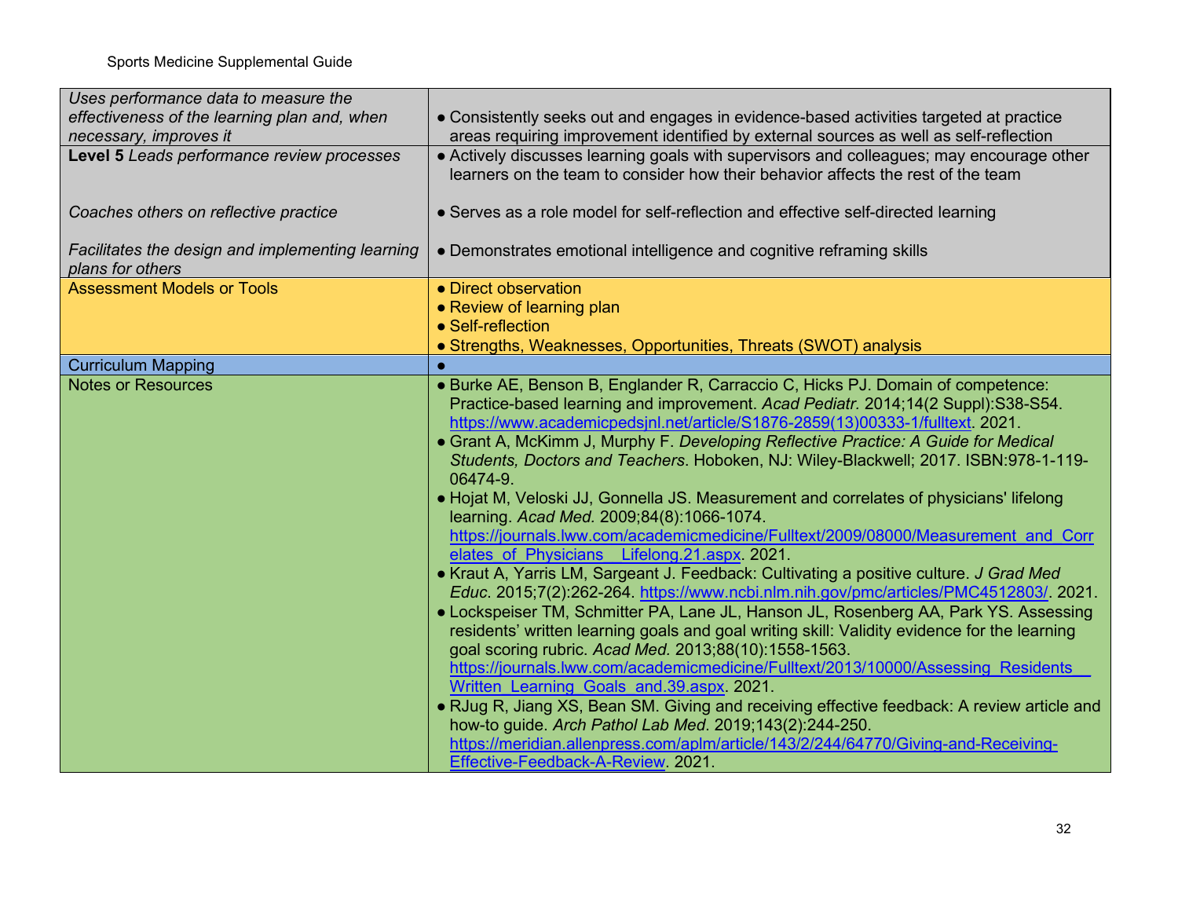| | |
|---|---|
| *Uses performance data to measure the effectiveness of the learning plan and, when necessary, improves it* | • Consistently seeks out and engages in evidence-based activities targeted at practice areas requiring improvement identified by external sources as well as self-reflection |
| **Level 5** *Leads performance review processes*<br><br>*Coaches others on reflective practice*<br><br>*Facilitates the design and implementing learning plans for others* | • Actively discusses learning goals with supervisors and colleagues; may encourage other learners on the team to consider how their behavior affects the rest of the team<br><br>• Serves as a role model for self-reflection and effective self-directed learning<br><br>• Demonstrates emotional intelligence and cognitive reframing skills |
| Assessment Models or Tools | • Direct observation<br>• Review of learning plan<br>• Self-reflection<br>• Strengths, Weaknesses, Opportunities, Threats (SWOT) analysis |
| Curriculum Mapping | • |
| Notes or Resources | • Burke AE, Benson B, Englander R, Carraccio C, Hicks PJ. Domain of competence: Practice-based learning and improvement. *Acad Pediatr.* 2014;14(2 Suppl):S38-S54. https://www.academicpedsjnl.net/article/S1876-2859(13)00333-1/fulltext. 2021.<br>• Grant A, McKimm J, Murphy F. *Developing Reflective Practice: A Guide for Medical Students, Doctors and Teachers*. Hoboken, NJ: Wiley-Blackwell; 2017. ISBN:978-1-119-06474-9.<br>• Hojat M, Veloski JJ, Gonnella JS. Measurement and correlates of physicians' lifelong learning. *Acad Med.* 2009;84(8):1066-1074. https://journals.lww.com/academicmedicine/Fulltext/2009/08000/Measurement_and_Correlates_of_Physicians__Lifelong.21.aspx. 2021.<br>• Kraut A, Yarris LM, Sargeant J. Feedback: Cultivating a positive culture. *J Grad Med Educ.* 2015;7(2):262-264. https://www.ncbi.nlm.nih.gov/pmc/articles/PMC4512803/. 2021.<br>• Lockspeiser TM, Schmitter PA, Lane JL, Hanson JL, Rosenberg AA, Park YS. Assessing residents' written learning goals and goal writing skill: Validity evidence for the learning goal scoring rubric. *Acad Med.* 2013;88(10):1558-1563. https://journals.lww.com/academicmedicine/Fulltext/2013/10000/Assessing_Residents__Written_Learning_Goals_and.39.aspx. 2021.<br>• RJug R, Jiang XS, Bean SM. Giving and receiving effective feedback: A review article and how-to guide. *Arch Pathol Lab Med*. 2019;143(2):244-250. https://meridian.allenpress.com/aplm/article/143/2/244/64770/Giving-and-Receiving-Effective-Feedback-A-Review. 2021. |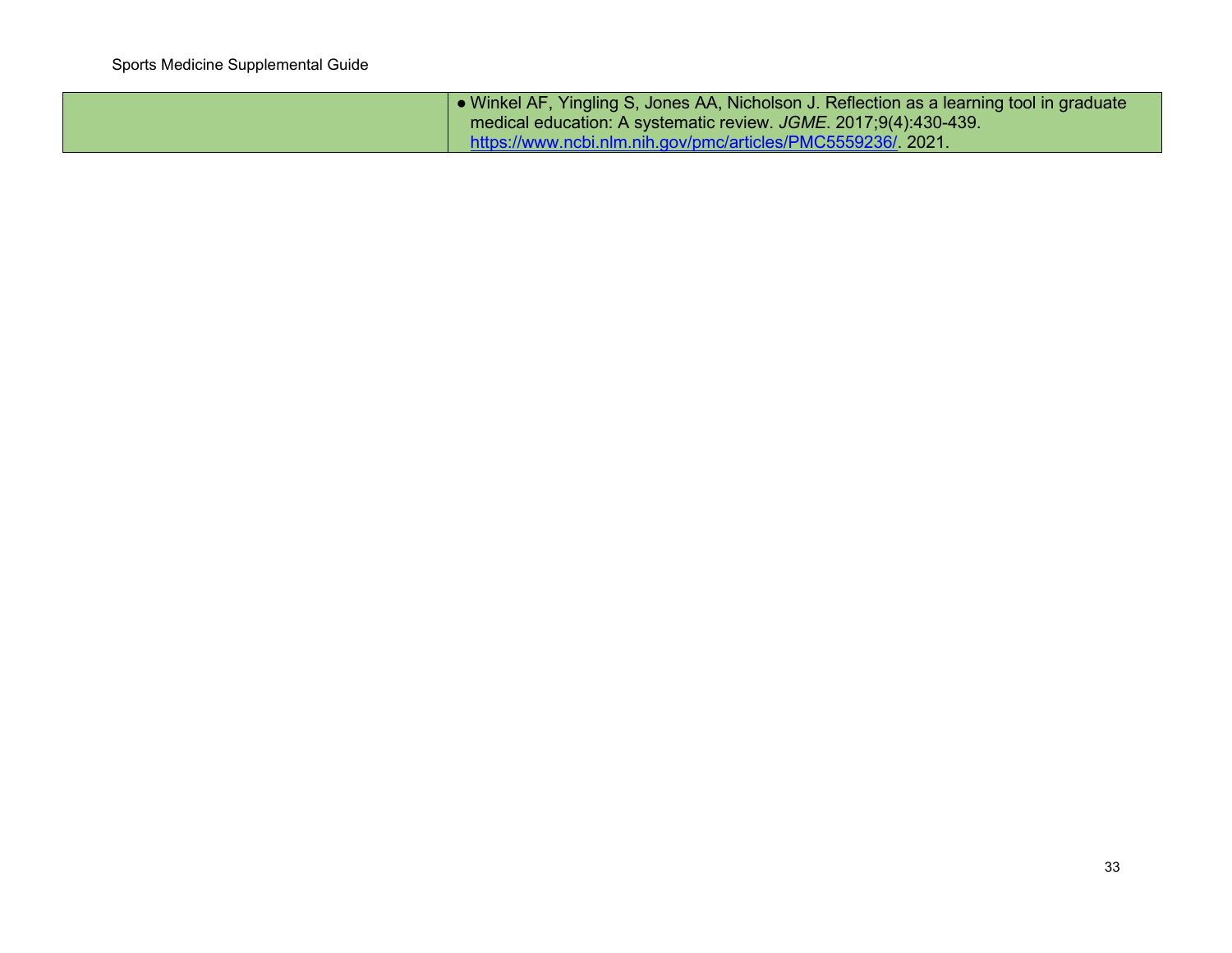| | |
|---|---|
| | • Winkel AF, Yingling S, Jones AA, Nicholson J. Reflection as a learning tool in graduate medical education: A systematic review. *JGME*. 2017;9(4):430-439. https://www.ncbi.nlm.nih.gov/pmc/articles/PMC5559236/. 2021. |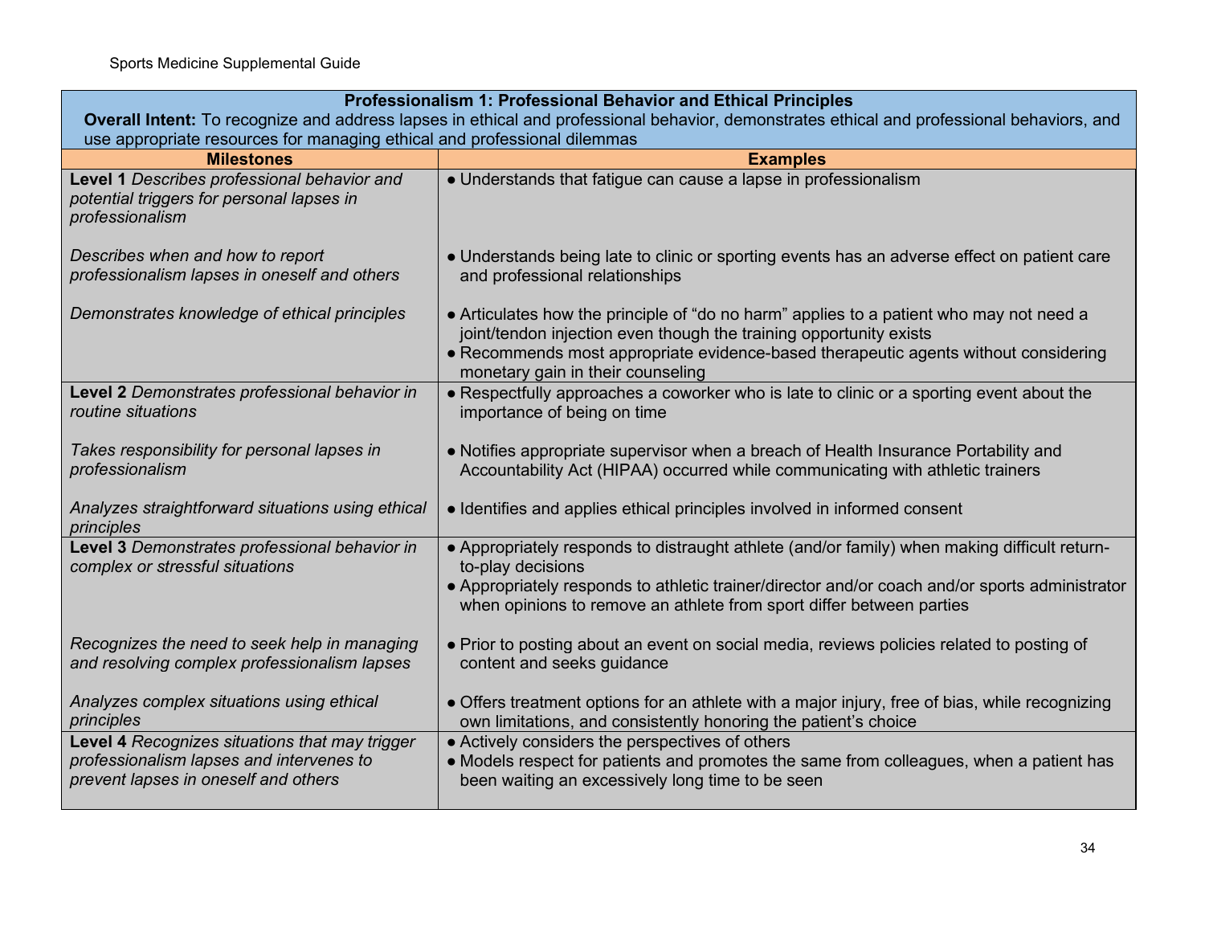| **Professionalism 1: Professional Behavior and Ethical Principles**<br>**Overall Intent:** To recognize and address lapses in ethical and professional behavior, demonstrates ethical and professional behaviors, and use appropriate resources for managing ethical and professional dilemmas | |
|---|---|
| **Milestones** | **Examples** |
| **Level 1** *Describes professional behavior and potential triggers for personal lapses in professionalism* | ● Understands that fatigue can cause a lapse in professionalism |
| *Describes when and how to report professionalism lapses in oneself and others* | ● Understands being late to clinic or sporting events has an adverse effect on patient care and professional relationships |
| *Demonstrates knowledge of ethical principles* | ● Articulates how the principle of "do no harm" applies to a patient who may not need a joint/tendon injection even though the training opportunity exists<br>● Recommends most appropriate evidence-based therapeutic agents without considering monetary gain in their counseling |
| **Level 2** *Demonstrates professional behavior in routine situations* | ● Respectfully approaches a coworker who is late to clinic or a sporting event about the importance of being on time |
| *Takes responsibility for personal lapses in professionalism* | ● Notifies appropriate supervisor when a breach of Health Insurance Portability and Accountability Act (HIPAA) occurred while communicating with athletic trainers |
| *Analyzes straightforward situations using ethical principles* | ● Identifies and applies ethical principles involved in informed consent |
| **Level 3** *Demonstrates professional behavior in complex or stressful situations* | ● Appropriately responds to distraught athlete (and/or family) when making difficult return-to-play decisions<br>● Appropriately responds to athletic trainer/director and/or coach and/or sports administrator when opinions to remove an athlete from sport differ between parties |
| *Recognizes the need to seek help in managing and resolving complex professionalism lapses* | ● Prior to posting about an event on social media, reviews policies related to posting of content and seeks guidance |
| *Analyzes complex situations using ethical principles* | ● Offers treatment options for an athlete with a major injury, free of bias, while recognizing own limitations, and consistently honoring the patient's choice |
| **Level 4** *Recognizes situations that may trigger professionalism lapses and intervenes to prevent lapses in oneself and others* | ● Actively considers the perspectives of others<br>● Models respect for patients and promotes the same from colleagues, when a patient has been waiting an excessively long time to be seen |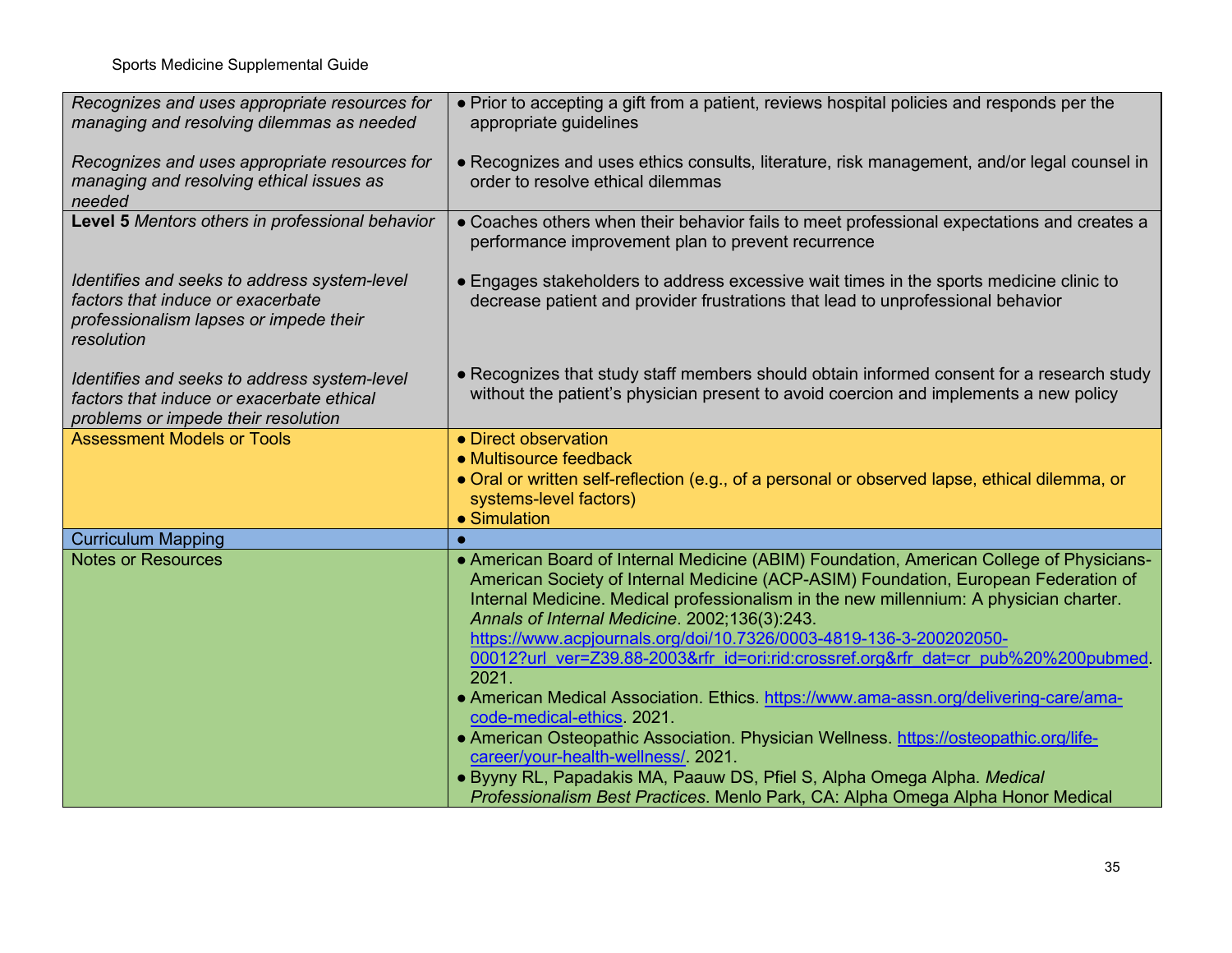| | |
|---|---|
| *Recognizes and uses appropriate resources for managing and resolving dilemmas as needed*<br><br>*Recognizes and uses appropriate resources for managing and resolving ethical issues as needed* | ● Prior to accepting a gift from a patient, reviews hospital policies and responds per the appropriate guidelines<br><br>● Recognizes and uses ethics consults, literature, risk management, and/or legal counsel in order to resolve ethical dilemmas |
| **Level 5** *Mentors others in professional behavior*<br><br>*Identifies and seeks to address system-level factors that induce or exacerbate professionalism lapses or impede their resolution*<br><br>*Identifies and seeks to address system-level factors that induce or exacerbate ethical problems or impede their resolution* | ● Coaches others when their behavior fails to meet professional expectations and creates a performance improvement plan to prevent recurrence<br><br>● Engages stakeholders to address excessive wait times in the sports medicine clinic to decrease patient and provider frustrations that lead to unprofessional behavior<br><br>● Recognizes that study staff members should obtain informed consent for a research study without the patient's physician present to avoid coercion and implements a new policy |
| Assessment Models or Tools | ● Direct observation<br>● Multisource feedback<br>● Oral or written self-reflection (e.g., of a personal or observed lapse, ethical dilemma, or systems-level factors)<br>● Simulation |
| Curriculum Mapping | ● |
| Notes or Resources | ● American Board of Internal Medicine (ABIM) Foundation, American College of Physicians-American Society of Internal Medicine (ACP-ASIM) Foundation, European Federation of Internal Medicine. Medical professionalism in the new millennium: A physician charter. *Annals of Internal Medicine*. 2002;136(3):243. https://www.acpjournals.org/doi/10.7326/0003-4819-136-3-200202050-00012?url_ver=Z39.88-2003&rfr_id=ori:rid:crossref.org&rfr_dat=cr_pub%20%200pubmed. 2021.<br>● American Medical Association. Ethics. https://www.ama-assn.org/delivering-care/ama-code-medical-ethics. 2021.<br>● American Osteopathic Association. Physician Wellness. https://osteopathic.org/life-career/your-health-wellness/. 2021.<br>● Byyny RL, Papadakis MA, Paauw DS, Pfiel S, Alpha Omega Alpha. *Medical Professionalism Best Practices*. Menlo Park, CA: Alpha Omega Alpha Honor Medical |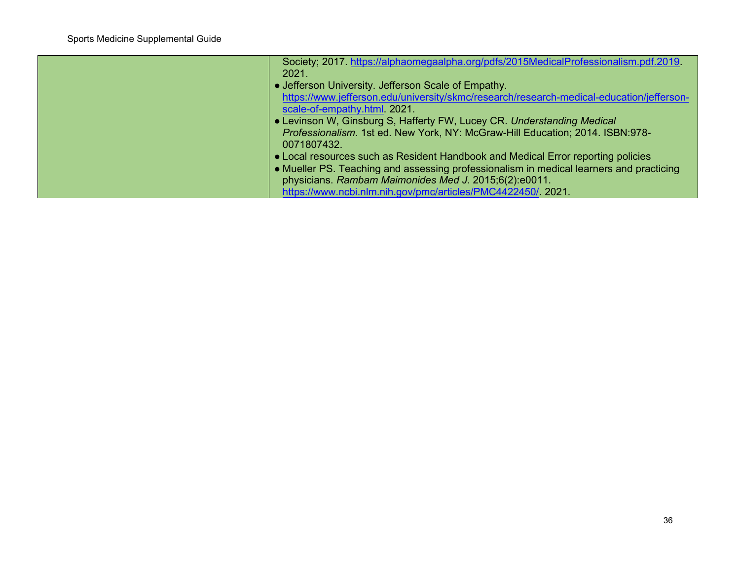| | Society; 2017. https://alphaomegaalpha.org/pdfs/2015MedicalProfessionalism.pdf.2019. 2021.<br>● Jefferson University. Jefferson Scale of Empathy. https://www.jefferson.edu/university/skmc/research/research-medical-education/jefferson-scale-of-empathy.html. 2021.<br>● Levinson W, Ginsburg S, Hafferty FW, Lucey CR. *Understanding Medical Professionalism*. 1st ed. New York, NY: McGraw-Hill Education; 2014. ISBN:978-0071807432.<br>● Local resources such as Resident Handbook and Medical Error reporting policies<br>● Mueller PS. Teaching and assessing professionalism in medical learners and practicing physicians. *Rambam Maimonides Med J*. 2015;6(2):e0011. https://www.ncbi.nlm.nih.gov/pmc/articles/PMC4422450/. 2021. |
|---|---|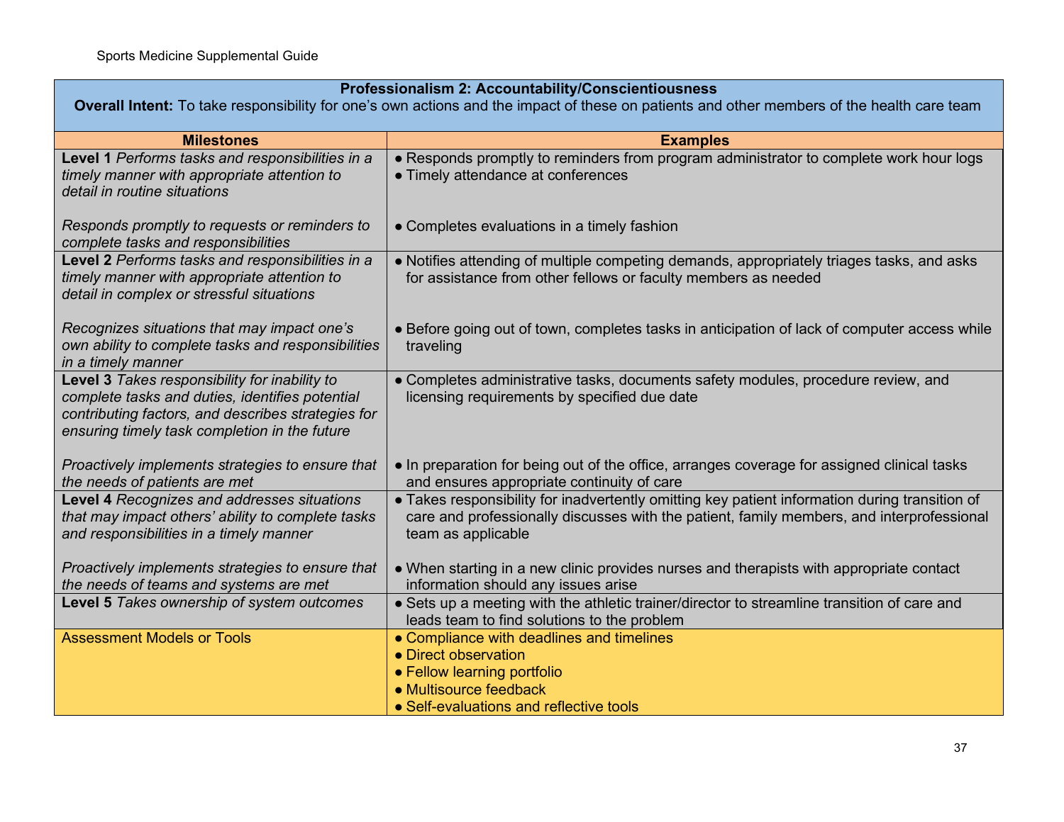| **Professionalism 2: Accountability/Conscientiousness**<br>**Overall Intent:** To take responsibility for one's own actions and the impact of these on patients and other members of the health care team | |
|---|---|
| **Milestones** | **Examples** |
| **Level 1** *Performs tasks and responsibilities in a timely manner with appropriate attention to detail in routine situations* | ● Responds promptly to reminders from program administrator to complete work hour logs<br>● Timely attendance at conferences |
| *Responds promptly to requests or reminders to complete tasks and responsibilities* | ● Completes evaluations in a timely fashion |
| **Level 2** *Performs tasks and responsibilities in a timely manner with appropriate attention to detail in complex or stressful situations* | ● Notifies attending of multiple competing demands, appropriately triages tasks, and asks for assistance from other fellows or faculty members as needed |
| *Recognizes situations that may impact one's own ability to complete tasks and responsibilities in a timely manner* | ● Before going out of town, completes tasks in anticipation of lack of computer access while traveling |
| **Level 3** *Takes responsibility for inability to complete tasks and duties, identifies potential contributing factors, and describes strategies for ensuring timely task completion in the future* | ● Completes administrative tasks, documents safety modules, procedure review, and licensing requirements by specified due date |
| *Proactively implements strategies to ensure that the needs of patients are met* | ● In preparation for being out of the office, arranges coverage for assigned clinical tasks and ensures appropriate continuity of care |
| **Level 4** *Recognizes and addresses situations that may impact others' ability to complete tasks and responsibilities in a timely manner* | ● Takes responsibility for inadvertently omitting key patient information during transition of care and professionally discusses with the patient, family members, and interprofessional team as applicable |
| *Proactively implements strategies to ensure that the needs of teams and systems are met* | ● When starting in a new clinic provides nurses and therapists with appropriate contact information should any issues arise |
| **Level 5** *Takes ownership of system outcomes* | ● Sets up a meeting with the athletic trainer/director to streamline transition of care and leads team to find solutions to the problem |
| Assessment Models or Tools | ● Compliance with deadlines and timelines<br>● Direct observation<br>● Fellow learning portfolio<br>● Multisource feedback<br>● Self-evaluations and reflective tools |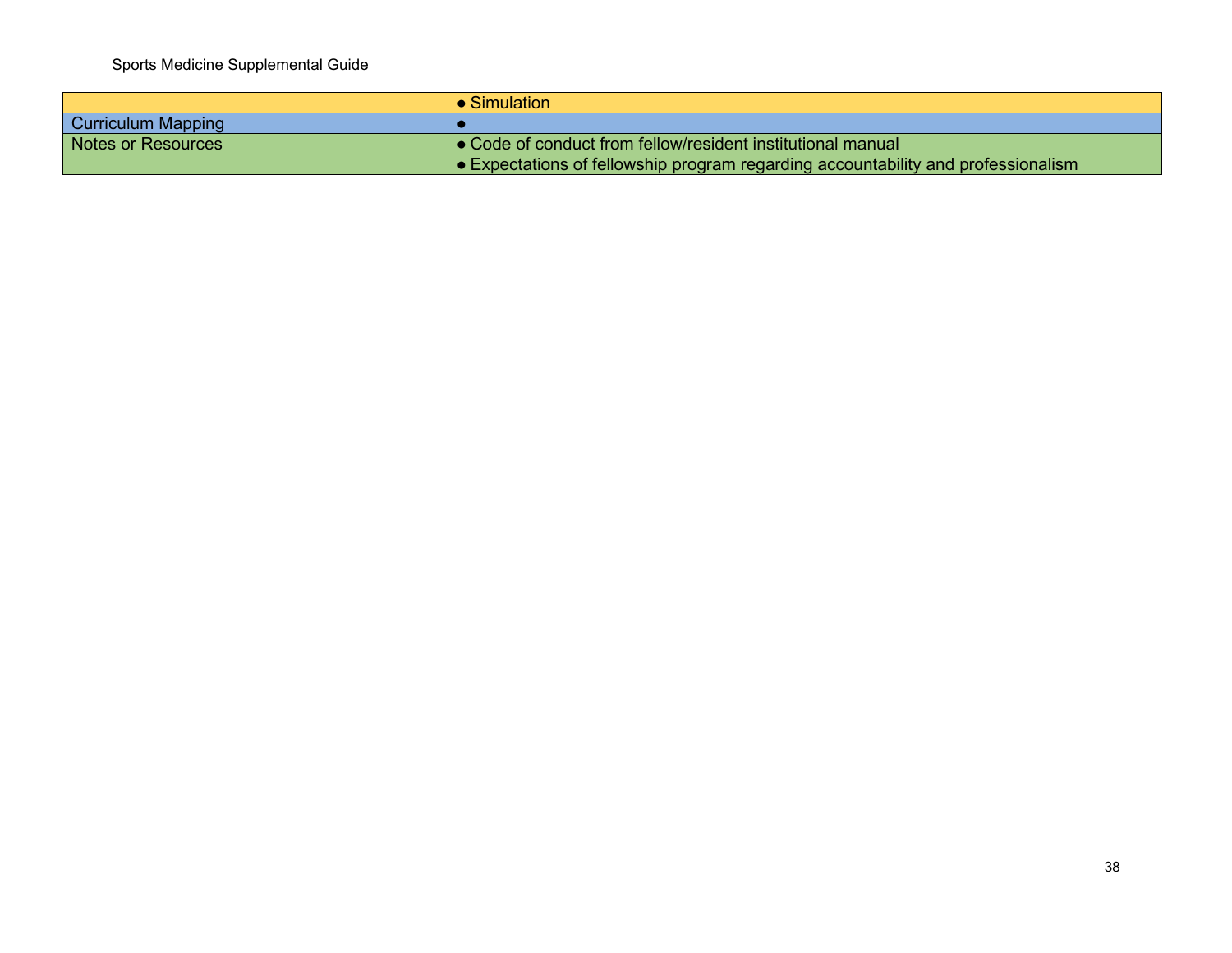| | |
|---|---|
| | ● Simulation |
| Curriculum Mapping | ● |
| Notes or Resources | ● Code of conduct from fellow/resident institutional manual<br>● Expectations of fellowship program regarding accountability and professionalism |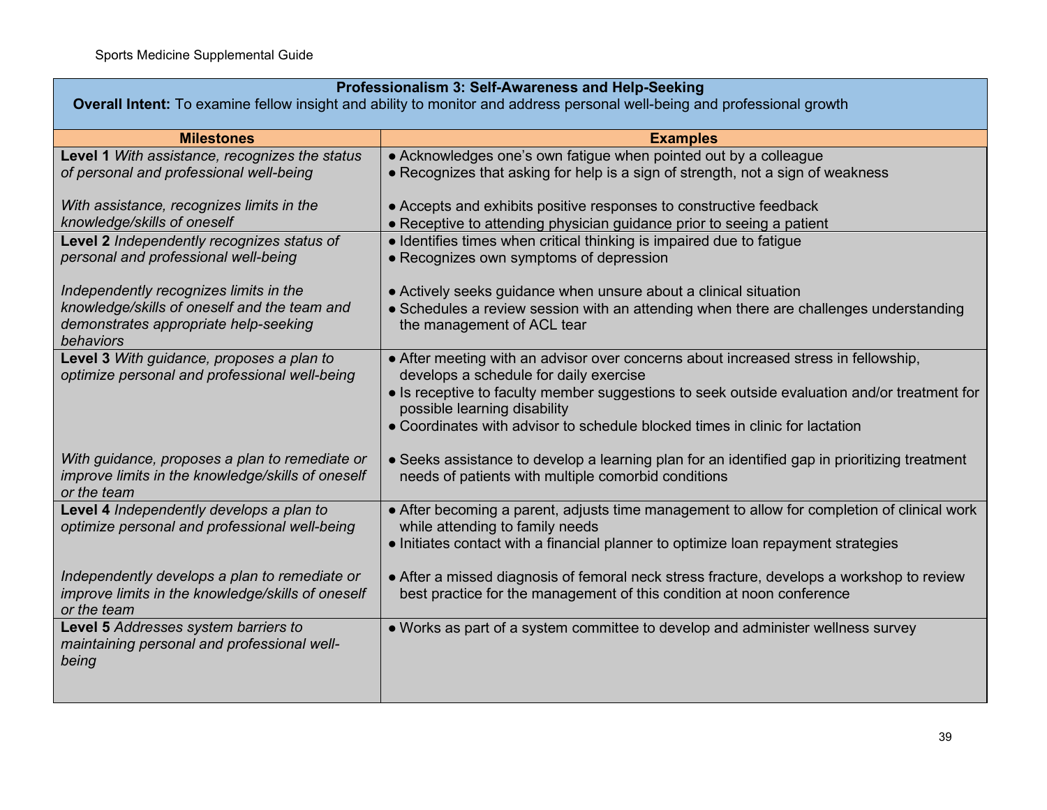| **Professionalism 3: Self-Awareness and Help-Seeking**<br>**Overall Intent:** To examine fellow insight and ability to monitor and address personal well-being and professional growth | |
|---|---|
| **Milestones** | **Examples** |
| **Level 1** *With assistance, recognizes the status of personal and professional well-being* | ● Acknowledges one's own fatigue when pointed out by a colleague<br>● Recognizes that asking for help is a sign of strength, not a sign of weakness |
| *With assistance, recognizes limits in the knowledge/skills of oneself* | ● Accepts and exhibits positive responses to constructive feedback<br>● Receptive to attending physician guidance prior to seeing a patient |
| **Level 2** *Independently recognizes status of personal and professional well-being* | ● Identifies times when critical thinking is impaired due to fatigue<br>● Recognizes own symptoms of depression |
| *Independently recognizes limits in the knowledge/skills of oneself and the team and demonstrates appropriate help-seeking behaviors* | ● Actively seeks guidance when unsure about a clinical situation<br>● Schedules a review session with an attending when there are challenges understanding the management of ACL tear |
| **Level 3** *With guidance, proposes a plan to optimize personal and professional well-being* | ● After meeting with an advisor over concerns about increased stress in fellowship, develops a schedule for daily exercise<br>● Is receptive to faculty member suggestions to seek outside evaluation and/or treatment for possible learning disability<br>● Coordinates with advisor to schedule blocked times in clinic for lactation |
| *With guidance, proposes a plan to remediate or improve limits in the knowledge/skills of oneself or the team* | ● Seeks assistance to develop a learning plan for an identified gap in prioritizing treatment needs of patients with multiple comorbid conditions |
| **Level 4** *Independently develops a plan to optimize personal and professional well-being* | ● After becoming a parent, adjusts time management to allow for completion of clinical work while attending to family needs<br>● Initiates contact with a financial planner to optimize loan repayment strategies |
| *Independently develops a plan to remediate or improve limits in the knowledge/skills of oneself or the team* | ● After a missed diagnosis of femoral neck stress fracture, develops a workshop to review best practice for the management of this condition at noon conference |
| **Level 5** *Addresses system barriers to maintaining personal and professional well-being* | ● Works as part of a system committee to develop and administer wellness survey |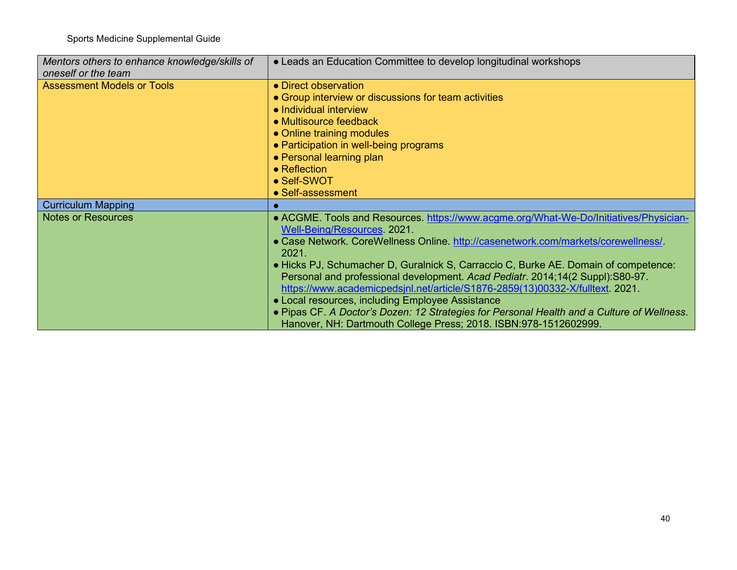| *Mentors others to enhance knowledge/skills of oneself or the team* | ● Leads an Education Committee to develop longitudinal workshops |
|---|---|
| Assessment Models or Tools | ● Direct observation<br>● Group interview or discussions for team activities<br>● Individual interview<br>● Multisource feedback<br>● Online training modules<br>● Participation in well-being programs<br>● Personal learning plan<br>● Reflection<br>● Self-SWOT<br>● Self-assessment |
| Curriculum Mapping | ● |
| Notes or Resources | ● ACGME. Tools and Resources. https://www.acgme.org/What-We-Do/Initiatives/Physician-Well-Being/Resources. 2021.<br>● Case Network. CoreWellness Online. http://casenetwork.com/markets/corewellness/. 2021.<br>● Hicks PJ, Schumacher D, Guralnick S, Carraccio C, Burke AE. Domain of competence: Personal and professional development. *Acad Pediatr*. 2014;14(2 Suppl):S80-97. https://www.academicpedsjnl.net/article/S1876-2859(13)00332-X/fulltext. 2021.<br>● Local resources, including Employee Assistance<br>● Pipas CF. *A Doctor's Dozen: 12 Strategies for Personal Health and a Culture of Wellness*. Hanover, NH: Dartmouth College Press; 2018. ISBN:978-1512602999. |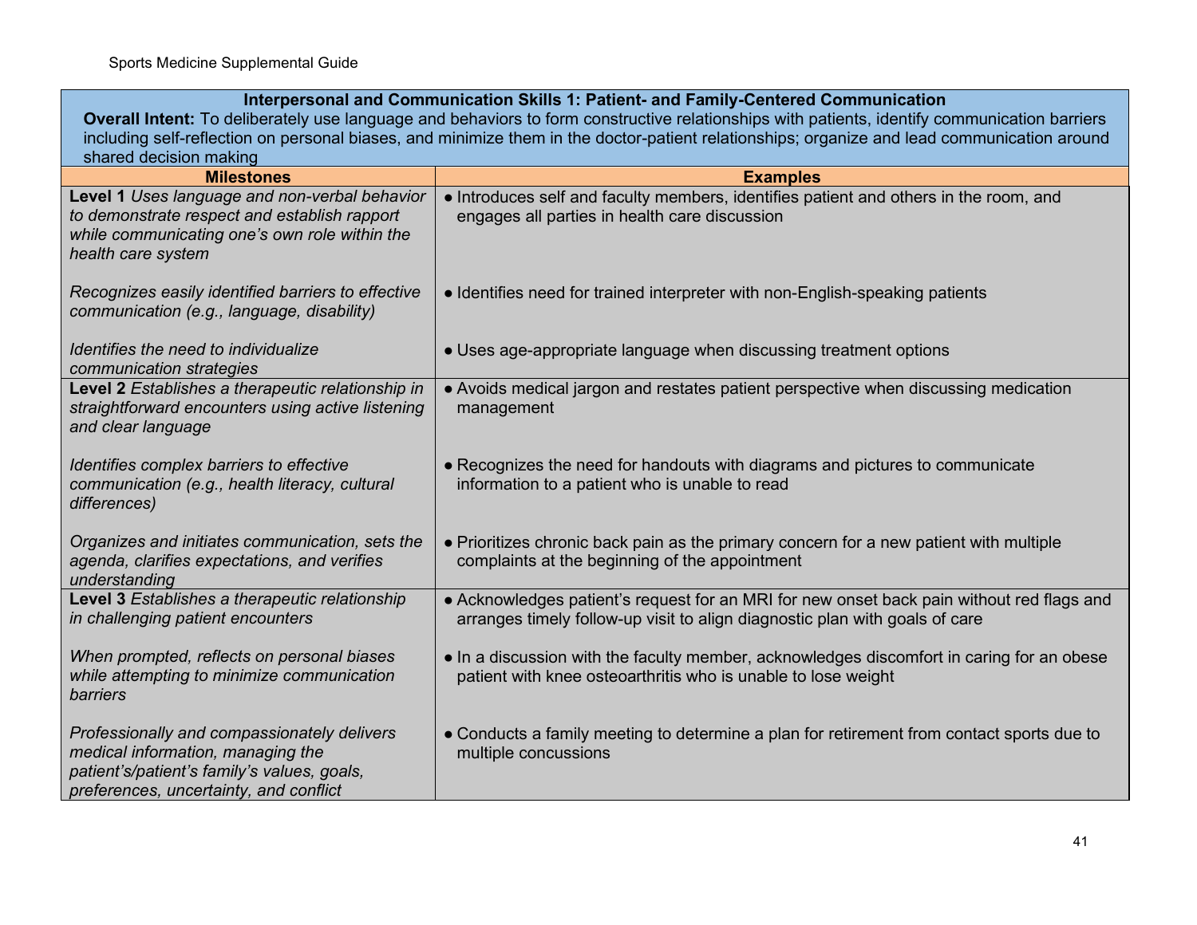| **Interpersonal and Communication Skills 1: Patient- and Family-Centered Communication**<br>**Overall Intent:** To deliberately use language and behaviors to form constructive relationships with patients, identify communication barriers including self-reflection on personal biases, and minimize them in the doctor-patient relationships; organize and lead communication around shared decision making | |
|---|---|
| **Milestones** | **Examples** |
| **Level 1** *Uses language and non-verbal behavior to demonstrate respect and establish rapport while communicating one's own role within the health care system* | ● Introduces self and faculty members, identifies patient and others in the room, and engages all parties in health care discussion |
| *Recognizes easily identified barriers to effective communication (e.g., language, disability)* | ● Identifies need for trained interpreter with non-English-speaking patients |
| *Identifies the need to individualize communication strategies* | ● Uses age-appropriate language when discussing treatment options |
| **Level 2** *Establishes a therapeutic relationship in straightforward encounters using active listening and clear language* | ● Avoids medical jargon and restates patient perspective when discussing medication management |
| *Identifies complex barriers to effective communication (e.g., health literacy, cultural differences)* | ● Recognizes the need for handouts with diagrams and pictures to communicate information to a patient who is unable to read |
| *Organizes and initiates communication, sets the agenda, clarifies expectations, and verifies understanding* | ● Prioritizes chronic back pain as the primary concern for a new patient with multiple complaints at the beginning of the appointment |
| **Level 3** *Establishes a therapeutic relationship in challenging patient encounters* | ● Acknowledges patient's request for an MRI for new onset back pain without red flags and arranges timely follow-up visit to align diagnostic plan with goals of care |
| *When prompted, reflects on personal biases while attempting to minimize communication barriers* | ● In a discussion with the faculty member, acknowledges discomfort in caring for an obese patient with knee osteoarthritis who is unable to lose weight |
| *Professionally and compassionately delivers medical information, managing the patient's/patient's family's values, goals, preferences, uncertainty, and conflict* | ● Conducts a family meeting to determine a plan for retirement from contact sports due to multiple concussions |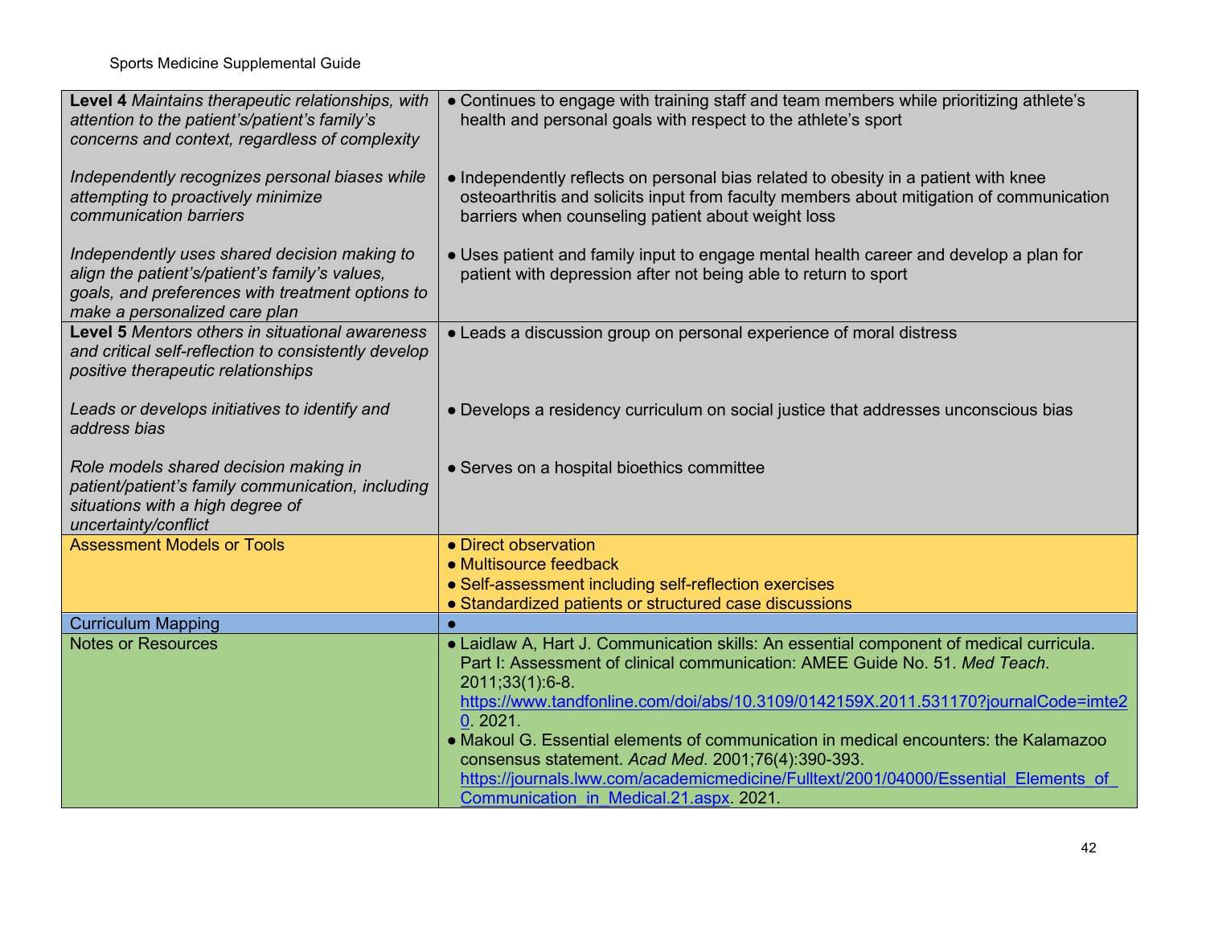| | |
|---|---|
| **Level 4** *Maintains therapeutic relationships, with attention to the patient's/patient's family's concerns and context, regardless of complexity*<br><br>*Independently recognizes personal biases while attempting to proactively minimize communication barriers*<br><br>*Independently uses shared decision making to align the patient's/patient's family's values, goals, and preferences with treatment options to make a personalized care plan* | ● Continues to engage with training staff and team members while prioritizing athlete's health and personal goals with respect to the athlete's sport<br><br>● Independently reflects on personal bias related to obesity in a patient with knee osteoarthritis and solicits input from faculty members about mitigation of communication barriers when counseling patient about weight loss<br><br>● Uses patient and family input to engage mental health career and develop a plan for patient with depression after not being able to return to sport |
| **Level 5** *Mentors others in situational awareness and critical self-reflection to consistently develop positive therapeutic relationships*<br><br>*Leads or develops initiatives to identify and address bias*<br><br>*Role models shared decision making in patient/patient's family communication, including situations with a high degree of uncertainty/conflict* | ● Leads a discussion group on personal experience of moral distress<br><br>● Develops a residency curriculum on social justice that addresses unconscious bias<br><br>● Serves on a hospital bioethics committee |
| Assessment Models or Tools | ● Direct observation<br>● Multisource feedback<br>● Self-assessment including self-reflection exercises<br>● Standardized patients or structured case discussions |
| Curriculum Mapping | ● |
| Notes or Resources | ● Laidlaw A, Hart J. Communication skills: An essential component of medical curricula. Part I: Assessment of clinical communication: AMEE Guide No. 51. *Med Teach*. 2011;33(1):6-8. https://www.tandfonline.com/doi/abs/10.3109/0142159X.2011.531170?journalCode=imte20. 2021.<br>● Makoul G. Essential elements of communication in medical encounters: the Kalamazoo consensus statement. *Acad Med*. 2001;76(4):390-393. https://journals.lww.com/academicmedicine/Fulltext/2001/04000/Essential_Elements_of_Communication_in_Medical.21.aspx. 2021. |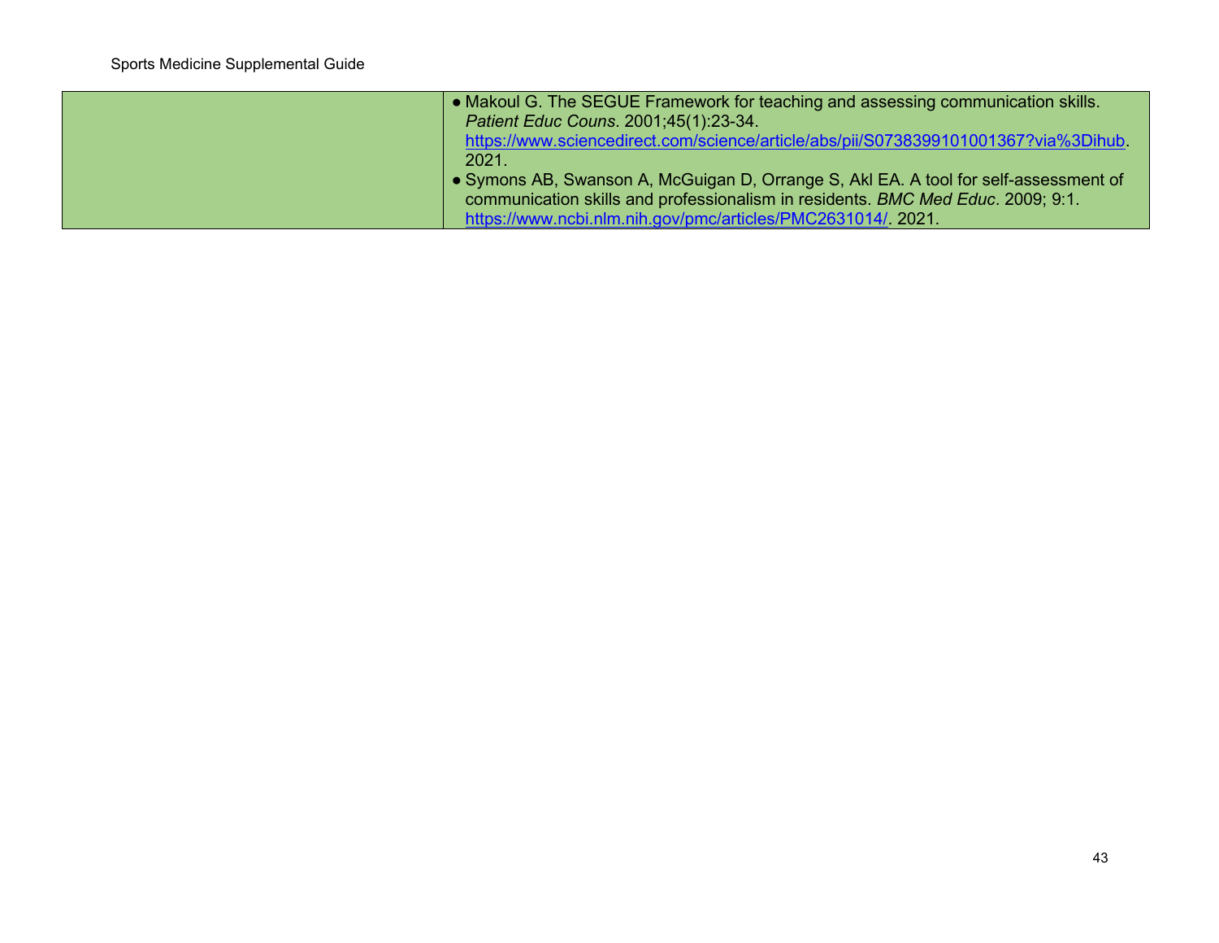| | |
|---|---|
| | • Makoul G. The SEGUE Framework for teaching and assessing communication skills. *Patient Educ Couns*. 2001;45(1):23-34. https://www.sciencedirect.com/science/article/abs/pii/S0738399101001367?via%3Dihub. 2021.<br>• Symons AB, Swanson A, McGuigan D, Orrange S, Akl EA. A tool for self-assessment of communication skills and professionalism in residents. *BMC Med Educ*. 2009; 9:1. https://www.ncbi.nlm.nih.gov/pmc/articles/PMC2631014/. 2021. |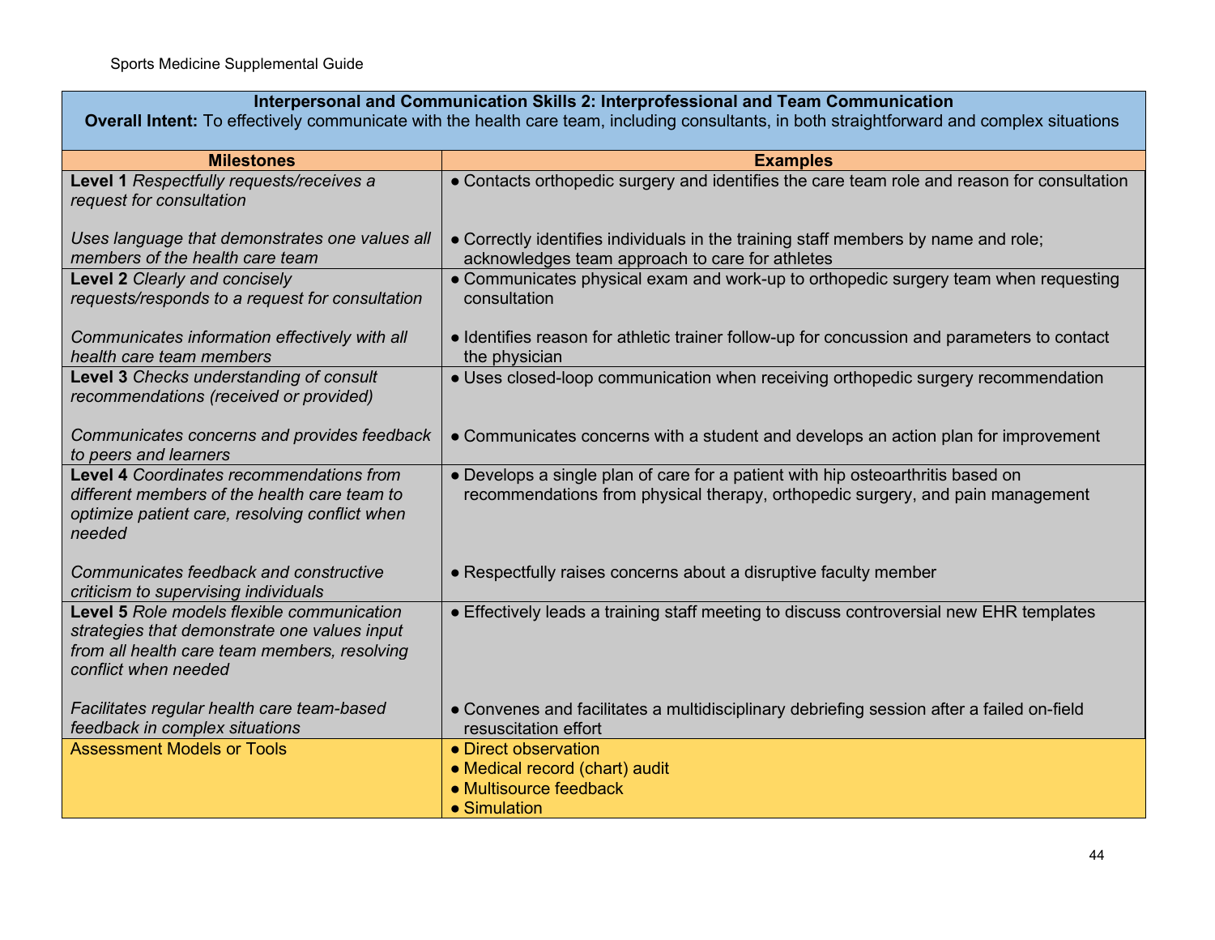| **Interpersonal and Communication Skills 2: Interprofessional and Team Communication**<br>**Overall Intent:** To effectively communicate with the health care team, including consultants, in both straightforward and complex situations | |
|---|---|
| **Milestones** | **Examples** |
| **Level 1** *Respectfully requests/receives a request for consultation* | ● Contacts orthopedic surgery and identifies the care team role and reason for consultation |
| *Uses language that demonstrates one values all members of the health care team* | ● Correctly identifies individuals in the training staff members by name and role; acknowledges team approach to care for athletes |
| **Level 2** *Clearly and concisely requests/responds to a request for consultation* | ● Communicates physical exam and work-up to orthopedic surgery team when requesting consultation |
| *Communicates information effectively with all health care team members* | ● Identifies reason for athletic trainer follow-up for concussion and parameters to contact the physician |
| **Level 3** *Checks understanding of consult recommendations (received or provided)* | ● Uses closed-loop communication when receiving orthopedic surgery recommendation |
| *Communicates concerns and provides feedback to peers and learners* | ● Communicates concerns with a student and develops an action plan for improvement |
| **Level 4** *Coordinates recommendations from different members of the health care team to optimize patient care, resolving conflict when needed* | ● Develops a single plan of care for a patient with hip osteoarthritis based on recommendations from physical therapy, orthopedic surgery, and pain management |
| *Communicates feedback and constructive criticism to supervising individuals* | ● Respectfully raises concerns about a disruptive faculty member |
| **Level 5** *Role models flexible communication strategies that demonstrate one values input from all health care team members, resolving conflict when needed* | ● Effectively leads a training staff meeting to discuss controversial new EHR templates |
| *Facilitates regular health care team-based feedback in complex situations* | ● Convenes and facilitates a multidisciplinary debriefing session after a failed on-field resuscitation effort |
| Assessment Models or Tools | ● Direct observation<br>● Medical record (chart) audit<br>● Multisource feedback<br>● Simulation |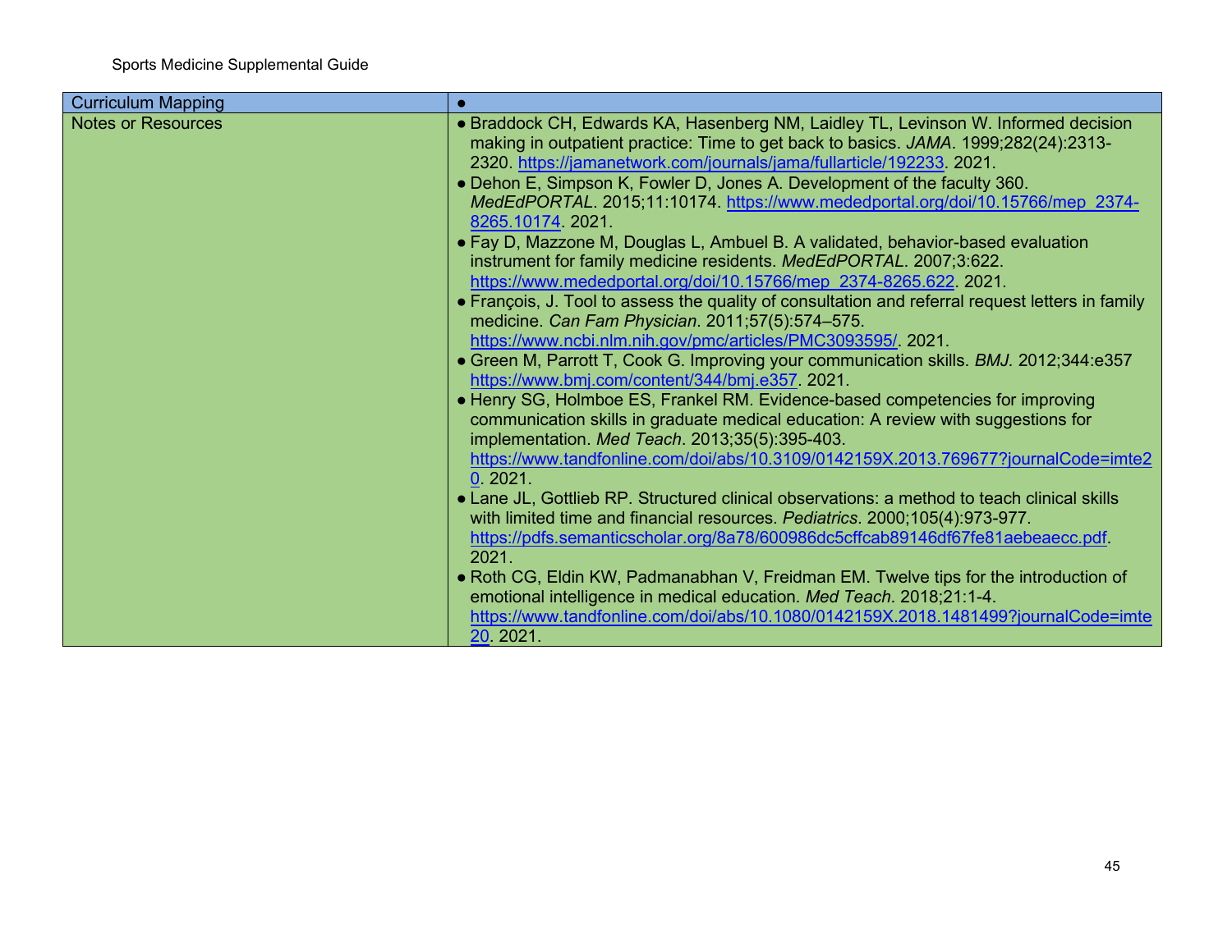| Curriculum Mapping | • |
|---|---|
| Notes or Resources | • Braddock CH, Edwards KA, Hasenberg NM, Laidley TL, Levinson W. Informed decision making in outpatient practice: Time to get back to basics. *JAMA*. 1999;282(24):2313-2320. https://jamanetwork.com/journals/jama/fullarticle/192233. 2021.<br>• Dehon E, Simpson K, Fowler D, Jones A. Development of the faculty 360. *MedEdPORTAL*. 2015;11:10174. https://www.mededportal.org/doi/10.15766/mep_2374-8265.10174. 2021.<br>• Fay D, Mazzone M, Douglas L, Ambuel B. A validated, behavior-based evaluation instrument for family medicine residents. *MedEdPORTAL*. 2007;3:622. https://www.mededportal.org/doi/10.15766/mep_2374-8265.622. 2021.<br>• François, J. Tool to assess the quality of consultation and referral request letters in family medicine. *Can Fam Physician*. 2011;57(5):574–575. https://www.ncbi.nlm.nih.gov/pmc/articles/PMC3093595/. 2021.<br>• Green M, Parrott T, Cook G. Improving your communication skills. *BMJ*. 2012;344:e357 https://www.bmj.com/content/344/bmj.e357. 2021.<br>• Henry SG, Holmboe ES, Frankel RM. Evidence-based competencies for improving communication skills in graduate medical education: A review with suggestions for implementation. *Med Teach*. 2013;35(5):395-403. https://www.tandfonline.com/doi/abs/10.3109/0142159X.2013.769677?journalCode=imte20. 2021.<br>• Lane JL, Gottlieb RP. Structured clinical observations: a method to teach clinical skills with limited time and financial resources. *Pediatrics*. 2000;105(4):973-977. https://pdfs.semanticscholar.org/8a78/600986dc5cffcab89146df67fe81aebeaecc.pdf. 2021.<br>• Roth CG, Eldin KW, Padmanabhan V, Freidman EM. Twelve tips for the introduction of emotional intelligence in medical education. *Med Teach*. 2018;21:1-4. https://www.tandfonline.com/doi/abs/10.1080/0142159X.2018.1481499?journalCode=imte20. 2021. |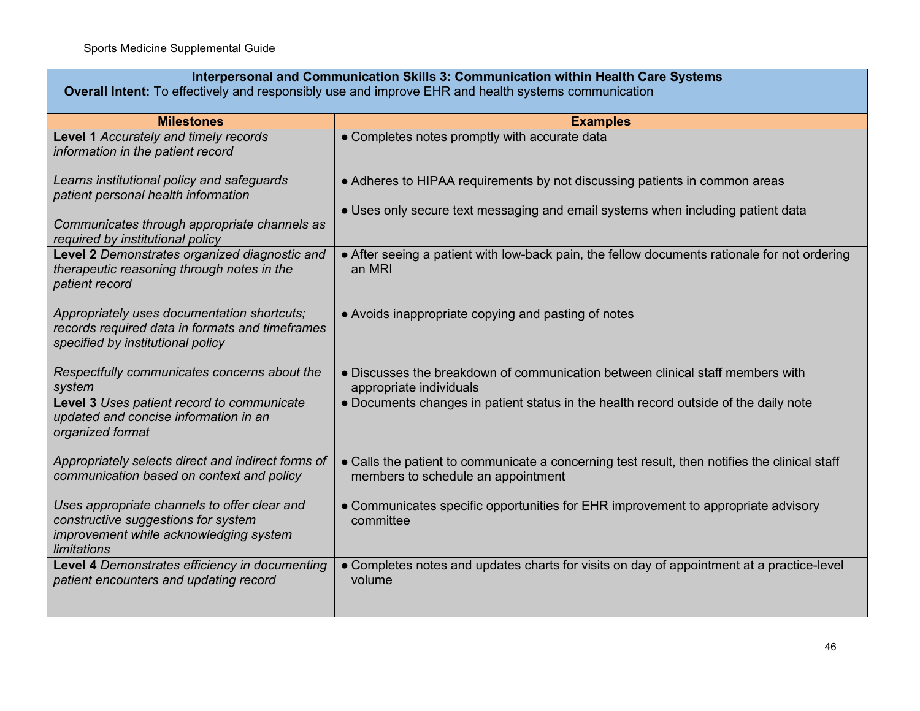| **Interpersonal and Communication Skills 3: Communication within Health Care Systems**<br>**Overall Intent:** To effectively and responsibly use and improve EHR and health systems communication | |
|---|---|
| **Milestones** | **Examples** |
| **Level 1** *Accurately and timely records information in the patient record*<br><br>*Learns institutional policy and safeguards patient personal health information*<br><br>*Communicates through appropriate channels as required by institutional policy* | ● Completes notes promptly with accurate data<br><br>● Adheres to HIPAA requirements by not discussing patients in common areas<br><br>● Uses only secure text messaging and email systems when including patient data |
| **Level 2** *Demonstrates organized diagnostic and therapeutic reasoning through notes in the patient record*<br><br>*Appropriately uses documentation shortcuts; records required data in formats and timeframes specified by institutional policy*<br><br>*Respectfully communicates concerns about the system* | ● After seeing a patient with low-back pain, the fellow documents rationale for not ordering an MRI<br><br>● Avoids inappropriate copying and pasting of notes<br><br>● Discusses the breakdown of communication between clinical staff members with appropriate individuals |
| **Level 3** *Uses patient record to communicate updated and concise information in an organized format*<br><br>*Appropriately selects direct and indirect forms of communication based on context and policy*<br><br>*Uses appropriate channels to offer clear and constructive suggestions for system improvement while acknowledging system limitations* | ● Documents changes in patient status in the health record outside of the daily note<br><br>● Calls the patient to communicate a concerning test result, then notifies the clinical staff members to schedule an appointment<br><br>● Communicates specific opportunities for EHR improvement to appropriate advisory committee |
| **Level 4** *Demonstrates efficiency in documenting patient encounters and updating record* | ● Completes notes and updates charts for visits on day of appointment at a practice-level volume |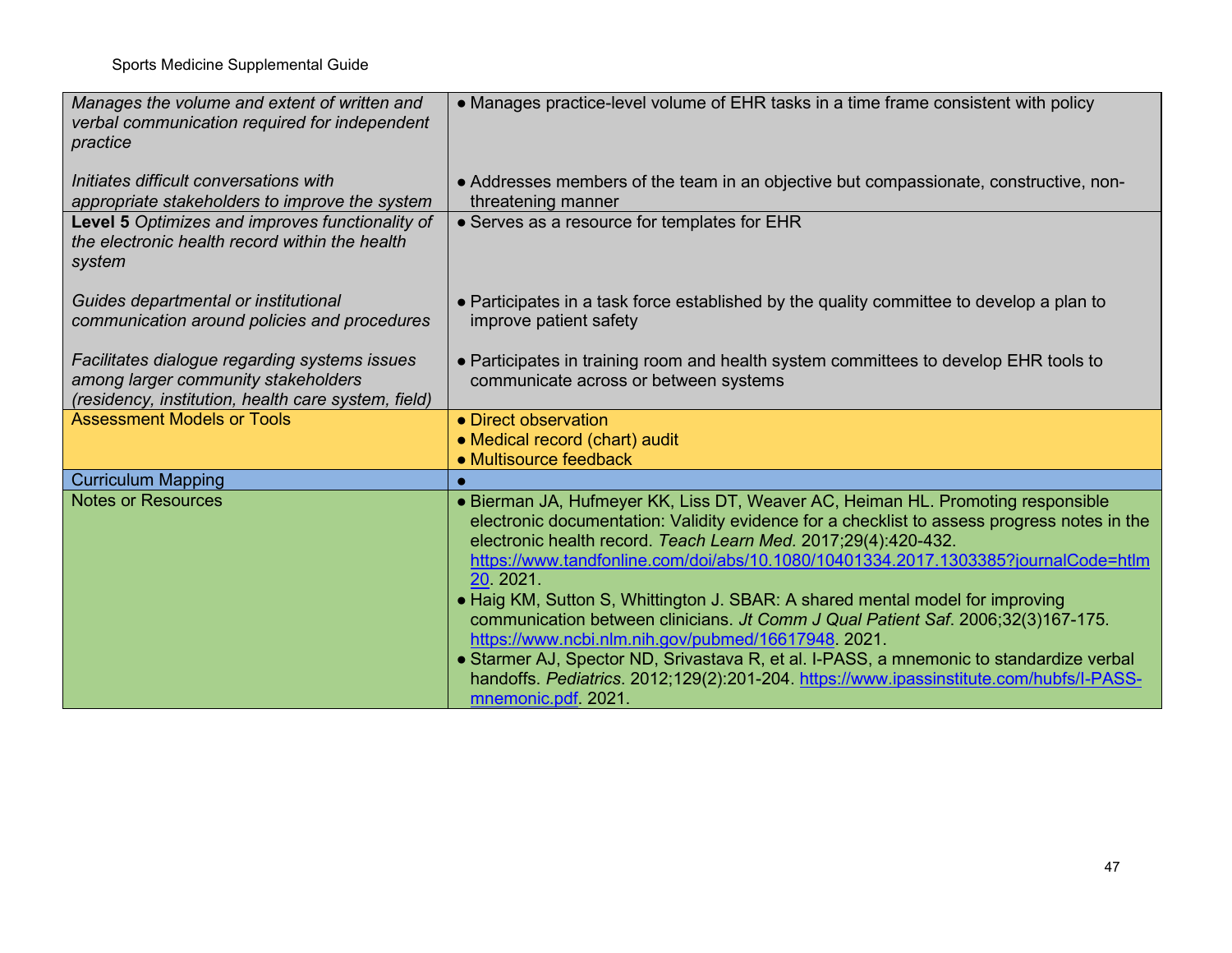| | |
|---|---|
| *Manages the volume and extent of written and verbal communication required for independent practice*<br><br>*Initiates difficult conversations with appropriate stakeholders to improve the system* | • Manages practice-level volume of EHR tasks in a time frame consistent with policy<br><br>• Addresses members of the team in an objective but compassionate, constructive, non-threatening manner |
| **Level 5** *Optimizes and improves functionality of the electronic health record within the health system*<br><br>*Guides departmental or institutional communication around policies and procedures*<br><br>*Facilitates dialogue regarding systems issues among larger community stakeholders (residency, institution, health care system, field)* | • Serves as a resource for templates for EHR<br><br>• Participates in a task force established by the quality committee to develop a plan to improve patient safety<br><br>• Participates in training room and health system committees to develop EHR tools to communicate across or between systems |
| Assessment Models or Tools | • Direct observation<br>• Medical record (chart) audit<br>• Multisource feedback |
| Curriculum Mapping | • |
| Notes or Resources | • Bierman JA, Hufmeyer KK, Liss DT, Weaver AC, Heiman HL. Promoting responsible electronic documentation: Validity evidence for a checklist to assess progress notes in the electronic health record. *Teach Learn Med.* 2017;29(4):420-432. https://www.tandfonline.com/doi/abs/10.1080/10401334.2017.1303385?journalCode=htlm20. 2021.<br>• Haig KM, Sutton S, Whittington J. SBAR: A shared mental model for improving communication between clinicians. *Jt Comm J Qual Patient Saf*. 2006;32(3)167-175. https://www.ncbi.nlm.nih.gov/pubmed/16617948. 2021.<br>• Starmer AJ, Spector ND, Srivastava R, et al. I-PASS, a mnemonic to standardize verbal handoffs. *Pediatrics*. 2012;129(2):201-204. https://www.ipassinstitute.com/hubfs/I-PASS-mnemonic.pdf. 2021. |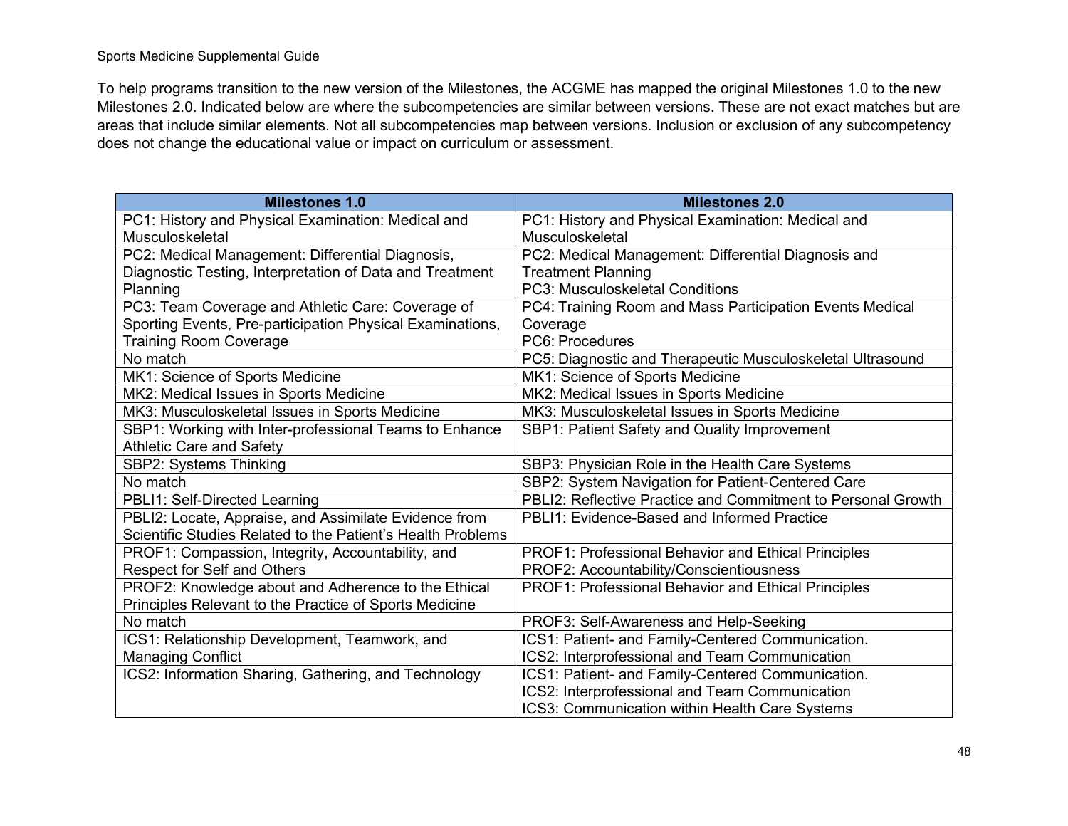To help programs transition to the new version of the Milestones, the ACGME has mapped the original Milestones 1.0 to the new Milestones 2.0. Indicated below are where the subcompetencies are similar between versions. These are not exact matches but are areas that include similar elements. Not all subcompetencies map between versions. Inclusion or exclusion of any subcompetency does not change the educational value or impact on curriculum or assessment.

| Milestones 1.0 | Milestones 2.0 |
|---|---|
| PC1: History and Physical Examination: Medical and Musculoskeletal | PC1: History and Physical Examination: Medical and Musculoskeletal |
| PC2: Medical Management: Differential Diagnosis, Diagnostic Testing, Interpretation of Data and Treatment Planning | PC2: Medical Management: Differential Diagnosis and Treatment Planning<br>PC3: Musculoskeletal Conditions |
| PC3: Team Coverage and Athletic Care: Coverage of Sporting Events, Pre-participation Physical Examinations, Training Room Coverage | PC4: Training Room and Mass Participation Events Medical Coverage<br>PC6: Procedures |
| No match | PC5: Diagnostic and Therapeutic Musculoskeletal Ultrasound |
| MK1: Science of Sports Medicine | MK1: Science of Sports Medicine |
| MK2: Medical Issues in Sports Medicine | MK2: Medical Issues in Sports Medicine |
| MK3: Musculoskeletal Issues in Sports Medicine | MK3: Musculoskeletal Issues in Sports Medicine |
| SBP1: Working with Inter-professional Teams to Enhance Athletic Care and Safety | SBP1: Patient Safety and Quality Improvement |
| SBP2: Systems Thinking | SBP3: Physician Role in the Health Care Systems |
| No match | SBP2: System Navigation for Patient-Centered Care |
| PBLI1: Self-Directed Learning | PBLI2: Reflective Practice and Commitment to Personal Growth |
| PBLI2: Locate, Appraise, and Assimilate Evidence from Scientific Studies Related to the Patient's Health Problems | PBLI1: Evidence-Based and Informed Practice |
| PROF1: Compassion, Integrity, Accountability, and Respect for Self and Others | PROF1: Professional Behavior and Ethical Principles<br>PROF2: Accountability/Conscientiousness |
| PROF2: Knowledge about and Adherence to the Ethical Principles Relevant to the Practice of Sports Medicine | PROF1: Professional Behavior and Ethical Principles |
| No match | PROF3: Self-Awareness and Help-Seeking |
| ICS1: Relationship Development, Teamwork, and Managing Conflict | ICS1: Patient- and Family-Centered Communication.<br>ICS2: Interprofessional and Team Communication |
| ICS2: Information Sharing, Gathering, and Technology | ICS1: Patient- and Family-Centered Communication.<br>ICS2: Interprofessional and Team Communication<br>ICS3: Communication within Health Care Systems |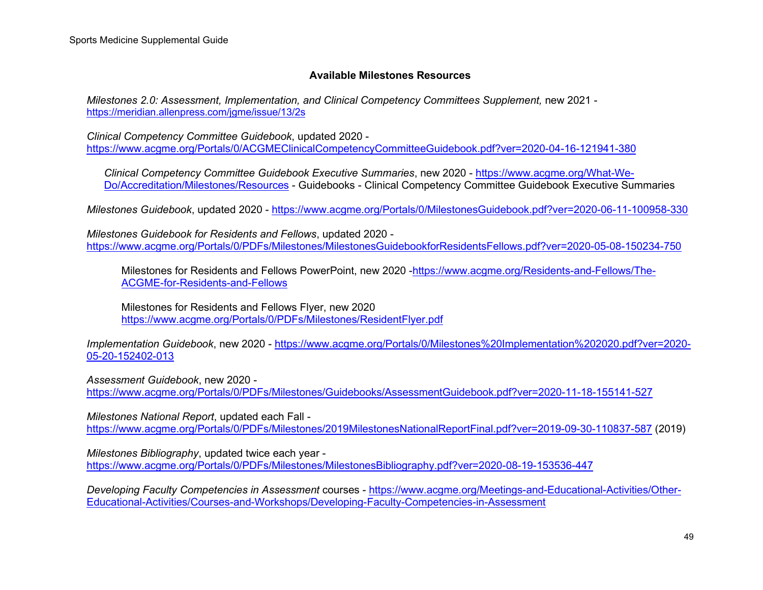### Available Milestones Resources

*Milestones 2.0: Assessment, Implementation, and Clinical Competency Committees Supplement,* new 2021 - https://meridian.allenpress.com/jgme/issue/13/2s

*Clinical Competency Committee Guidebook*, updated 2020 - https://www.acgme.org/Portals/0/ACGMEClinicalCompetencyCommitteeGuidebook.pdf?ver=2020-04-16-121941-380

*Clinical Competency Committee Guidebook Executive Summaries*, new 2020 - https://www.acgme.org/What-We-Do/Accreditation/Milestones/Resources - Guidebooks - Clinical Competency Committee Guidebook Executive Summaries

*Milestones Guidebook*, updated 2020 - https://www.acgme.org/Portals/0/MilestonesGuidebook.pdf?ver=2020-06-11-100958-330

*Milestones Guidebook for Residents and Fellows*, updated 2020 - https://www.acgme.org/Portals/0/PDFs/Milestones/MilestonesGuidebookforResidentsFellows.pdf?ver=2020-05-08-150234-750

Milestones for Residents and Fellows PowerPoint, new 2020 -https://www.acgme.org/Residents-and-Fellows/The-ACGME-for-Residents-and-Fellows

Milestones for Residents and Fellows Flyer, new 2020 https://www.acgme.org/Portals/0/PDFs/Milestones/ResidentFlyer.pdf

*Implementation Guidebook*, new 2020 - https://www.acgme.org/Portals/0/Milestones%20Implementation%202020.pdf?ver=2020-05-20-152402-013

*Assessment Guidebook*, new 2020 - https://www.acgme.org/Portals/0/PDFs/Milestones/Guidebooks/AssessmentGuidebook.pdf?ver=2020-11-18-155141-527

*Milestones National Report*, updated each Fall - https://www.acgme.org/Portals/0/PDFs/Milestones/2019MilestonesNationalReportFinal.pdf?ver=2019-09-30-110837-587 (2019)

*Milestones Bibliography*, updated twice each year - https://www.acgme.org/Portals/0/PDFs/Milestones/MilestonesBibliography.pdf?ver=2020-08-19-153536-447

*Developing Faculty Competencies in Assessment* courses - https://www.acgme.org/Meetings-and-Educational-Activities/Other-Educational-Activities/Courses-and-Workshops/Developing-Faculty-Competencies-in-Assessment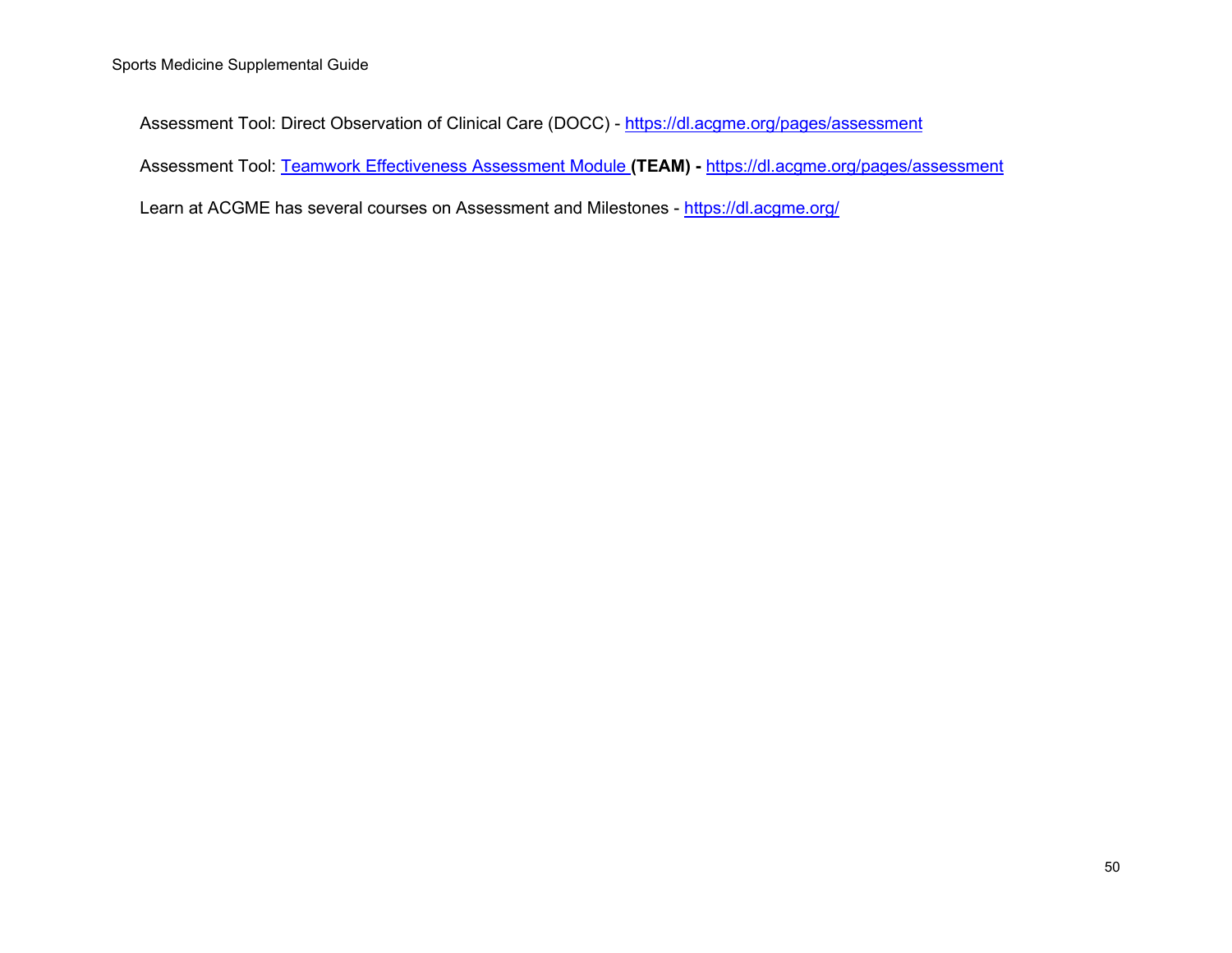Assessment Tool: Direct Observation of Clinical Care (DOCC) - https://dl.acgme.org/pages/assessment

Assessment Tool: Teamwork Effectiveness Assessment Module **(TEAM) -** https://dl.acgme.org/pages/assessment

Learn at ACGME has several courses on Assessment and Milestones - https://dl.acgme.org/